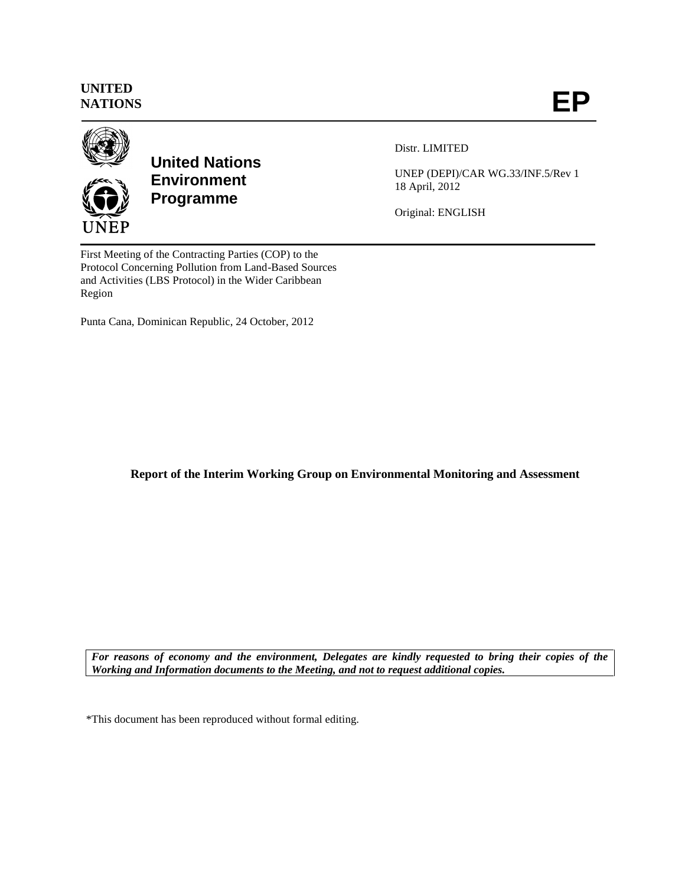**UNITED NATIONS** **EP**

**United Nations Environment Programme**

UNEP

Distr. LIMITED

UNEP (DEPI)/CAR WG.33/INF.5/Rev 1
18 April, 2012

Original: ENGLISH

First Meeting of the Contracting Parties (COP) to the Protocol Concerning Pollution from Land-Based Sources and Activities (LBS Protocol) in the Wider Caribbean Region

Punta Cana, Dominican Republic, 24 October, 2012

# Report of the Interim Working Group on Environmental Monitoring and Assessment

***For reasons of economy and the environment, Delegates are kindly requested to bring their copies of the Working and Information documents to the Meeting, and not to request additional copies.***

*This document has been reproduced without formal editing.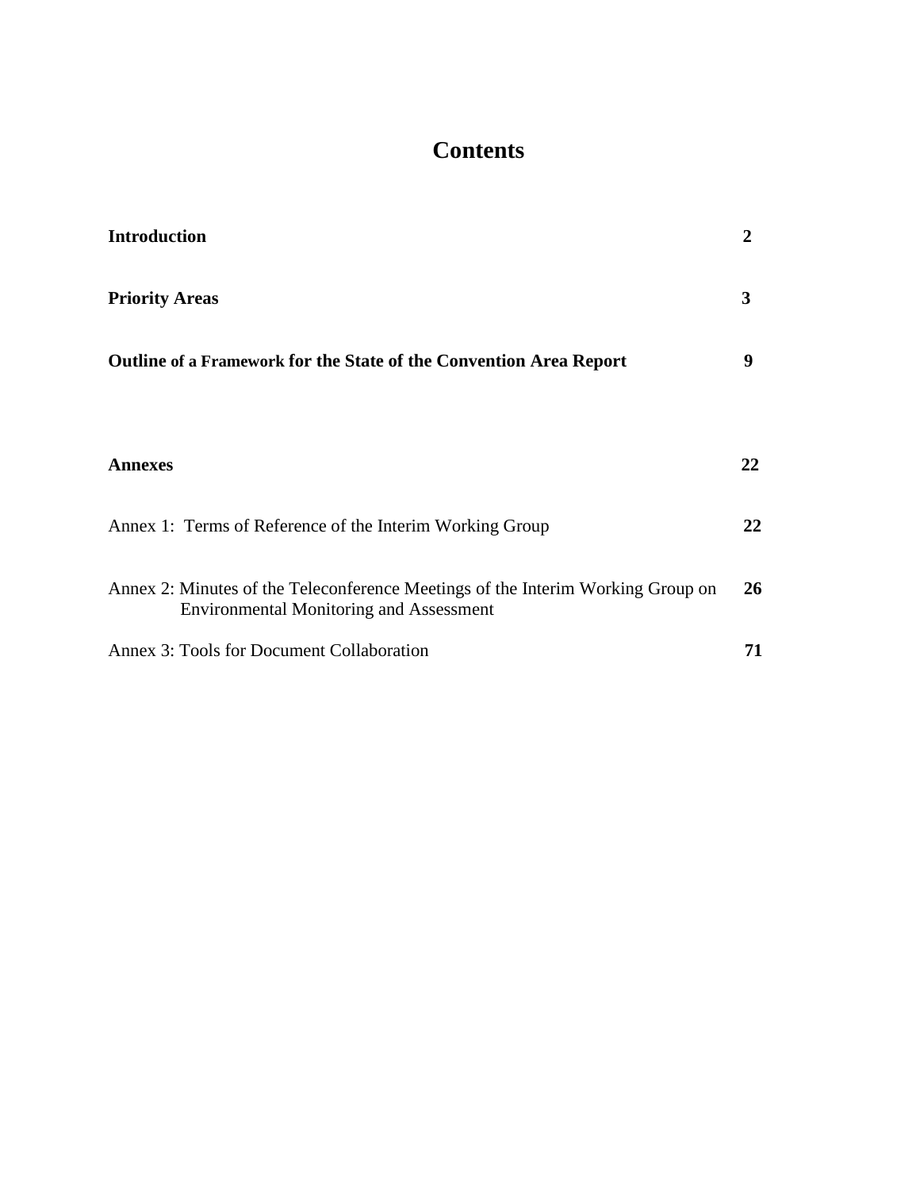# Contents

| | |
|---|---|
| **Introduction** | **2** |
| **Priority Areas** | **3** |
| **Outline of a Framework for the State of the Convention Area Report** | **9** |
| **Annexes** | **22** |
| Annex 1: Terms of Reference of the Interim Working Group | **22** |
| Annex 2: Minutes of the Teleconference Meetings of the Interim Working Group on Environmental Monitoring and Assessment | **26** |
| Annex 3: Tools for Document Collaboration | **71** |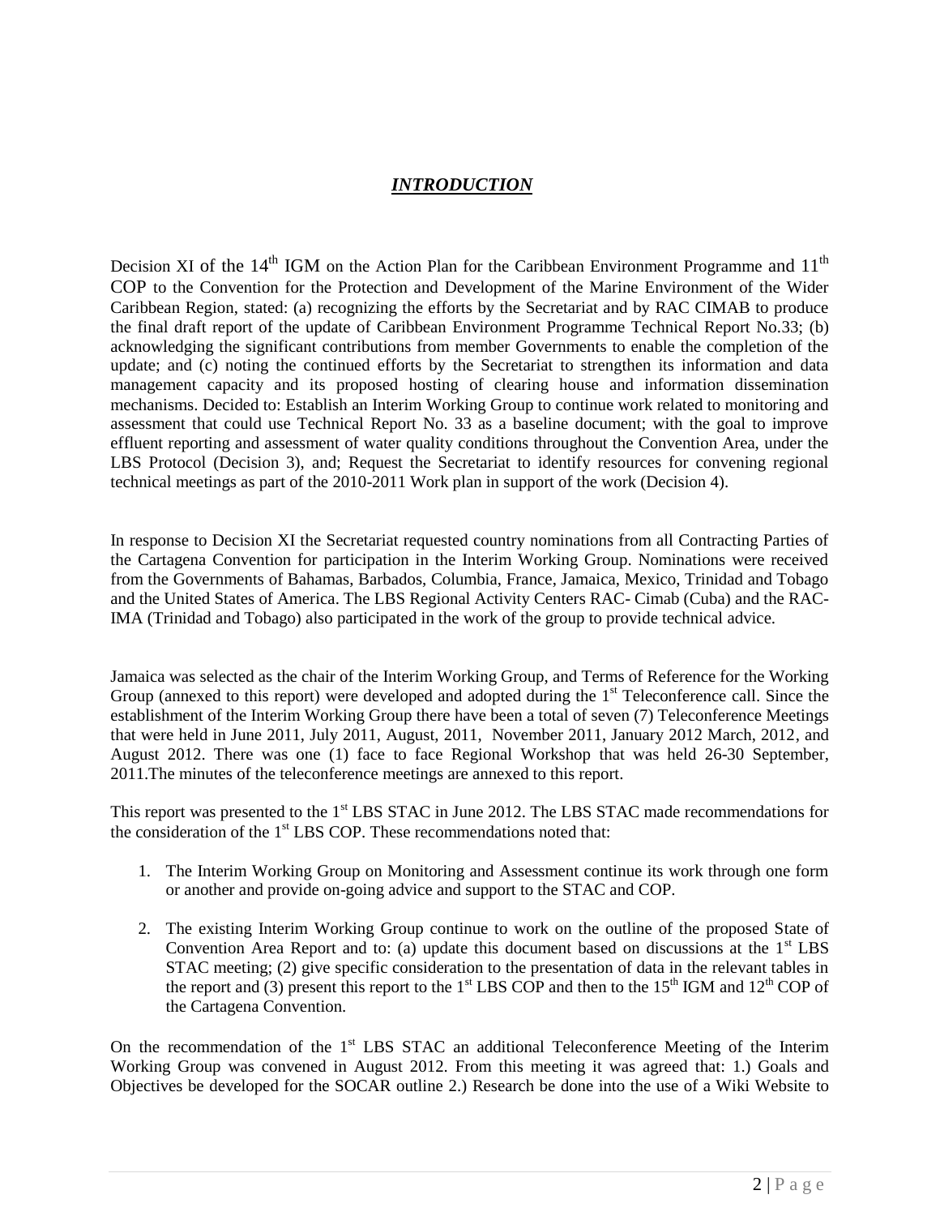## ***INTRODUCTION***

Decision XI of the 14th IGM on the Action Plan for the Caribbean Environment Programme and 11th COP to the Convention for the Protection and Development of the Marine Environment of the Wider Caribbean Region, stated: (a) recognizing the efforts by the Secretariat and by RAC CIMAB to produce the final draft report of the update of Caribbean Environment Programme Technical Report No.33; (b) acknowledging the significant contributions from member Governments to enable the completion of the update; and (c) noting the continued efforts by the Secretariat to strengthen its information and data management capacity and its proposed hosting of clearing house and information dissemination mechanisms. Decided to: Establish an Interim Working Group to continue work related to monitoring and assessment that could use Technical Report No. 33 as a baseline document; with the goal to improve effluent reporting and assessment of water quality conditions throughout the Convention Area, under the LBS Protocol (Decision 3), and; Request the Secretariat to identify resources for convening regional technical meetings as part of the 2010-2011 Work plan in support of the work (Decision 4).

In response to Decision XI the Secretariat requested country nominations from all Contracting Parties of the Cartagena Convention for participation in the Interim Working Group. Nominations were received from the Governments of Bahamas, Barbados, Columbia, France, Jamaica, Mexico, Trinidad and Tobago and the United States of America. The LBS Regional Activity Centers RAC- Cimab (Cuba) and the RAC-IMA (Trinidad and Tobago) also participated in the work of the group to provide technical advice.

Jamaica was selected as the chair of the Interim Working Group, and Terms of Reference for the Working Group (annexed to this report) were developed and adopted during the 1st Teleconference call. Since the establishment of the Interim Working Group there have been a total of seven (7) Teleconference Meetings that were held in June 2011, July 2011, August, 2011, November 2011, January 2012 March, 2012, and August 2012. There was one (1) face to face Regional Workshop that was held 26-30 September, 2011.The minutes of the teleconference meetings are annexed to this report.

This report was presented to the 1st LBS STAC in June 2012. The LBS STAC made recommendations for the consideration of the 1st LBS COP. These recommendations noted that:

1. The Interim Working Group on Monitoring and Assessment continue its work through one form or another and provide on-going advice and support to the STAC and COP.
2. The existing Interim Working Group continue to work on the outline of the proposed State of Convention Area Report and to: (a) update this document based on discussions at the 1st LBS STAC meeting; (2) give specific consideration to the presentation of data in the relevant tables in the report and (3) present this report to the 1st LBS COP and then to the 15th IGM and 12th COP of the Cartagena Convention.

On the recommendation of the 1st LBS STAC an additional Teleconference Meeting of the Interim Working Group was convened in August 2012. From this meeting it was agreed that: 1.) Goals and Objectives be developed for the SOCAR outline 2.) Research be done into the use of a Wiki Website to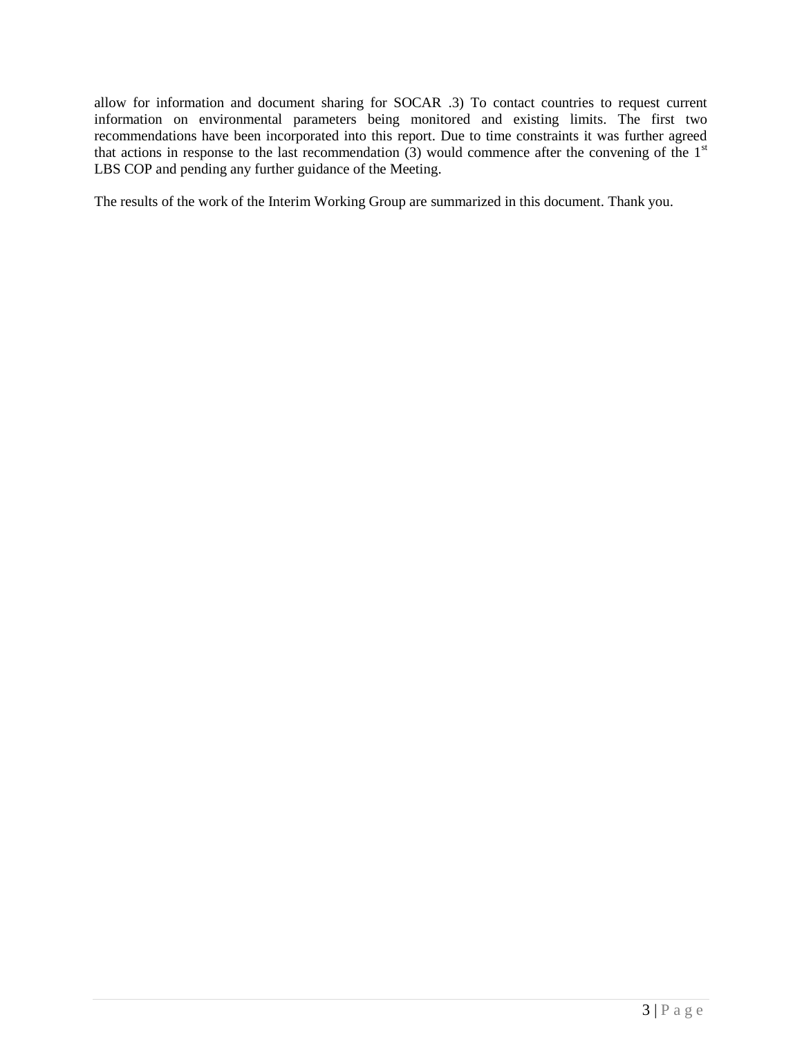allow for information and document sharing for SOCAR .3) To contact countries to request current information on environmental parameters being monitored and existing limits. The first two recommendations have been incorporated into this report. Due to time constraints it was further agreed that actions in response to the last recommendation (3) would commence after the convening of the 1st LBS COP and pending any further guidance of the Meeting.

The results of the work of the Interim Working Group are summarized in this document. Thank you.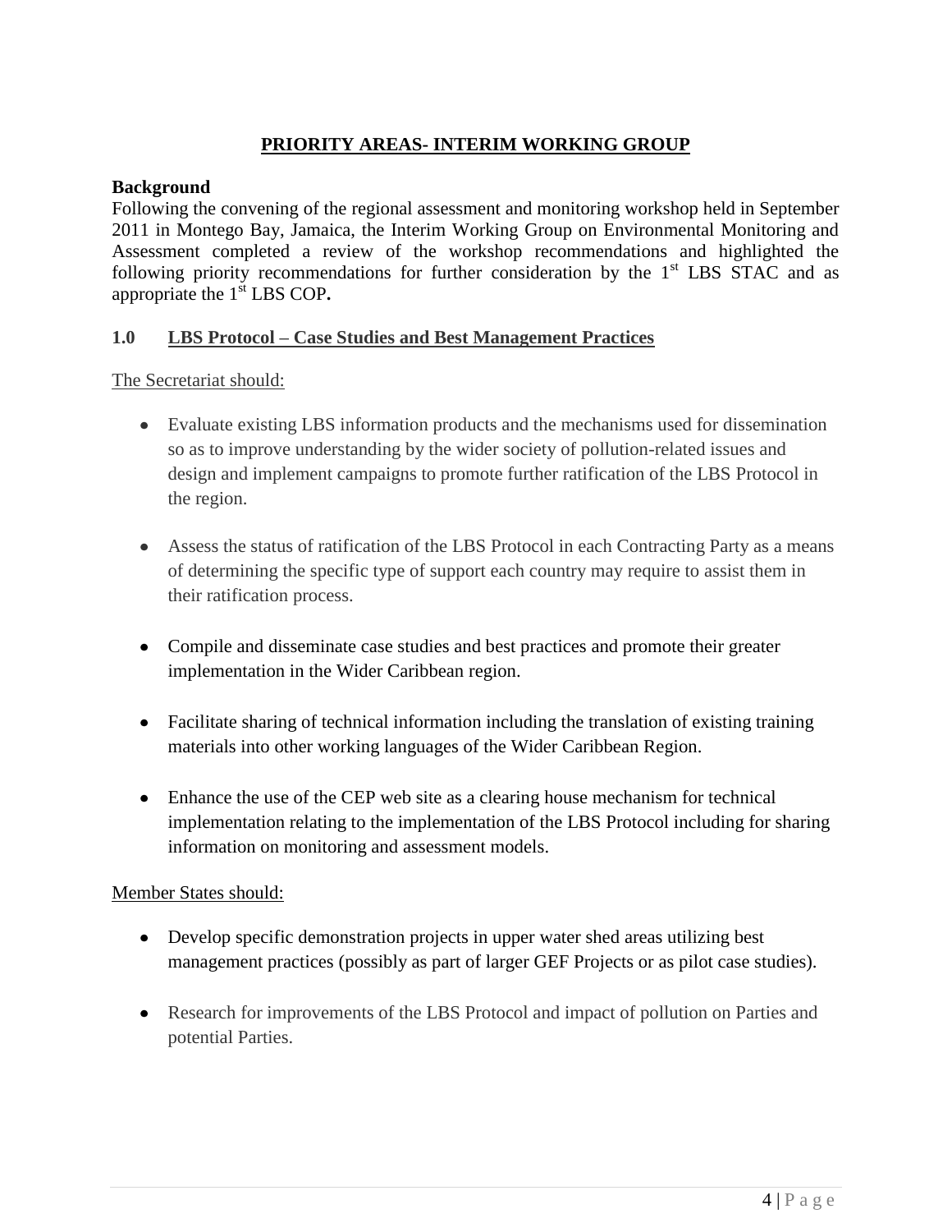## PRIORITY AREAS- INTERIM WORKING GROUP

**Background**

Following the convening of the regional assessment and monitoring workshop held in September 2011 in Montego Bay, Jamaica, the Interim Working Group on Environmental Monitoring and Assessment completed a review of the workshop recommendations and highlighted the following priority recommendations for further consideration by the 1st LBS STAC and as appropriate the 1st LBS COP**.**

### 1.0 LBS Protocol – Case Studies and Best Management Practices

The Secretariat should:

- Evaluate existing LBS information products and the mechanisms used for dissemination so as to improve understanding by the wider society of pollution-related issues and design and implement campaigns to promote further ratification of the LBS Protocol in the region.
- Assess the status of ratification of the LBS Protocol in each Contracting Party as a means of determining the specific type of support each country may require to assist them in their ratification process.
- Compile and disseminate case studies and best practices and promote their greater implementation in the Wider Caribbean region.
- Facilitate sharing of technical information including the translation of existing training materials into other working languages of the Wider Caribbean Region.
- Enhance the use of the CEP web site as a clearing house mechanism for technical implementation relating to the implementation of the LBS Protocol including for sharing information on monitoring and assessment models.

Member States should:

- Develop specific demonstration projects in upper water shed areas utilizing best management practices (possibly as part of larger GEF Projects or as pilot case studies).
- Research for improvements of the LBS Protocol and impact of pollution on Parties and potential Parties.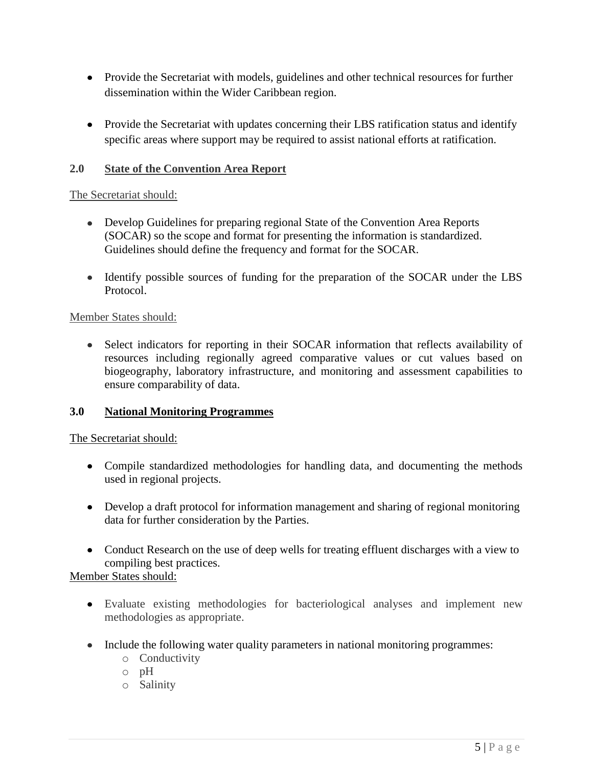- Provide the Secretariat with models, guidelines and other technical resources for further dissemination within the Wider Caribbean region.

- Provide the Secretariat with updates concerning their LBS ratification status and identify specific areas where support may be required to assist national efforts at ratification.

## 2.0 State of the Convention Area Report

The Secretariat should:

- Develop Guidelines for preparing regional State of the Convention Area Reports (SOCAR) so the scope and format for presenting the information is standardized. Guidelines should define the frequency and format for the SOCAR.

- Identify possible sources of funding for the preparation of the SOCAR under the LBS Protocol.

Member States should:

- Select indicators for reporting in their SOCAR information that reflects availability of resources including regionally agreed comparative values or cut values based on biogeography, laboratory infrastructure, and monitoring and assessment capabilities to ensure comparability of data.

## 3.0 National Monitoring Programmes

The Secretariat should:

- Compile standardized methodologies for handling data, and documenting the methods used in regional projects.

- Develop a draft protocol for information management and sharing of regional monitoring data for further consideration by the Parties.

- Conduct Research on the use of deep wells for treating effluent discharges with a view to compiling best practices.

Member States should:

- Evaluate existing methodologies for bacteriological analyses and implement new methodologies as appropriate.

- Include the following water quality parameters in national monitoring programmes:
  - Conductivity
  - pH
  - Salinity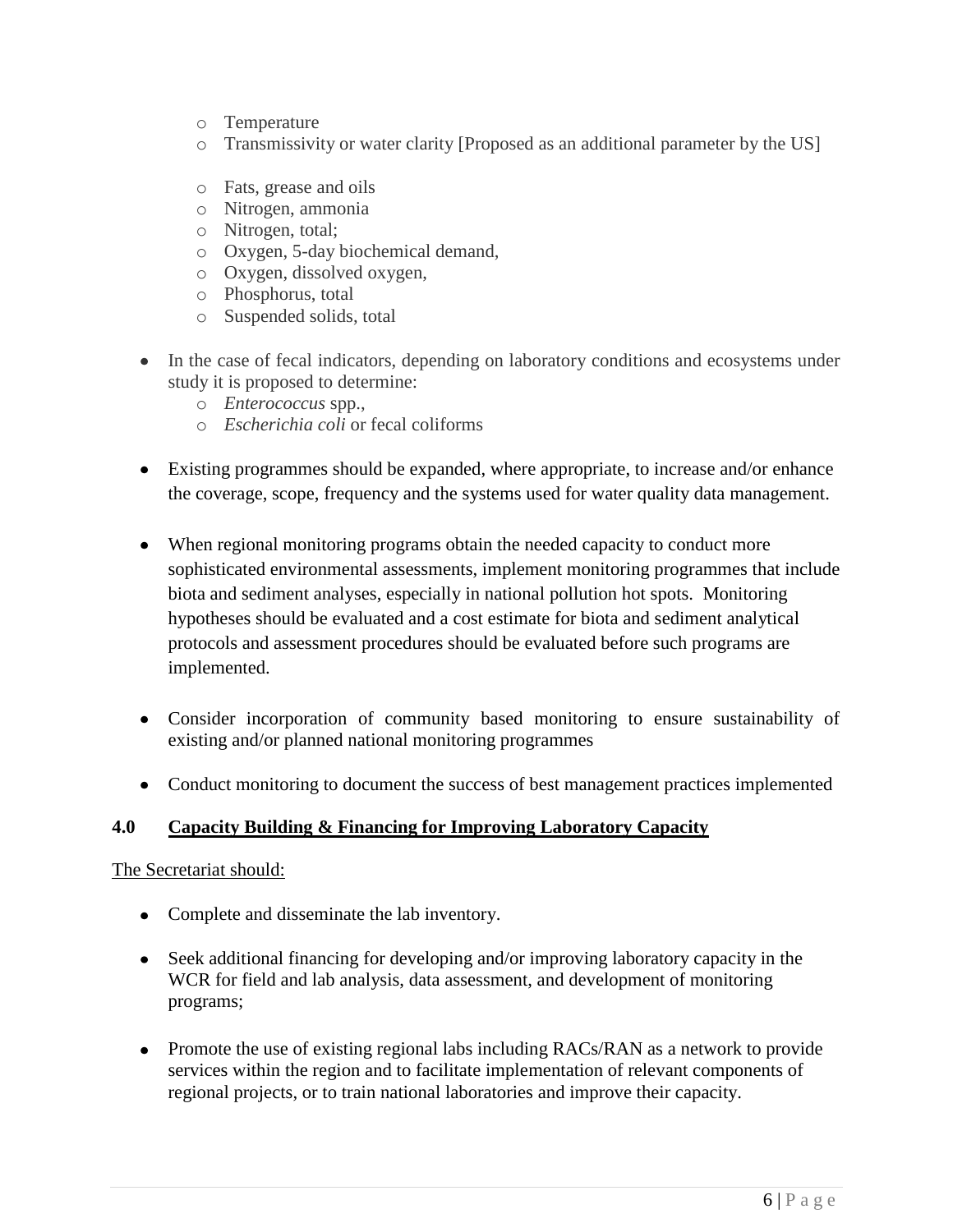- Temperature
- Transmissivity or water clarity [Proposed as an additional parameter by the US]

- Fats, grease and oils
- Nitrogen, ammonia
- Nitrogen, total;
- Oxygen, 5-day biochemical demand,
- Oxygen, dissolved oxygen,
- Phosphorus, total
- Suspended solids, total

- In the case of fecal indicators, depending on laboratory conditions and ecosystems under study it is proposed to determine:
  - *Enterococcus* spp.,
  - *Escherichia coli* or fecal coliforms

- Existing programmes should be expanded, where appropriate, to increase and/or enhance the coverage, scope, frequency and the systems used for water quality data management.

- When regional monitoring programs obtain the needed capacity to conduct more sophisticated environmental assessments, implement monitoring programmes that include biota and sediment analyses, especially in national pollution hot spots. Monitoring hypotheses should be evaluated and a cost estimate for biota and sediment analytical protocols and assessment procedures should be evaluated before such programs are implemented.

- Consider incorporation of community based monitoring to ensure sustainability of existing and/or planned national monitoring programmes

- Conduct monitoring to document the success of best management practices implemented

## 4.0 Capacity Building & Financing for Improving Laboratory Capacity

The Secretariat should:

- Complete and disseminate the lab inventory.

- Seek additional financing for developing and/or improving laboratory capacity in the WCR for field and lab analysis, data assessment, and development of monitoring programs;

- Promote the use of existing regional labs including RACs/RAN as a network to provide services within the region and to facilitate implementation of relevant components of regional projects, or to train national laboratories and improve their capacity.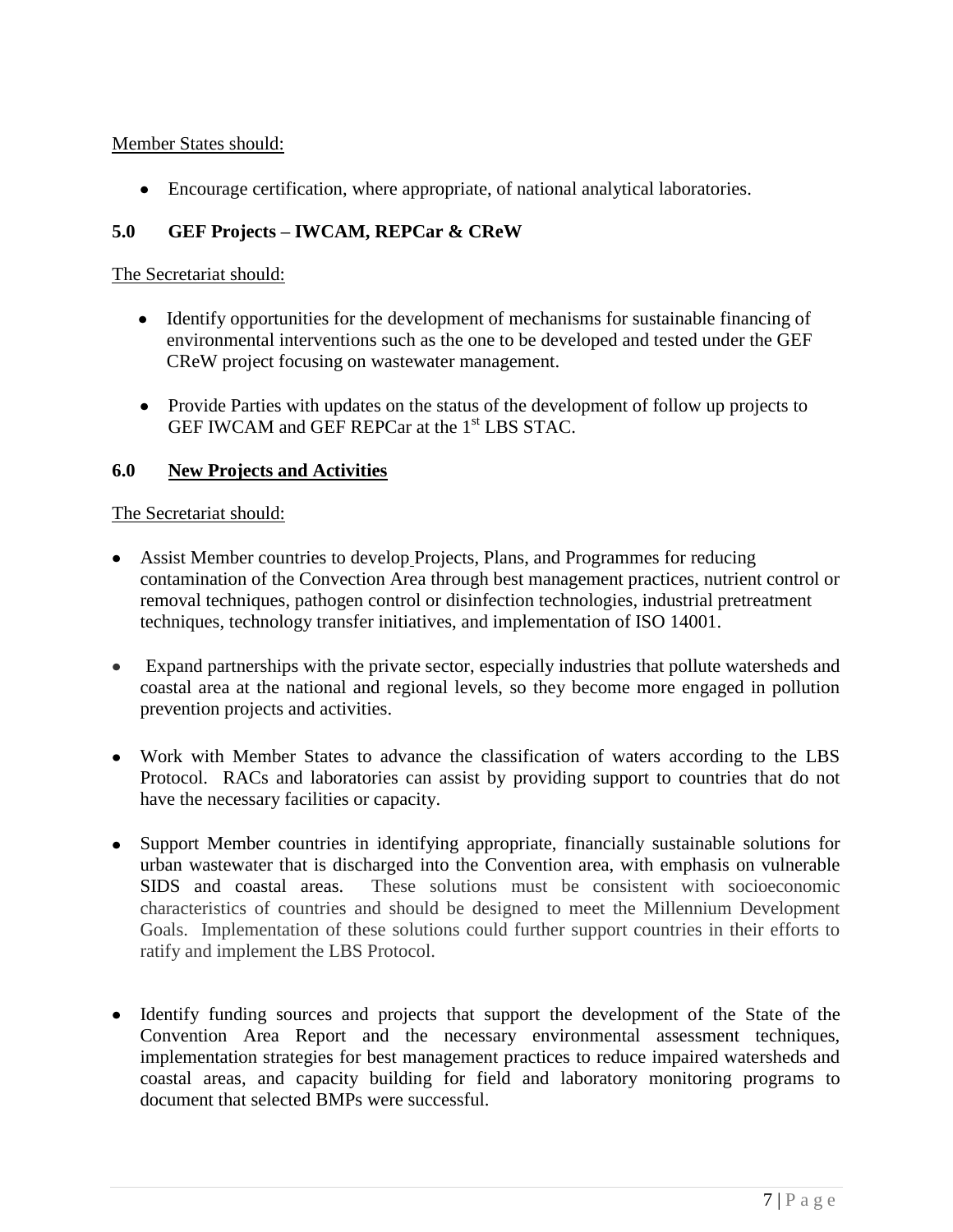Member States should:

- Encourage certification, where appropriate, of national analytical laboratories.

## 5.0 GEF Projects – IWCAM, REPCar & CReW

The Secretariat should:

- Identify opportunities for the development of mechanisms for sustainable financing of environmental interventions such as the one to be developed and tested under the GEF CReW project focusing on wastewater management.

- Provide Parties with updates on the status of the development of follow up projects to GEF IWCAM and GEF REPCar at the 1st LBS STAC.

## 6.0 New Projects and Activities

The Secretariat should:

- Assist Member countries to develop Projects, Plans, and Programmes for reducing contamination of the Convection Area through best management practices, nutrient control or removal techniques, pathogen control or disinfection technologies, industrial pretreatment techniques, technology transfer initiatives, and implementation of ISO 14001.

- Expand partnerships with the private sector, especially industries that pollute watersheds and coastal area at the national and regional levels, so they become more engaged in pollution prevention projects and activities.

- Work with Member States to advance the classification of waters according to the LBS Protocol. RACs and laboratories can assist by providing support to countries that do not have the necessary facilities or capacity.

- Support Member countries in identifying appropriate, financially sustainable solutions for urban wastewater that is discharged into the Convention area, with emphasis on vulnerable SIDS and coastal areas. These solutions must be consistent with socioeconomic characteristics of countries and should be designed to meet the Millennium Development Goals. Implementation of these solutions could further support countries in their efforts to ratify and implement the LBS Protocol.

- Identify funding sources and projects that support the development of the State of the Convention Area Report and the necessary environmental assessment techniques, implementation strategies for best management practices to reduce impaired watersheds and coastal areas, and capacity building for field and laboratory monitoring programs to document that selected BMPs were successful.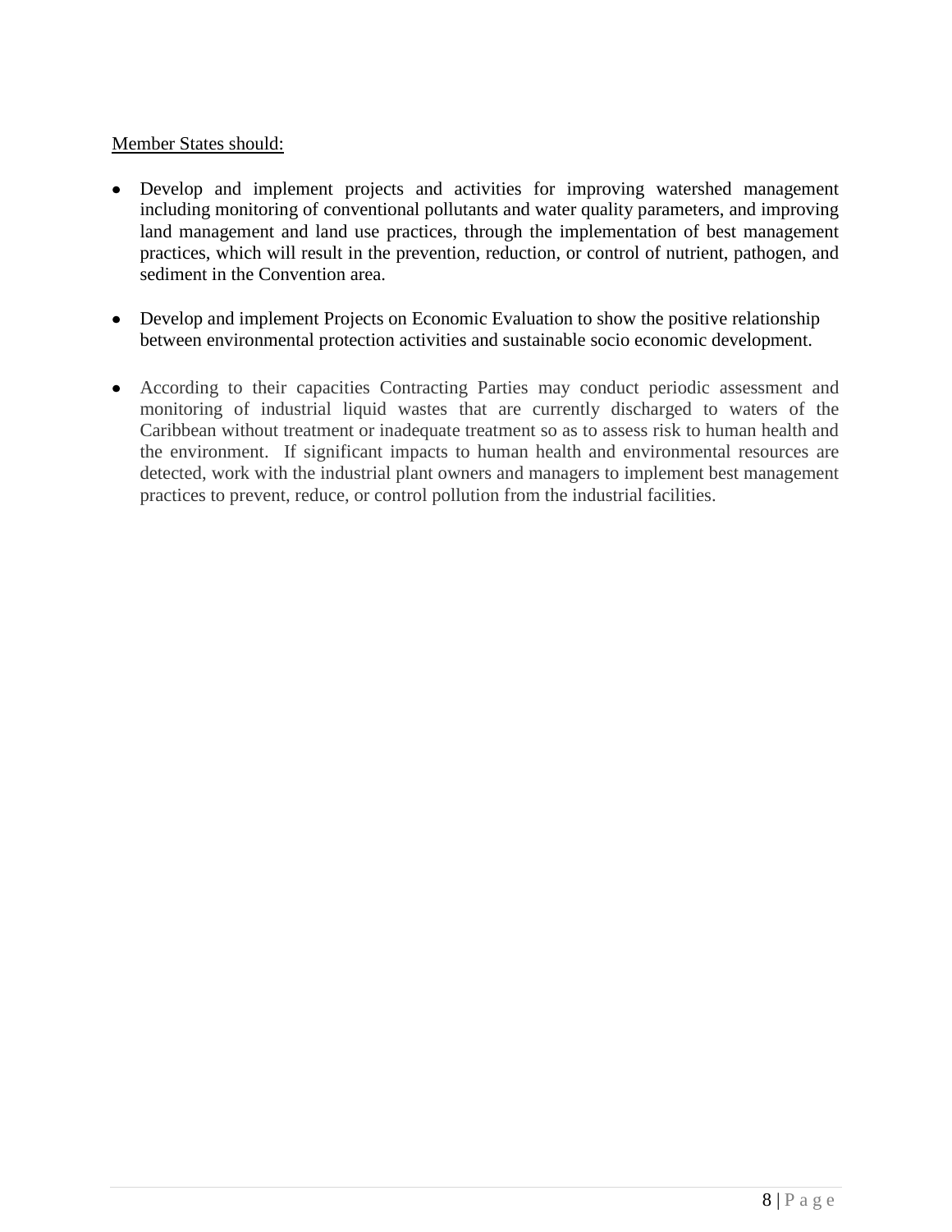Member States should:

- Develop and implement projects and activities for improving watershed management including monitoring of conventional pollutants and water quality parameters, and improving land management and land use practices, through the implementation of best management practices, which will result in the prevention, reduction, or control of nutrient, pathogen, and sediment in the Convention area.

- Develop and implement Projects on Economic Evaluation to show the positive relationship between environmental protection activities and sustainable socio economic development.

- According to their capacities Contracting Parties may conduct periodic assessment and monitoring of industrial liquid wastes that are currently discharged to waters of the Caribbean without treatment or inadequate treatment so as to assess risk to human health and the environment. If significant impacts to human health and environmental resources are detected, work with the industrial plant owners and managers to implement best management practices to prevent, reduce, or control pollution from the industrial facilities.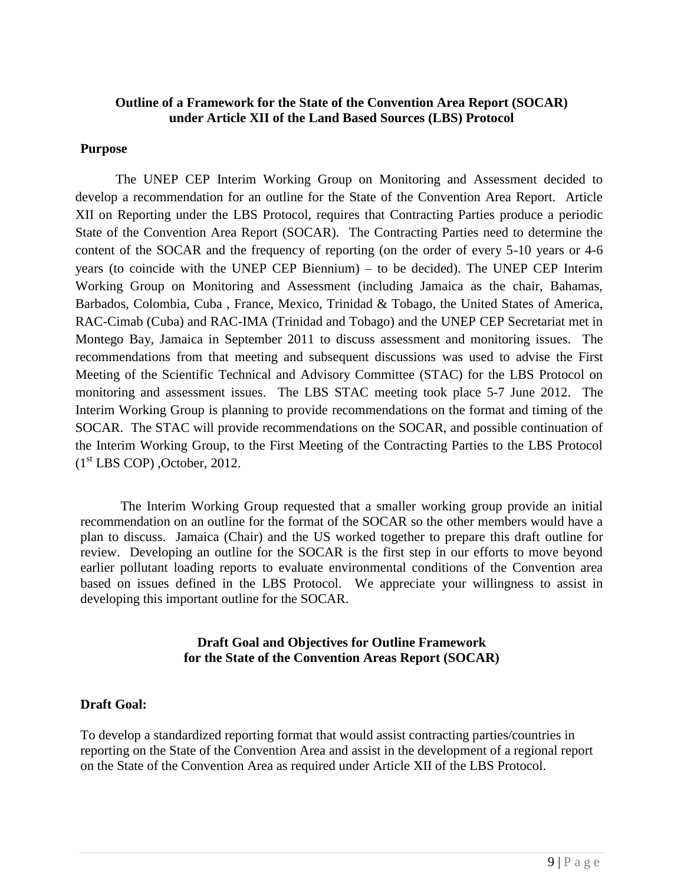**Outline of a Framework for the State of the Convention Area Report (SOCAR) under Article XII of the Land Based Sources (LBS) Protocol**

**Purpose**

The UNEP CEP Interim Working Group on Monitoring and Assessment decided to develop a recommendation for an outline for the State of the Convention Area Report. Article XII on Reporting under the LBS Protocol, requires that Contracting Parties produce a periodic State of the Convention Area Report (SOCAR). The Contracting Parties need to determine the content of the SOCAR and the frequency of reporting (on the order of every 5-10 years or 4-6 years (to coincide with the UNEP CEP Biennium) – to be decided). The UNEP CEP Interim Working Group on Monitoring and Assessment (including Jamaica as the chair, Bahamas, Barbados, Colombia, Cuba , France, Mexico, Trinidad & Tobago, the United States of America, RAC-Cimab (Cuba) and RAC-IMA (Trinidad and Tobago) and the UNEP CEP Secretariat met in Montego Bay, Jamaica in September 2011 to discuss assessment and monitoring issues. The recommendations from that meeting and subsequent discussions was used to advise the First Meeting of the Scientific Technical and Advisory Committee (STAC) for the LBS Protocol on monitoring and assessment issues. The LBS STAC meeting took place 5-7 June 2012. The Interim Working Group is planning to provide recommendations on the format and timing of the SOCAR. The STAC will provide recommendations on the SOCAR, and possible continuation of the Interim Working Group, to the First Meeting of the Contracting Parties to the LBS Protocol (1st LBS COP) ,October, 2012.

The Interim Working Group requested that a smaller working group provide an initial recommendation on an outline for the format of the SOCAR so the other members would have a plan to discuss. Jamaica (Chair) and the US worked together to prepare this draft outline for review. Developing an outline for the SOCAR is the first step in our efforts to move beyond earlier pollutant loading reports to evaluate environmental conditions of the Convention area based on issues defined in the LBS Protocol. We appreciate your willingness to assist in developing this important outline for the SOCAR.

**Draft Goal and Objectives for Outline Framework for the State of the Convention Areas Report (SOCAR)**

**Draft Goal:**

To develop a standardized reporting format that would assist contracting parties/countries in reporting on the State of the Convention Area and assist in the development of a regional report on the State of the Convention Area as required under Article XII of the LBS Protocol.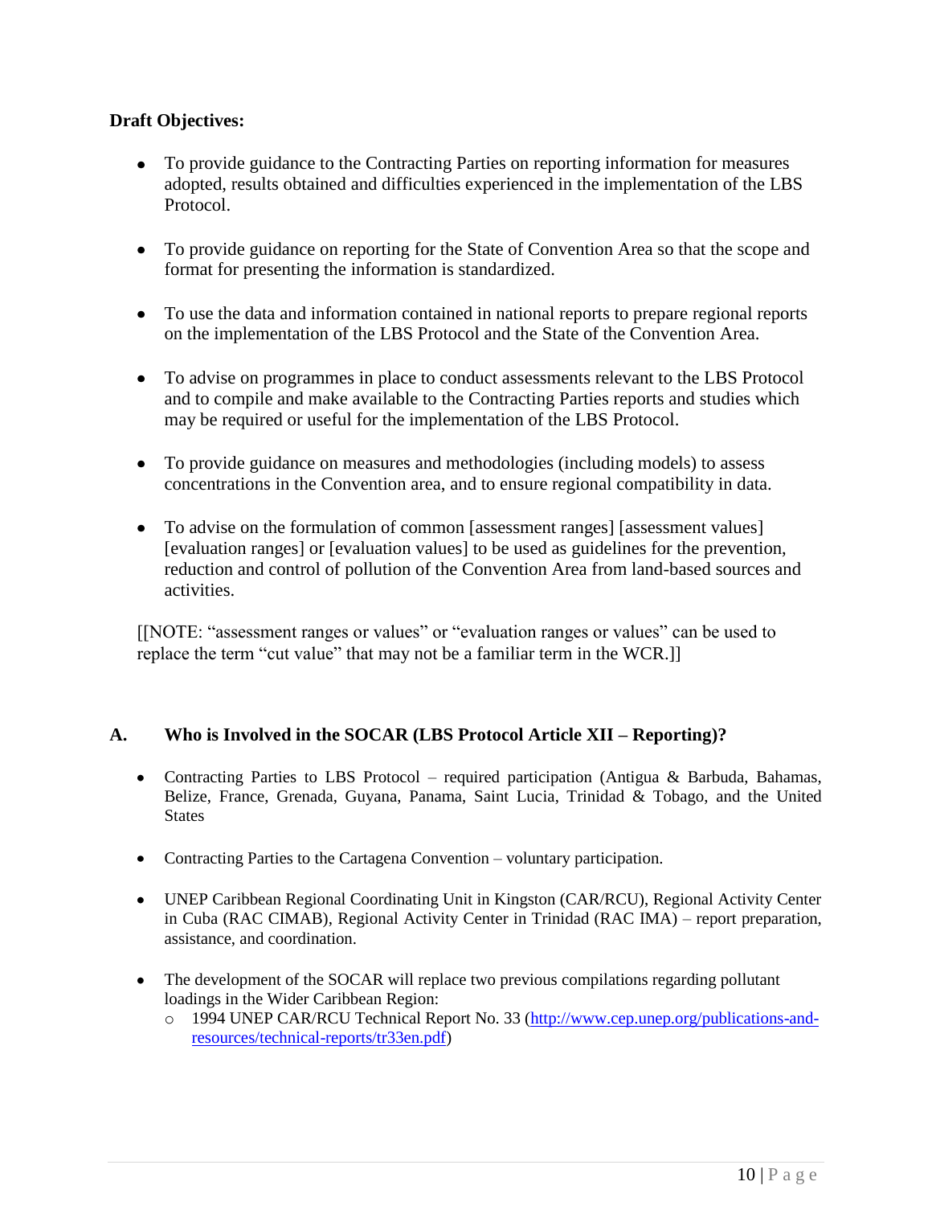**Draft Objectives:**

- To provide guidance to the Contracting Parties on reporting information for measures adopted, results obtained and difficulties experienced in the implementation of the LBS Protocol.

- To provide guidance on reporting for the State of Convention Area so that the scope and format for presenting the information is standardized.

- To use the data and information contained in national reports to prepare regional reports on the implementation of the LBS Protocol and the State of the Convention Area.

- To advise on programmes in place to conduct assessments relevant to the LBS Protocol and to compile and make available to the Contracting Parties reports and studies which may be required or useful for the implementation of the LBS Protocol.

- To provide guidance on measures and methodologies (including models) to assess concentrations in the Convention area, and to ensure regional compatibility in data.

- To advise on the formulation of common [assessment ranges] [assessment values] [evaluation ranges] or [evaluation values] to be used as guidelines for the prevention, reduction and control of pollution of the Convention Area from land-based sources and activities.

[[NOTE: "assessment ranges or values" or "evaluation ranges or values" can be used to replace the term "cut value" that may not be a familiar term in the WCR.]]

## A. Who is Involved in the SOCAR (LBS Protocol Article XII – Reporting)?

- Contracting Parties to LBS Protocol – required participation (Antigua & Barbuda, Bahamas, Belize, France, Grenada, Guyana, Panama, Saint Lucia, Trinidad & Tobago, and the United States

- Contracting Parties to the Cartagena Convention – voluntary participation.

- UNEP Caribbean Regional Coordinating Unit in Kingston (CAR/RCU), Regional Activity Center in Cuba (RAC CIMAB), Regional Activity Center in Trinidad (RAC IMA) – report preparation, assistance, and coordination.

- The development of the SOCAR will replace two previous compilations regarding pollutant loadings in the Wider Caribbean Region:
  - 1994 UNEP CAR/RCU Technical Report No. 33 (http://www.cep.unep.org/publications-and-resources/technical-reports/tr33en.pdf)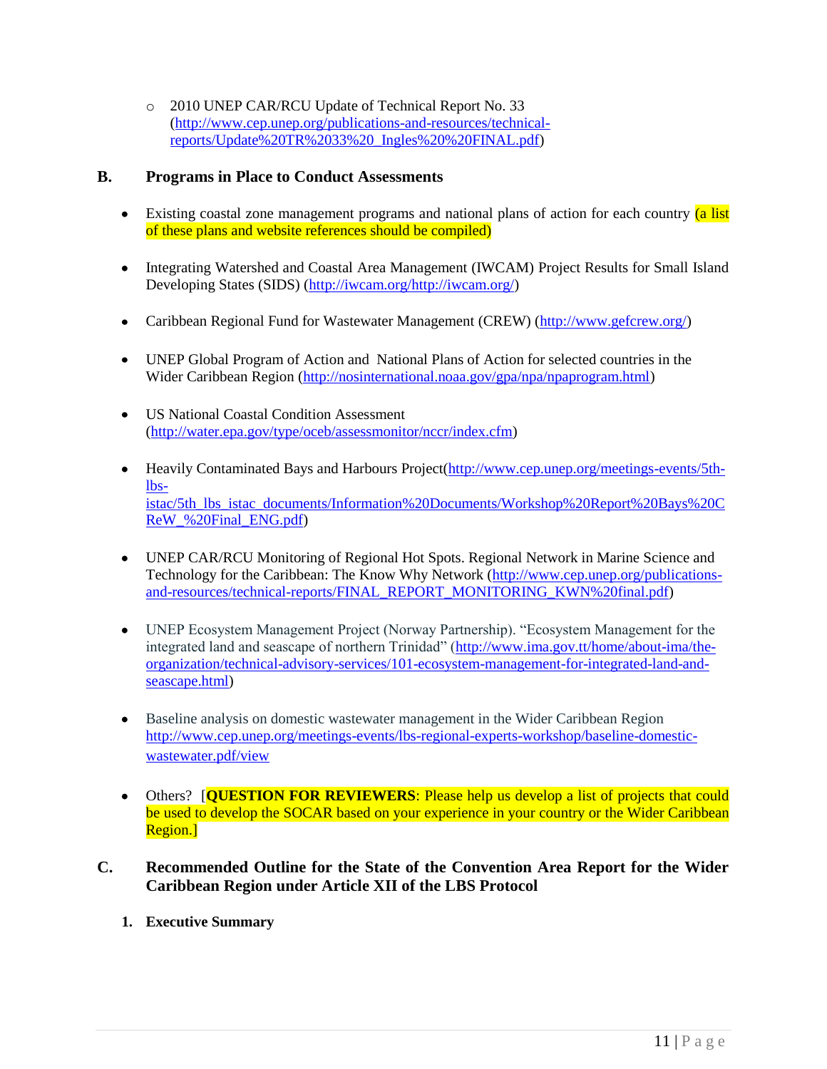- 2010 UNEP CAR/RCU Update of Technical Report No. 33 (http://www.cep.unep.org/publications-and-resources/technical-reports/Update%20TR%2033%20_Ingles%20%20FINAL.pdf)

## B. Programs in Place to Conduct Assessments

- Existing coastal zone management programs and national plans of action for each country (a list of these plans and website references should be compiled)

- Integrating Watershed and Coastal Area Management (IWCAM) Project Results for Small Island Developing States (SIDS) (http://iwcam.org/http://iwcam.org/)

- Caribbean Regional Fund for Wastewater Management (CREW) (http://www.gefcrew.org/)

- UNEP Global Program of Action and National Plans of Action for selected countries in the Wider Caribbean Region (http://nosinternational.noaa.gov/gpa/npa/npaprogram.html)

- US National Coastal Condition Assessment (http://water.epa.gov/type/oceb/assessmonitor/nccr/index.cfm)

- Heavily Contaminated Bays and Harbours Project(http://www.cep.unep.org/meetings-events/5th-lbs-istac/5th_lbs_istac_documents/Information%20Documents/Workshop%20Report%20Bays%20CReW_%20Final_ENG.pdf)

- UNEP CAR/RCU Monitoring of Regional Hot Spots. Regional Network in Marine Science and Technology for the Caribbean: The Know Why Network (http://www.cep.unep.org/publications-and-resources/technical-reports/FINAL_REPORT_MONITORING_KWN%20final.pdf)

- UNEP Ecosystem Management Project (Norway Partnership). "Ecosystem Management for the integrated land and seascape of northern Trinidad" (http://www.ima.gov.tt/home/about-ima/the-organization/technical-advisory-services/101-ecosystem-management-for-integrated-land-and-seascape.html)

- Baseline analysis on domestic wastewater management in the Wider Caribbean Region http://www.cep.unep.org/meetings-events/lbs-regional-experts-workshop/baseline-domestic-wastewater.pdf/view

- Others? [**QUESTION FOR REVIEWERS**: Please help us develop a list of projects that could be used to develop the SOCAR based on your experience in your country or the Wider Caribbean Region.]

## C. Recommended Outline for the State of the Convention Area Report for the Wider Caribbean Region under Article XII of the LBS Protocol

### 1. Executive Summary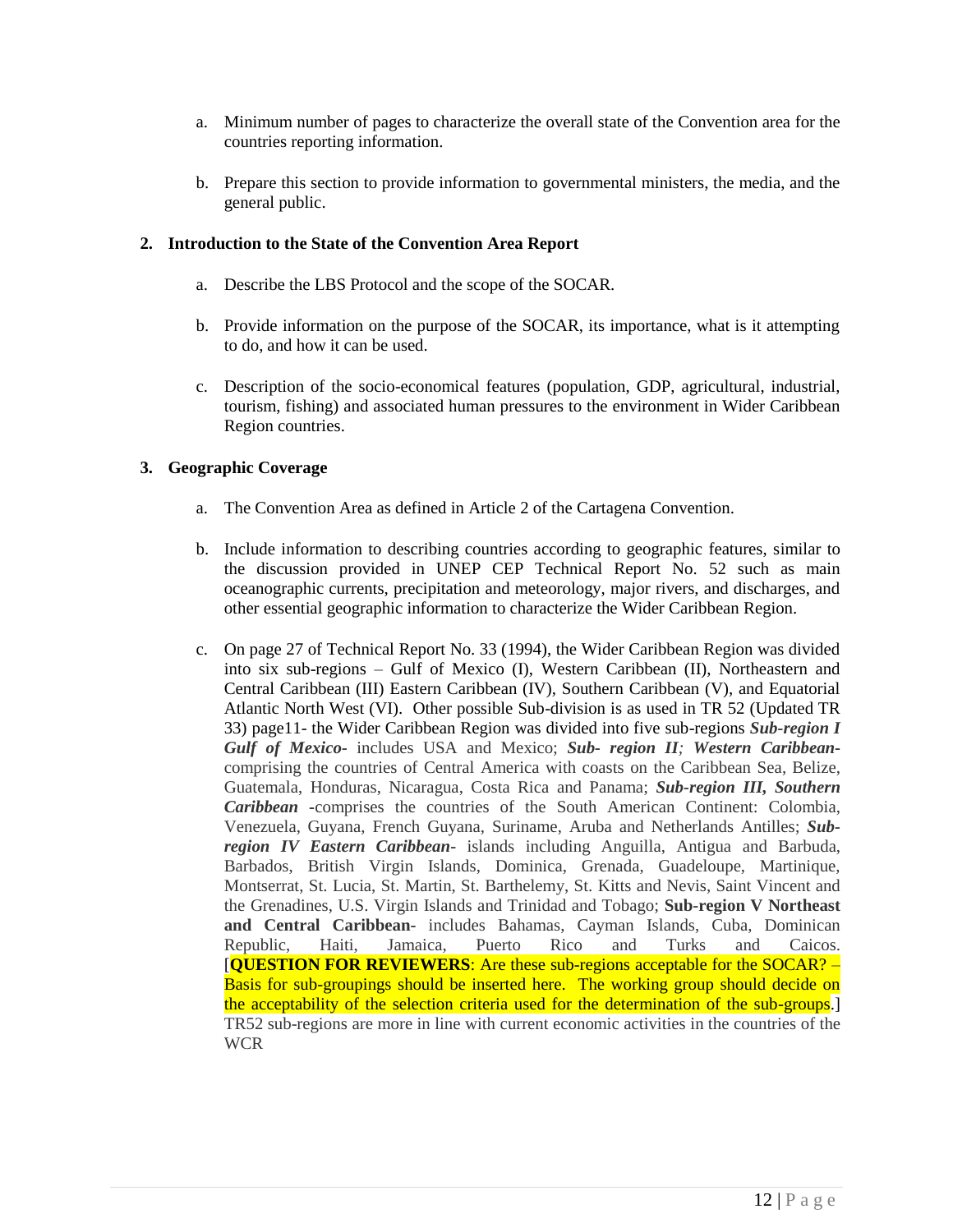a. Minimum number of pages to characterize the overall state of the Convention area for the countries reporting information.

b. Prepare this section to provide information to governmental ministers, the media, and the general public.

**2. Introduction to the State of the Convention Area Report**

a. Describe the LBS Protocol and the scope of the SOCAR.

b. Provide information on the purpose of the SOCAR, its importance, what is it attempting to do, and how it can be used.

c. Description of the socio-economical features (population, GDP, agricultural, industrial, tourism, fishing) and associated human pressures to the environment in Wider Caribbean Region countries.

**3. Geographic Coverage**

a. The Convention Area as defined in Article 2 of the Cartagena Convention.

b. Include information to describing countries according to geographic features, similar to the discussion provided in UNEP CEP Technical Report No. 52 such as main oceanographic currents, precipitation and meteorology, major rivers, and discharges, and other essential geographic information to characterize the Wider Caribbean Region.

c. On page 27 of Technical Report No. 33 (1994), the Wider Caribbean Region was divided into six sub-regions – Gulf of Mexico (I), Western Caribbean (II), Northeastern and Central Caribbean (III) Eastern Caribbean (IV), Southern Caribbean (V), and Equatorial Atlantic North West (VI). Other possible Sub-division is as used in TR 52 (Updated TR 33) page11- the Wider Caribbean Region was divided into five sub-regions ***Sub-region I Gulf of Mexico***- includes USA and Mexico; ***Sub- region II****;* ***Western Caribbean***- comprising the countries of Central America with coasts on the Caribbean Sea, Belize, Guatemala, Honduras, Nicaragua, Costa Rica and Panama; ***Sub-region III, Southern Caribbean*** -comprises the countries of the South American Continent: Colombia, Venezuela, Guyana, French Guyana, Suriname, Aruba and Netherlands Antilles; ***Sub-region IV Eastern Caribbean***- islands including Anguilla, Antigua and Barbuda, Barbados, British Virgin Islands, Dominica, Grenada, Guadeloupe, Martinique, Montserrat, St. Lucia, St. Martin, St. Barthelemy, St. Kitts and Nevis, Saint Vincent and the Grenadines, U.S. Virgin Islands and Trinidad and Tobago; **Sub-region V Northeast and Central Caribbean**- includes Bahamas, Cayman Islands, Cuba, Dominican Republic, Haiti, Jamaica, Puerto Rico and Turks and Caicos. [**QUESTION FOR REVIEWERS**: Are these sub-regions acceptable for the SOCAR? – Basis for sub-groupings should be inserted here. The working group should decide on the acceptability of the selection criteria used for the determination of the sub-groups.] TR52 sub-regions are more in line with current economic activities in the countries of the WCR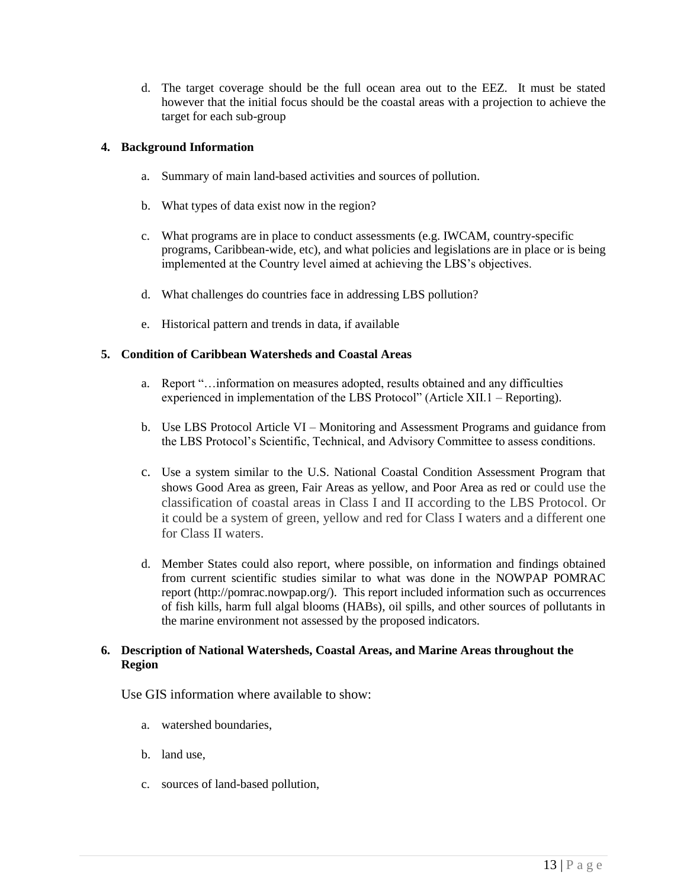d. The target coverage should be the full ocean area out to the EEZ. It must be stated however that the initial focus should be the coastal areas with a projection to achieve the target for each sub-group

**4. Background Information**

a. Summary of main land-based activities and sources of pollution.

b. What types of data exist now in the region?

c. What programs are in place to conduct assessments (e.g. IWCAM, country-specific programs, Caribbean-wide, etc), and what policies and legislations are in place or is being implemented at the Country level aimed at achieving the LBS's objectives.

d. What challenges do countries face in addressing LBS pollution?

e. Historical pattern and trends in data, if available

**5. Condition of Caribbean Watersheds and Coastal Areas**

a. Report "…information on measures adopted, results obtained and any difficulties experienced in implementation of the LBS Protocol" (Article XII.1 – Reporting).

b. Use LBS Protocol Article VI – Monitoring and Assessment Programs and guidance from the LBS Protocol's Scientific, Technical, and Advisory Committee to assess conditions.

c. Use a system similar to the U.S. National Coastal Condition Assessment Program that shows Good Area as green, Fair Areas as yellow, and Poor Area as red or could use the classification of coastal areas in Class I and II according to the LBS Protocol. Or it could be a system of green, yellow and red for Class I waters and a different one for Class II waters.

d. Member States could also report, where possible, on information and findings obtained from current scientific studies similar to what was done in the NOWPAP POMRAC report (http://pomrac.nowpap.org/). This report included information such as occurrences of fish kills, harm full algal blooms (HABs), oil spills, and other sources of pollutants in the marine environment not assessed by the proposed indicators.

**6. Description of National Watersheds, Coastal Areas, and Marine Areas throughout the Region**

Use GIS information where available to show:

a. watershed boundaries,

b. land use,

c. sources of land-based pollution,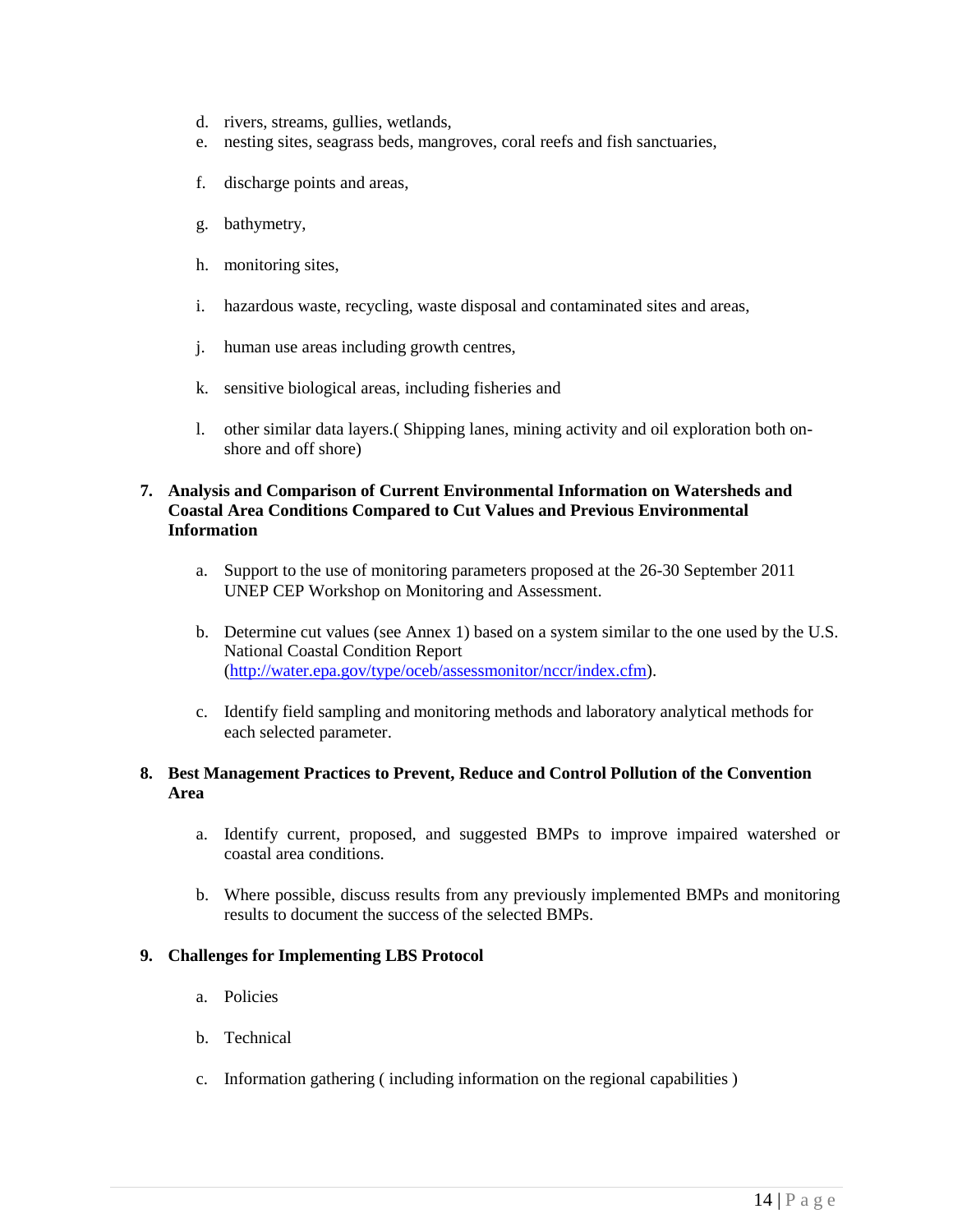d. rivers, streams, gullies, wetlands,
e. nesting sites, seagrass beds, mangroves, coral reefs and fish sanctuaries,
f. discharge points and areas,
g. bathymetry,
h. monitoring sites,
i. hazardous waste, recycling, waste disposal and contaminated sites and areas,
j. human use areas including growth centres,
k. sensitive biological areas, including fisheries and
l. other similar data layers.( Shipping lanes, mining activity and oil exploration both on-shore and off shore)

**7. Analysis and Comparison of Current Environmental Information on Watersheds and Coastal Area Conditions Compared to Cut Values and Previous Environmental Information**

a. Support to the use of monitoring parameters proposed at the 26-30 September 2011 UNEP CEP Workshop on Monitoring and Assessment.

b. Determine cut values (see Annex 1) based on a system similar to the one used by the U.S. National Coastal Condition Report (http://water.epa.gov/type/oceb/assessmonitor/nccr/index.cfm).

c. Identify field sampling and monitoring methods and laboratory analytical methods for each selected parameter.

**8. Best Management Practices to Prevent, Reduce and Control Pollution of the Convention Area**

a. Identify current, proposed, and suggested BMPs to improve impaired watershed or coastal area conditions.

b. Where possible, discuss results from any previously implemented BMPs and monitoring results to document the success of the selected BMPs.

**9. Challenges for Implementing LBS Protocol**

a. Policies

b. Technical

c. Information gathering ( including information on the regional capabilities )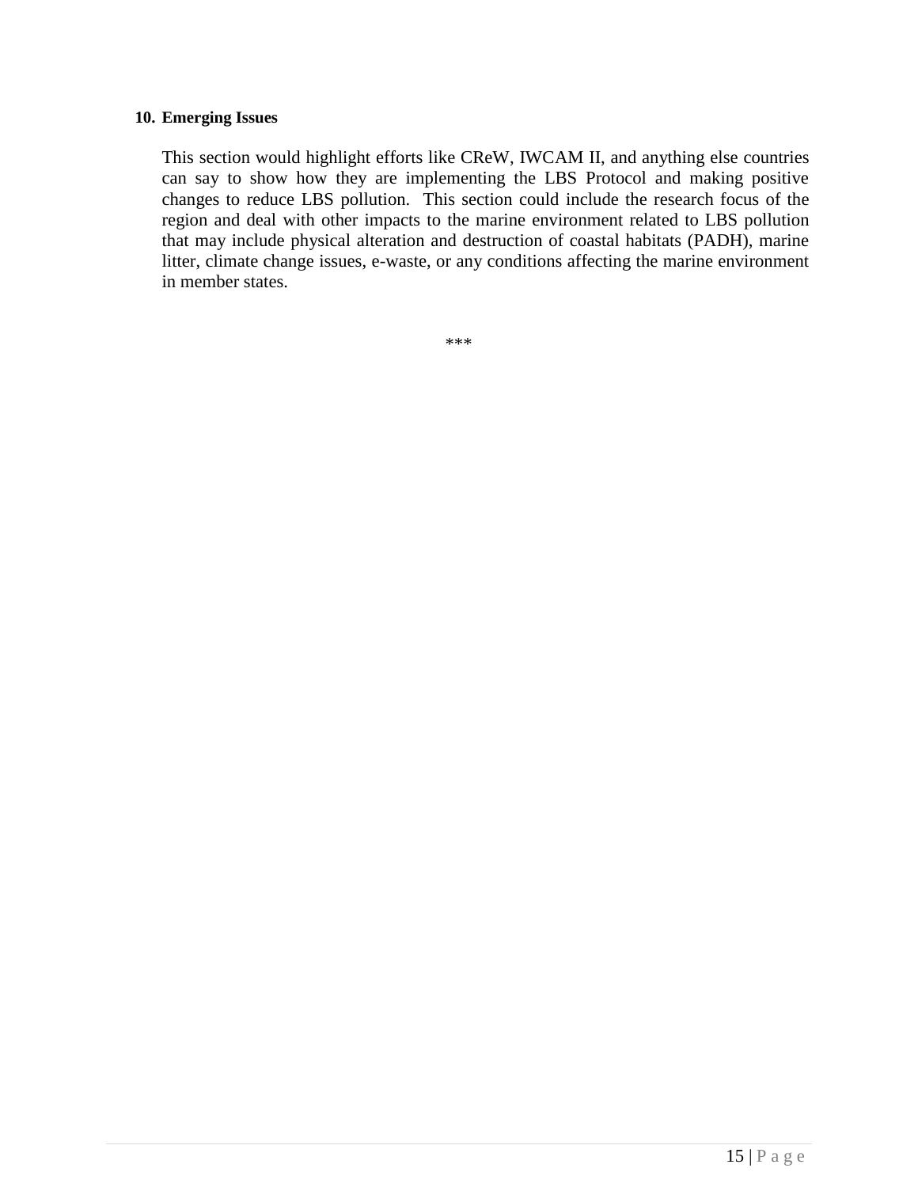## 10. Emerging Issues

This section would highlight efforts like CReW, IWCAM II, and anything else countries can say to show how they are implementing the LBS Protocol and making positive changes to reduce LBS pollution. This section could include the research focus of the region and deal with other impacts to the marine environment related to LBS pollution that may include physical alteration and destruction of coastal habitats (PADH), marine litter, climate change issues, e-waste, or any conditions affecting the marine environment in member states.

***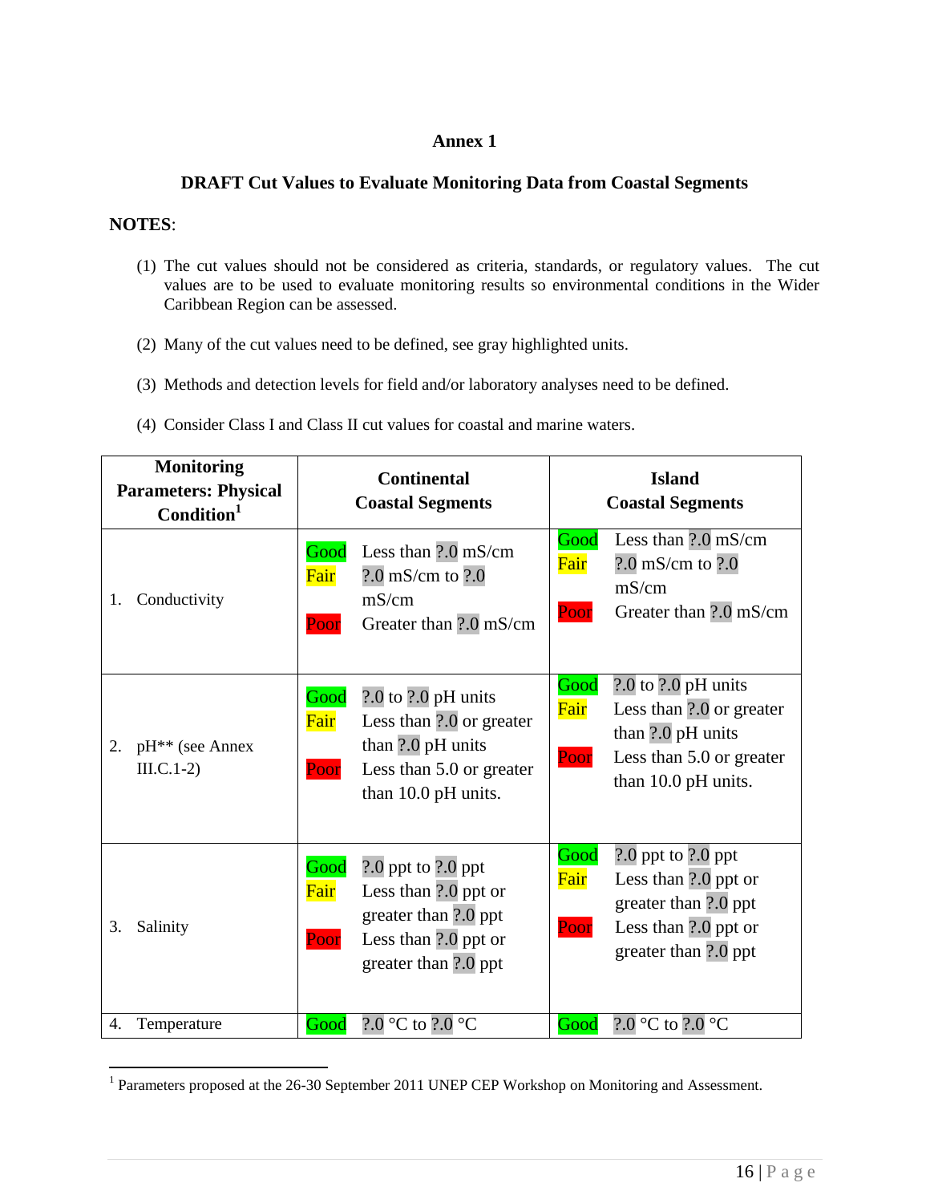## Annex 1

### DRAFT Cut Values to Evaluate Monitoring Data from Coastal Segments

**NOTES**:

(1) The cut values should not be considered as criteria, standards, or regulatory values. The cut values are to be used to evaluate monitoring results so environmental conditions in the Wider Caribbean Region can be assessed.

(2) Many of the cut values need to be defined, see gray highlighted units.

(3) Methods and detection levels for field and/or laboratory analyses need to be defined.

(4) Consider Class I and Class II cut values for coastal and marine waters.

| Monitoring Parameters: Physical Condition[1] | Continental Coastal Segments | Island Coastal Segments |
|---|---|---|
| 1. Conductivity | Good Less than ?.0 mS/cm<br>Fair ?.0 mS/cm to ?.0 mS/cm<br>Poor Greater than ?.0 mS/cm | Good Less than ?.0 mS/cm<br>Fair ?.0 mS/cm to ?.0 mS/cm<br>Poor Greater than ?.0 mS/cm |
| 2. pH** (see Annex III.C.1-2) | Good ?.0 to ?.0 pH units<br>Fair Less than ?.0 or greater than ?.0 pH units<br>Poor Less than 5.0 or greater than 10.0 pH units. | Good ?.0 to ?.0 pH units<br>Fair Less than ?.0 or greater than ?.0 pH units<br>Poor Less than 5.0 or greater than 10.0 pH units. |
| 3. Salinity | Good ?.0 ppt to ?.0 ppt<br>Fair Less than ?.0 ppt or greater than ?.0 ppt<br>Poor Less than ?.0 ppt or greater than ?.0 ppt | Good ?.0 ppt to ?.0 ppt<br>Fair Less than ?.0 ppt or greater than ?.0 ppt<br>Poor Less than ?.0 ppt or greater than ?.0 ppt |
| 4. Temperature | Good ?.0 °C to ?.0 °C | Good ?.0 °C to ?.0 °C |

[1] Parameters proposed at the 26-30 September 2011 UNEP CEP Workshop on Monitoring and Assessment.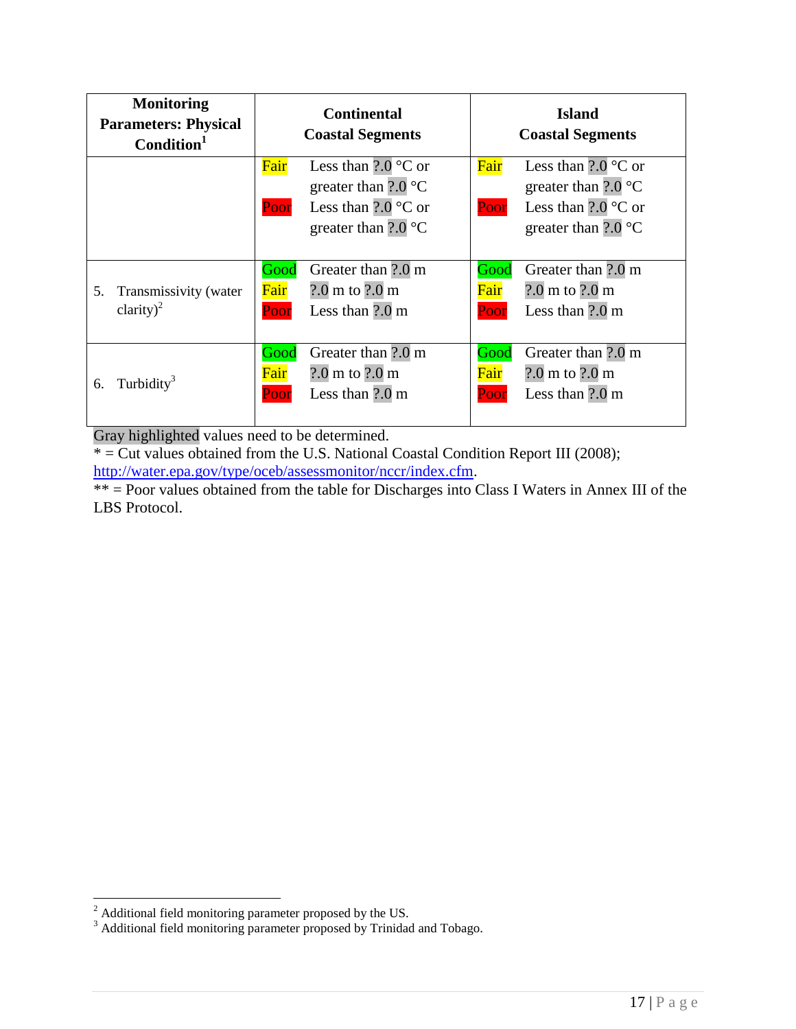| Monitoring Parameters: Physical Condition[1] | Continental Coastal Segments | Island Coastal Segments |
|---|---|---|
| | Fair Less than ?.0 °C or greater than ?.0 °C<br>Poor Less than ?.0 °C or greater than ?.0 °C | Fair Less than ?.0 °C or greater than ?.0 °C<br>Poor Less than ?.0 °C or greater than ?.0 °C |
| 5. Transmissivity (water clarity)[2] | Good Greater than ?.0 m<br>Fair ?.0 m to ?.0 m<br>Poor Less than ?.0 m | Good Greater than ?.0 m<br>Fair ?.0 m to ?.0 m<br>Poor Less than ?.0 m |
| 6. Turbidity[3] | Good Greater than ?.0 m<br>Fair ?.0 m to ?.0 m<br>Poor Less than ?.0 m | Good Greater than ?.0 m<br>Fair ?.0 m to ?.0 m<br>Poor Less than ?.0 m |

Gray highlighted values need to be determined.
* = Cut values obtained from the U.S. National Coastal Condition Report III (2008); http://water.epa.gov/type/oceb/assessmonitor/nccr/index.cfm.
** = Poor values obtained from the table for Discharges into Class I Waters in Annex III of the LBS Protocol.

[2] Additional field monitoring parameter proposed by the US.
[3] Additional field monitoring parameter proposed by Trinidad and Tobago.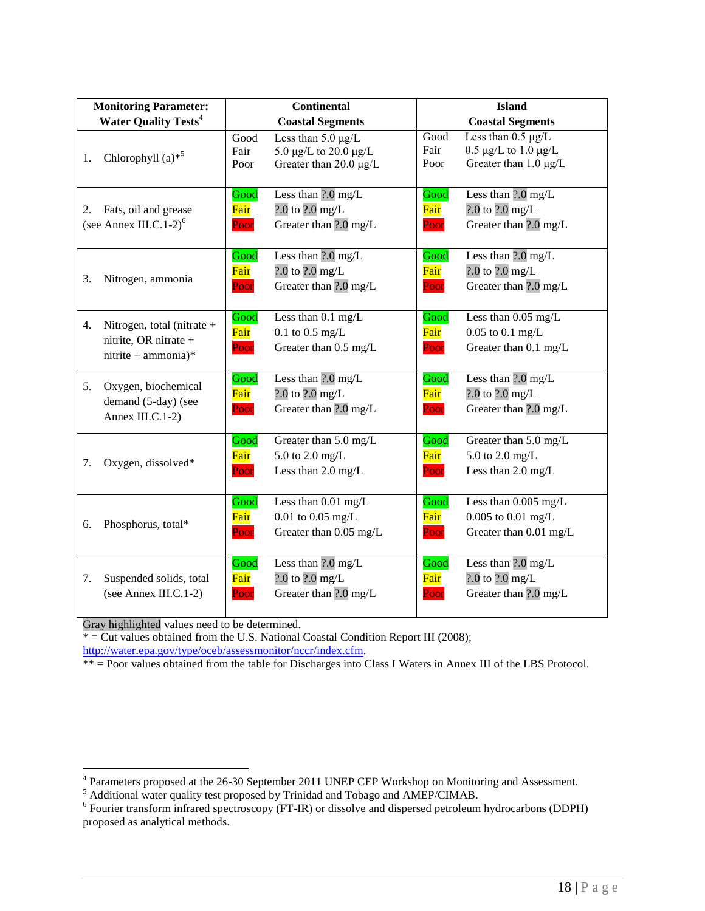| Monitoring Parameter: Water Quality Tests[4] | Continental Coastal Segments | Island Coastal Segments |
|---|---|---|
| 1. Chlorophyll (a)*[5] | Good Less than 5.0 µg/L<br>Fair 5.0 µg/L to 20.0 µg/L<br>Poor Greater than 20.0 µg/L | Good Less than 0.5 µg/L<br>Fair 0.5 µg/L to 1.0 µg/L<br>Poor Greater than 1.0 µg/L |
| 2. Fats, oil and grease (see Annex III.C.1-2)[6] | Good Less than ?.0 mg/L<br>Fair ?.0 to ?.0 mg/L<br>Poor Greater than ?.0 mg/L | Good Less than ?.0 mg/L<br>Fair ?.0 to ?.0 mg/L<br>Poor Greater than ?.0 mg/L |
| 3. Nitrogen, ammonia | Good Less than ?.0 mg/L<br>Fair ?.0 to ?.0 mg/L<br>Poor Greater than ?.0 mg/L | Good Less than ?.0 mg/L<br>Fair ?.0 to ?.0 mg/L<br>Poor Greater than ?.0 mg/L |
| 4. Nitrogen, total (nitrate + nitrite, OR nitrate + nitrite + ammonia)* | Good Less than 0.1 mg/L<br>Fair 0.1 to 0.5 mg/L<br>Poor Greater than 0.5 mg/L | Good Less than 0.05 mg/L<br>Fair 0.05 to 0.1 mg/L<br>Poor Greater than 0.1 mg/L |
| 5. Oxygen, biochemical demand (5-day) (see Annex III.C.1-2) | Good Less than ?.0 mg/L<br>Fair ?.0 to ?.0 mg/L<br>Poor Greater than ?.0 mg/L | Good Less than ?.0 mg/L<br>Fair ?.0 to ?.0 mg/L<br>Poor Greater than ?.0 mg/L |
| 7. Oxygen, dissolved* | Good Greater than 5.0 mg/L<br>Fair 5.0 to 2.0 mg/L<br>Poor Less than 2.0 mg/L | Good Greater than 5.0 mg/L<br>Fair 5.0 to 2.0 mg/L<br>Poor Less than 2.0 mg/L |
| 6. Phosphorus, total* | Good Less than 0.01 mg/L<br>Fair 0.01 to 0.05 mg/L<br>Poor Greater than 0.05 mg/L | Good Less than 0.005 mg/L<br>Fair 0.005 to 0.01 mg/L<br>Poor Greater than 0.01 mg/L |
| 7. Suspended solids, total (see Annex III.C.1-2) | Good Less than ?.0 mg/L<br>Fair ?.0 to ?.0 mg/L<br>Poor Greater than ?.0 mg/L | Good Less than ?.0 mg/L<br>Fair ?.0 to ?.0 mg/L<br>Poor Greater than ?.0 mg/L |

Gray highlighted values need to be determined.
* = Cut values obtained from the U.S. National Coastal Condition Report III (2008); http://water.epa.gov/type/oceb/assessmonitor/nccr/index.cfm.
** = Poor values obtained from the table for Discharges into Class I Waters in Annex III of the LBS Protocol.

[4] Parameters proposed at the 26-30 September 2011 UNEP CEP Workshop on Monitoring and Assessment.
[5] Additional water quality test proposed by Trinidad and Tobago and AMEP/CIMAB.
[6] Fourier transform infrared spectroscopy (FT-IR) or dissolve and dispersed petroleum hydrocarbons (DDPH) proposed as analytical methods.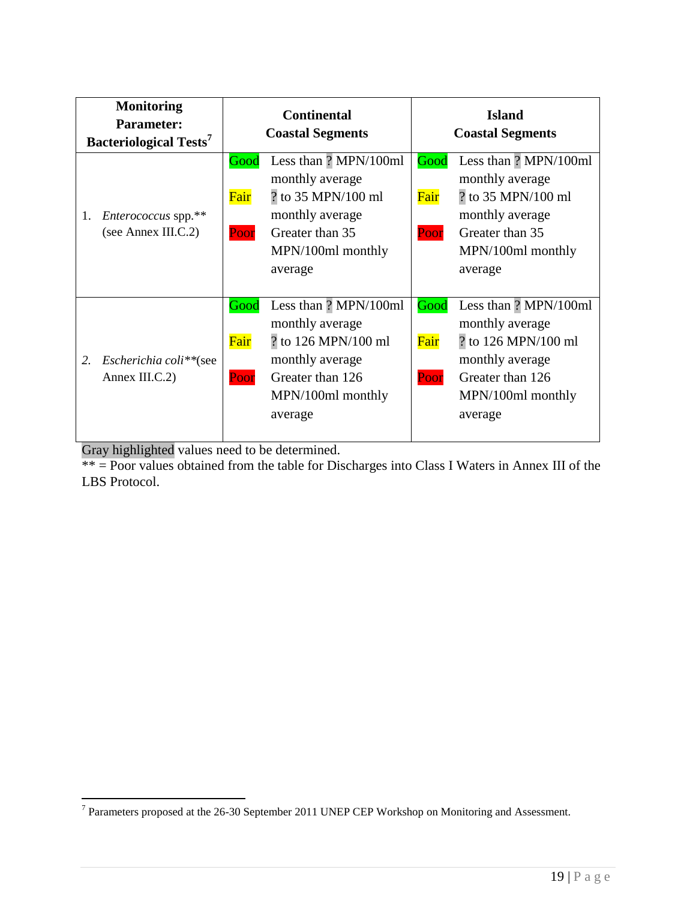| Monitoring Parameter: Bacteriological Tests[7] | Continental Coastal Segments | | Island Coastal Segments | |
|---|---|---|---|---|
| 1. *Enterococcus* spp.** (see Annex III.C.2) | Good | Less than ? MPN/100ml monthly average | Good | Less than ? MPN/100ml monthly average |
| | Fair | ? to 35 MPN/100 ml monthly average | Fair | ? to 35 MPN/100 ml monthly average |
| | Poor | Greater than 35 MPN/100ml monthly average | Poor | Greater than 35 MPN/100ml monthly average |
| 2. *Escherichia coli***(see Annex III.C.2) | Good | Less than ? MPN/100ml monthly average | Good | Less than ? MPN/100ml monthly average |
| | Fair | ? to 126 MPN/100 ml monthly average | Fair | ? to 126 MPN/100 ml monthly average |
| | Poor | Greater than 126 MPN/100ml monthly average | Poor | Greater than 126 MPN/100ml monthly average |

Gray highlighted values need to be determined.
** = Poor values obtained from the table for Discharges into Class I Waters in Annex III of the LBS Protocol.

[7] Parameters proposed at the 26-30 September 2011 UNEP CEP Workshop on Monitoring and Assessment.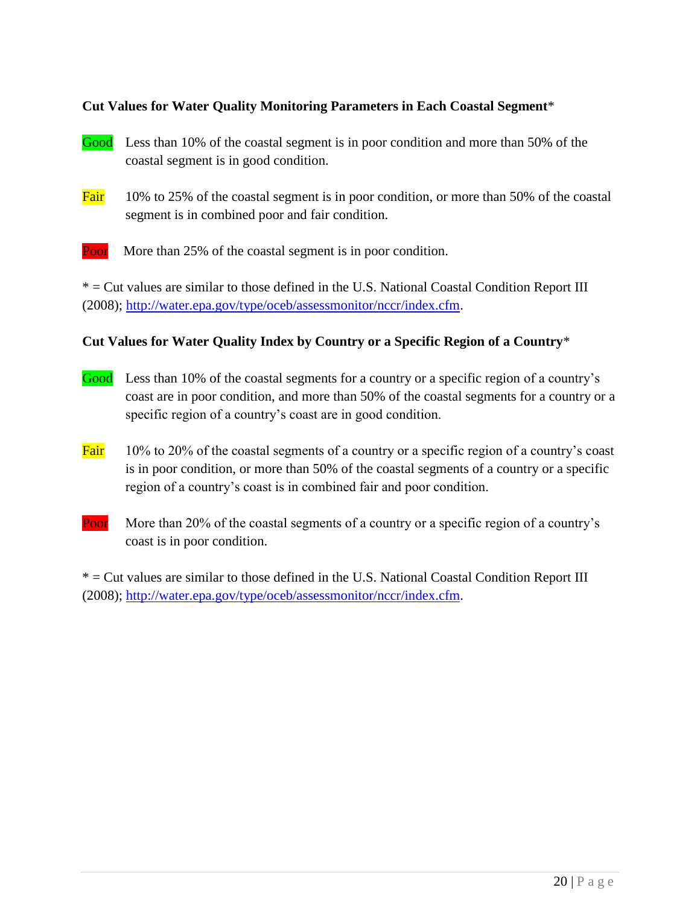**Cut Values for Water Quality Monitoring Parameters in Each Coastal Segment***

Good Less than 10% of the coastal segment is in poor condition and more than 50% of the coastal segment is in good condition.

Fair 10% to 25% of the coastal segment is in poor condition, or more than 50% of the coastal segment is in combined poor and fair condition.

Poor More than 25% of the coastal segment is in poor condition.

* = Cut values are similar to those defined in the U.S. National Coastal Condition Report III (2008); http://water.epa.gov/type/oceb/assessmonitor/nccr/index.cfm.

**Cut Values for Water Quality Index by Country or a Specific Region of a Country***

Good Less than 10% of the coastal segments for a country or a specific region of a country's coast are in poor condition, and more than 50% of the coastal segments for a country or a specific region of a country's coast are in good condition.

Fair 10% to 20% of the coastal segments of a country or a specific region of a country's coast is in poor condition, or more than 50% of the coastal segments of a country or a specific region of a country's coast is in combined fair and poor condition.

Poor More than 20% of the coastal segments of a country or a specific region of a country's coast is in poor condition.

* = Cut values are similar to those defined in the U.S. National Coastal Condition Report III (2008); http://water.epa.gov/type/oceb/assessmonitor/nccr/index.cfm.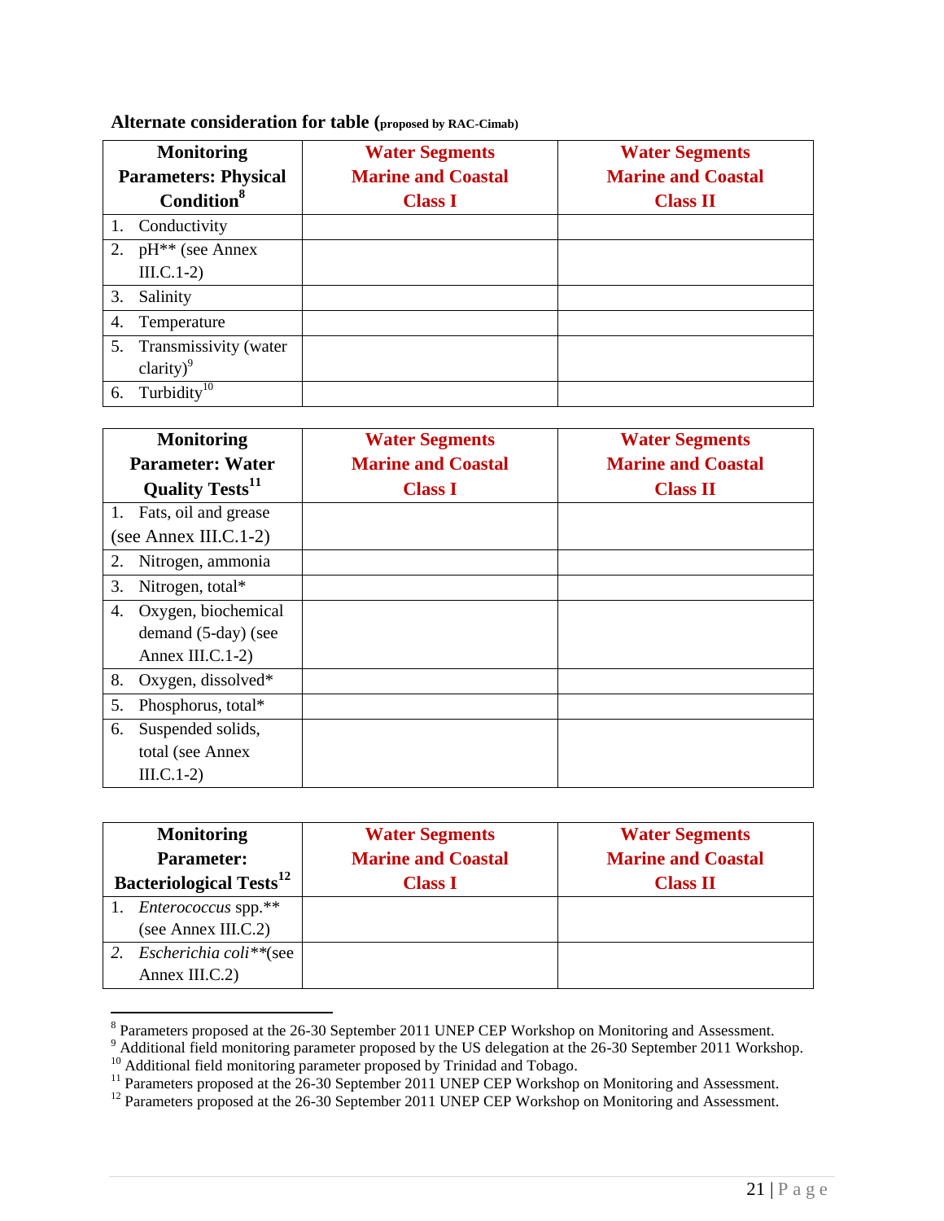**Alternate consideration for table (proposed by RAC-Cimab)**

| Monitoring Parameters: Physical Condition[8] | Water Segments Marine and Coastal Class I | Water Segments Marine and Coastal Class II |
|---|---|---|
| 1. Conductivity | | |
| 2. pH** (see Annex III.C.1-2) | | |
| 3. Salinity | | |
| 4. Temperature | | |
| 5. Transmissivity (water clarity)[9] | | |
| 6. Turbidity[10] | | |

| Monitoring Parameter: Water Quality Tests[11] | Water Segments Marine and Coastal Class I | Water Segments Marine and Coastal Class II |
|---|---|---|
| 1. Fats, oil and grease (see Annex III.C.1-2) | | |
| 2. Nitrogen, ammonia | | |
| 3. Nitrogen, total* | | |
| 4. Oxygen, biochemical demand (5-day) (see Annex III.C.1-2) | | |
| 8. Oxygen, dissolved* | | |
| 5. Phosphorus, total* | | |
| 6. Suspended solids, total (see Annex III.C.1-2) | | |

| Monitoring Parameter: Bacteriological Tests[12] | Water Segments Marine and Coastal Class I | Water Segments Marine and Coastal Class II |
|---|---|---|
| 1. *Enterococcus* spp.** (see Annex III.C.2) | | |
| *2.* *Escherichia coli***(see Annex III.C.2) | | |

[8] Parameters proposed at the 26-30 September 2011 UNEP CEP Workshop on Monitoring and Assessment.
[9] Additional field monitoring parameter proposed by the US delegation at the 26-30 September 2011 Workshop.
[10] Additional field monitoring parameter proposed by Trinidad and Tobago.
[11] Parameters proposed at the 26-30 September 2011 UNEP CEP Workshop on Monitoring and Assessment.
[12] Parameters proposed at the 26-30 September 2011 UNEP CEP Workshop on Monitoring and Assessment.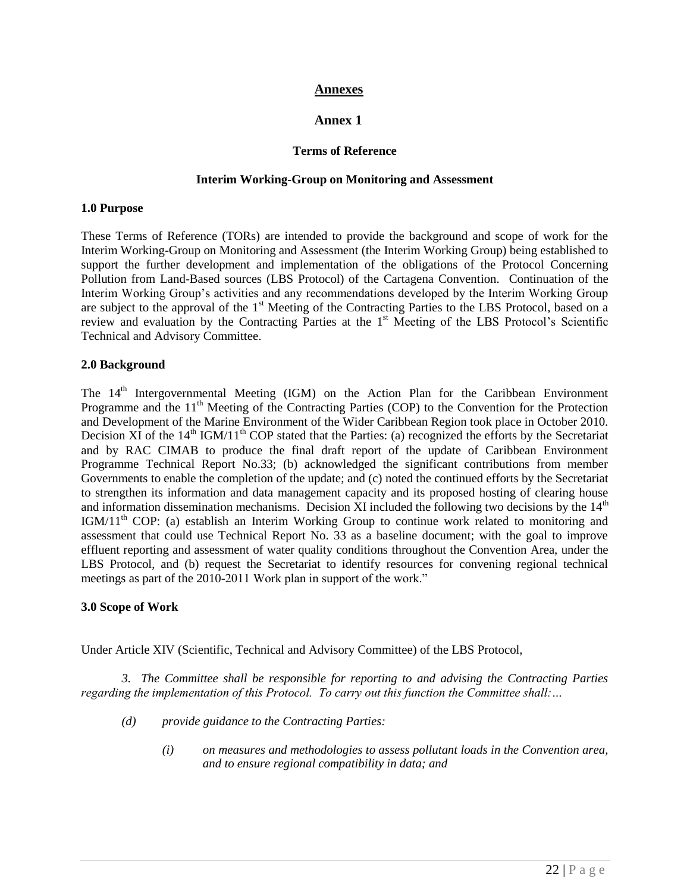# Annexes

## Annex 1

### Terms of Reference

### Interim Working-Group on Monitoring and Assessment

**1.0 Purpose**

These Terms of Reference (TORs) are intended to provide the background and scope of work for the Interim Working-Group on Monitoring and Assessment (the Interim Working Group) being established to support the further development and implementation of the obligations of the Protocol Concerning Pollution from Land-Based sources (LBS Protocol) of the Cartagena Convention. Continuation of the Interim Working Group's activities and any recommendations developed by the Interim Working Group are subject to the approval of the 1st Meeting of the Contracting Parties to the LBS Protocol, based on a review and evaluation by the Contracting Parties at the 1st Meeting of the LBS Protocol's Scientific Technical and Advisory Committee.

**2.0 Background**

The 14th Intergovernmental Meeting (IGM) on the Action Plan for the Caribbean Environment Programme and the 11th Meeting of the Contracting Parties (COP) to the Convention for the Protection and Development of the Marine Environment of the Wider Caribbean Region took place in October 2010. Decision XI of the 14th IGM/11th COP stated that the Parties: (a) recognized the efforts by the Secretariat and by RAC CIMAB to produce the final draft report of the update of Caribbean Environment Programme Technical Report No.33; (b) acknowledged the significant contributions from member Governments to enable the completion of the update; and (c) noted the continued efforts by the Secretariat to strengthen its information and data management capacity and its proposed hosting of clearing house and information dissemination mechanisms. Decision XI included the following two decisions by the 14th IGM/11th COP: (a) establish an Interim Working Group to continue work related to monitoring and assessment that could use Technical Report No. 33 as a baseline document; with the goal to improve effluent reporting and assessment of water quality conditions throughout the Convention Area, under the LBS Protocol, and (b) request the Secretariat to identify resources for convening regional technical meetings as part of the 2010-2011 Work plan in support of the work."

**3.0 Scope of Work**

Under Article XIV (Scientific, Technical and Advisory Committee) of the LBS Protocol,

*3. The Committee shall be responsible for reporting to and advising the Contracting Parties regarding the implementation of this Protocol. To carry out this function the Committee shall:…*

- *(d) provide guidance to the Contracting Parties:*
  - *(i) on measures and methodologies to assess pollutant loads in the Convention area, and to ensure regional compatibility in data; and*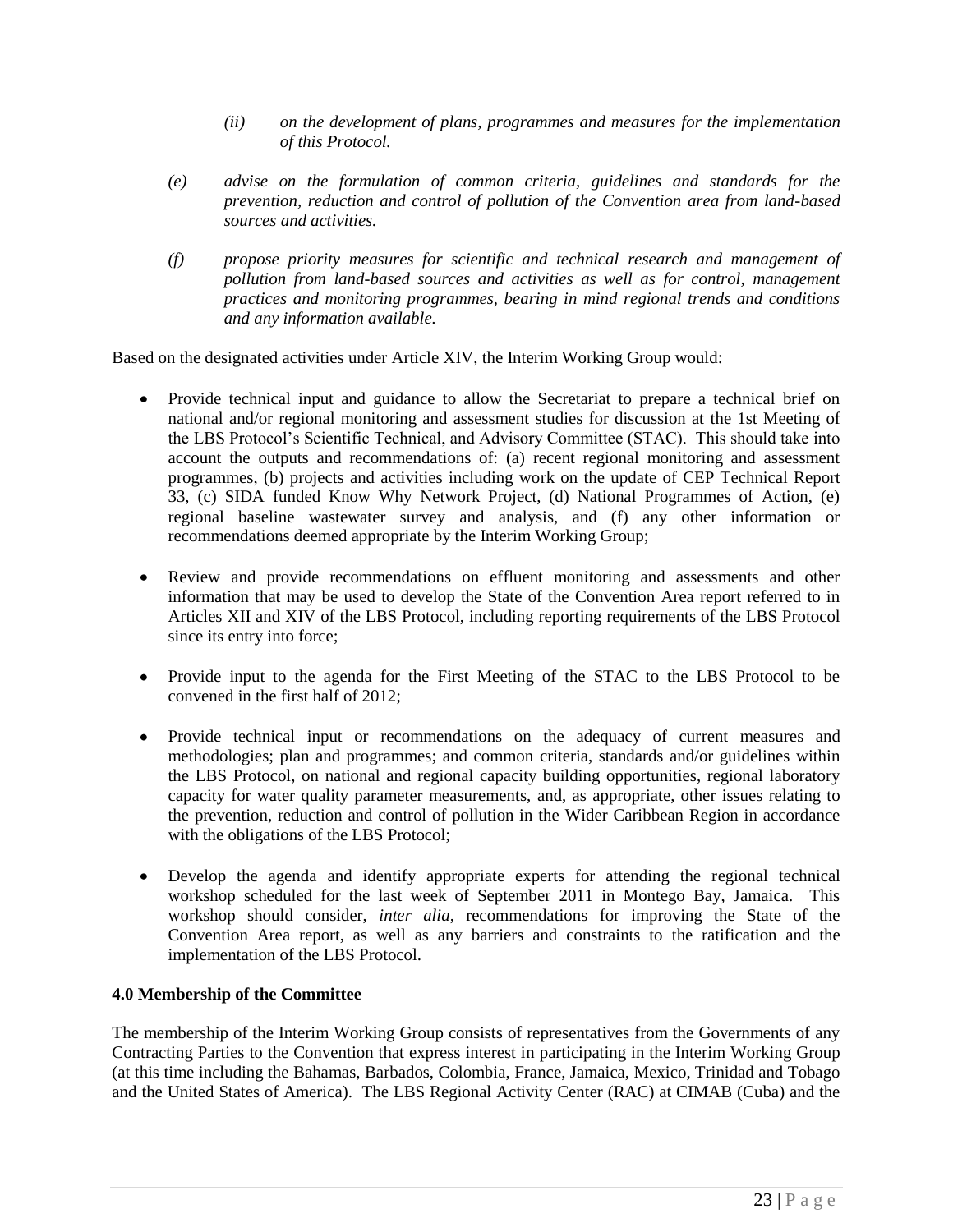- *(ii) on the development of plans, programmes and measures for the implementation of this Protocol.*

- *(e) advise on the formulation of common criteria, guidelines and standards for the prevention, reduction and control of pollution of the Convention area from land-based sources and activities.*

- *(f) propose priority measures for scientific and technical research and management of pollution from land-based sources and activities as well as for control, management practices and monitoring programmes, bearing in mind regional trends and conditions and any information available.*

Based on the designated activities under Article XIV, the Interim Working Group would:

- Provide technical input and guidance to allow the Secretariat to prepare a technical brief on national and/or regional monitoring and assessment studies for discussion at the 1st Meeting of the LBS Protocol's Scientific Technical, and Advisory Committee (STAC). This should take into account the outputs and recommendations of: (a) recent regional monitoring and assessment programmes, (b) projects and activities including work on the update of CEP Technical Report 33, (c) SIDA funded Know Why Network Project, (d) National Programmes of Action, (e) regional baseline wastewater survey and analysis, and (f) any other information or recommendations deemed appropriate by the Interim Working Group;

- Review and provide recommendations on effluent monitoring and assessments and other information that may be used to develop the State of the Convention Area report referred to in Articles XII and XIV of the LBS Protocol, including reporting requirements of the LBS Protocol since its entry into force;

- Provide input to the agenda for the First Meeting of the STAC to the LBS Protocol to be convened in the first half of 2012;

- Provide technical input or recommendations on the adequacy of current measures and methodologies; plan and programmes; and common criteria, standards and/or guidelines within the LBS Protocol, on national and regional capacity building opportunities, regional laboratory capacity for water quality parameter measurements, and, as appropriate, other issues relating to the prevention, reduction and control of pollution in the Wider Caribbean Region in accordance with the obligations of the LBS Protocol;

- Develop the agenda and identify appropriate experts for attending the regional technical workshop scheduled for the last week of September 2011 in Montego Bay, Jamaica. This workshop should consider, *inter alia*, recommendations for improving the State of the Convention Area report, as well as any barriers and constraints to the ratification and the implementation of the LBS Protocol.

**4.0 Membership of the Committee**

The membership of the Interim Working Group consists of representatives from the Governments of any Contracting Parties to the Convention that express interest in participating in the Interim Working Group (at this time including the Bahamas, Barbados, Colombia, France, Jamaica, Mexico, Trinidad and Tobago and the United States of America). The LBS Regional Activity Center (RAC) at CIMAB (Cuba) and the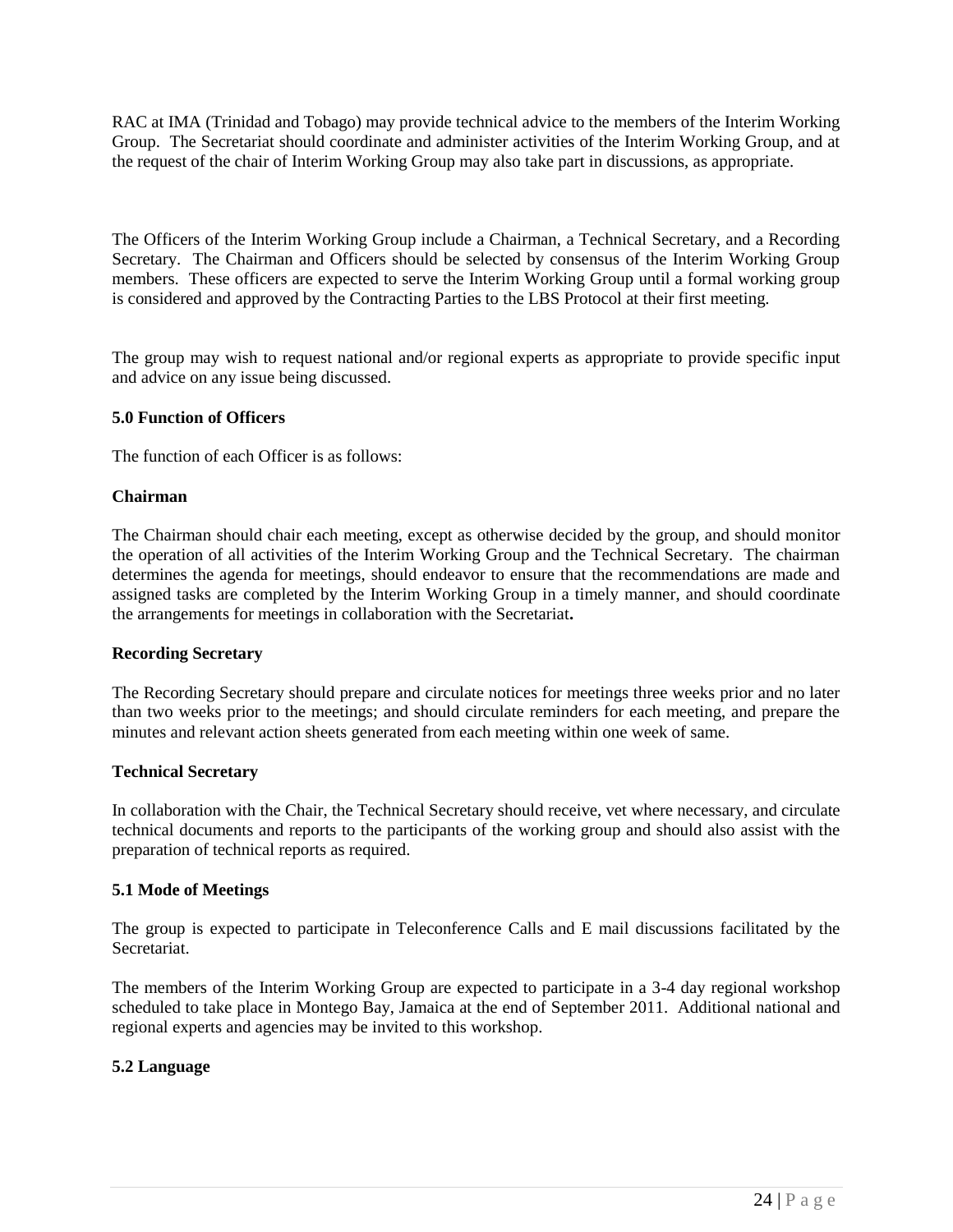RAC at IMA (Trinidad and Tobago) may provide technical advice to the members of the Interim Working Group. The Secretariat should coordinate and administer activities of the Interim Working Group, and at the request of the chair of Interim Working Group may also take part in discussions, as appropriate.

The Officers of the Interim Working Group include a Chairman, a Technical Secretary, and a Recording Secretary. The Chairman and Officers should be selected by consensus of the Interim Working Group members. These officers are expected to serve the Interim Working Group until a formal working group is considered and approved by the Contracting Parties to the LBS Protocol at their first meeting.

The group may wish to request national and/or regional experts as appropriate to provide specific input and advice on any issue being discussed.

### 5.0 Function of Officers

The function of each Officer is as follows:

**Chairman**

The Chairman should chair each meeting, except as otherwise decided by the group, and should monitor the operation of all activities of the Interim Working Group and the Technical Secretary. The chairman determines the agenda for meetings, should endeavor to ensure that the recommendations are made and assigned tasks are completed by the Interim Working Group in a timely manner, and should coordinate the arrangements for meetings in collaboration with the Secretariat**.**

**Recording Secretary**

The Recording Secretary should prepare and circulate notices for meetings three weeks prior and no later than two weeks prior to the meetings; and should circulate reminders for each meeting, and prepare the minutes and relevant action sheets generated from each meeting within one week of same.

**Technical Secretary**

In collaboration with the Chair, the Technical Secretary should receive, vet where necessary, and circulate technical documents and reports to the participants of the working group and should also assist with the preparation of technical reports as required.

### 5.1 Mode of Meetings

The group is expected to participate in Teleconference Calls and E mail discussions facilitated by the Secretariat.

The members of the Interim Working Group are expected to participate in a 3-4 day regional workshop scheduled to take place in Montego Bay, Jamaica at the end of September 2011. Additional national and regional experts and agencies may be invited to this workshop.

### 5.2 Language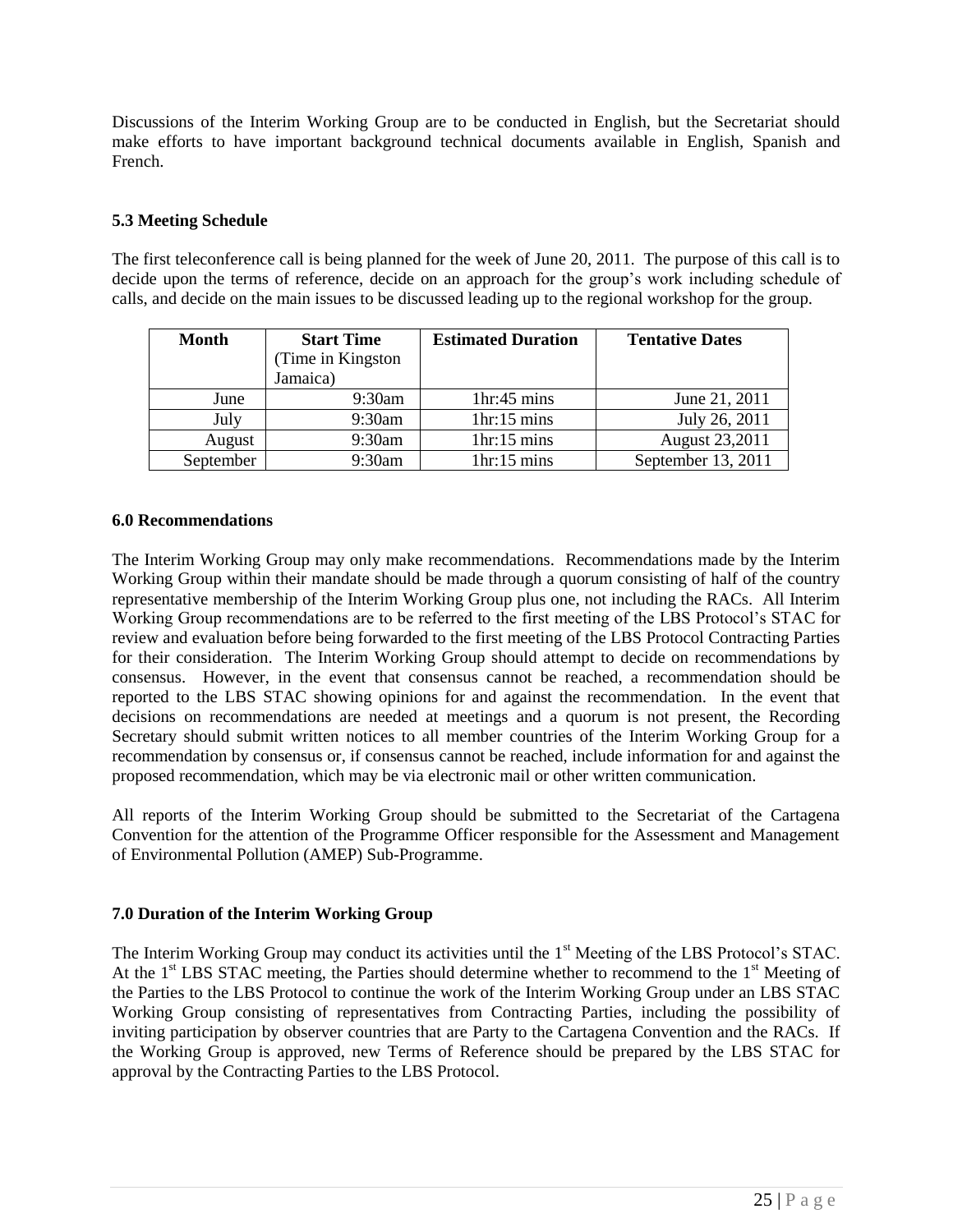Discussions of the Interim Working Group are to be conducted in English, but the Secretariat should make efforts to have important background technical documents available in English, Spanish and French.

### 5.3 Meeting Schedule

The first teleconference call is being planned for the week of June 20, 2011. The purpose of this call is to decide upon the terms of reference, decide on an approach for the group's work including schedule of calls, and decide on the main issues to be discussed leading up to the regional workshop for the group.

| Month | Start Time (Time in Kingston Jamaica) | Estimated Duration | Tentative Dates |
|---|---|---|---|
| June | 9:30am | 1hr:45 mins | June 21, 2011 |
| July | 9:30am | 1hr:15 mins | July 26, 2011 |
| August | 9:30am | 1hr:15 mins | August 23,2011 |
| September | 9:30am | 1hr:15 mins | September 13, 2011 |

### 6.0 Recommendations

The Interim Working Group may only make recommendations. Recommendations made by the Interim Working Group within their mandate should be made through a quorum consisting of half of the country representative membership of the Interim Working Group plus one, not including the RACs. All Interim Working Group recommendations are to be referred to the first meeting of the LBS Protocol's STAC for review and evaluation before being forwarded to the first meeting of the LBS Protocol Contracting Parties for their consideration. The Interim Working Group should attempt to decide on recommendations by consensus. However, in the event that consensus cannot be reached, a recommendation should be reported to the LBS STAC showing opinions for and against the recommendation. In the event that decisions on recommendations are needed at meetings and a quorum is not present, the Recording Secretary should submit written notices to all member countries of the Interim Working Group for a recommendation by consensus or, if consensus cannot be reached, include information for and against the proposed recommendation, which may be via electronic mail or other written communication.

All reports of the Interim Working Group should be submitted to the Secretariat of the Cartagena Convention for the attention of the Programme Officer responsible for the Assessment and Management of Environmental Pollution (AMEP) Sub-Programme.

### 7.0 Duration of the Interim Working Group

The Interim Working Group may conduct its activities until the 1st Meeting of the LBS Protocol's STAC. At the 1st LBS STAC meeting, the Parties should determine whether to recommend to the 1st Meeting of the Parties to the LBS Protocol to continue the work of the Interim Working Group under an LBS STAC Working Group consisting of representatives from Contracting Parties, including the possibility of inviting participation by observer countries that are Party to the Cartagena Convention and the RACs. If the Working Group is approved, new Terms of Reference should be prepared by the LBS STAC for approval by the Contracting Parties to the LBS Protocol.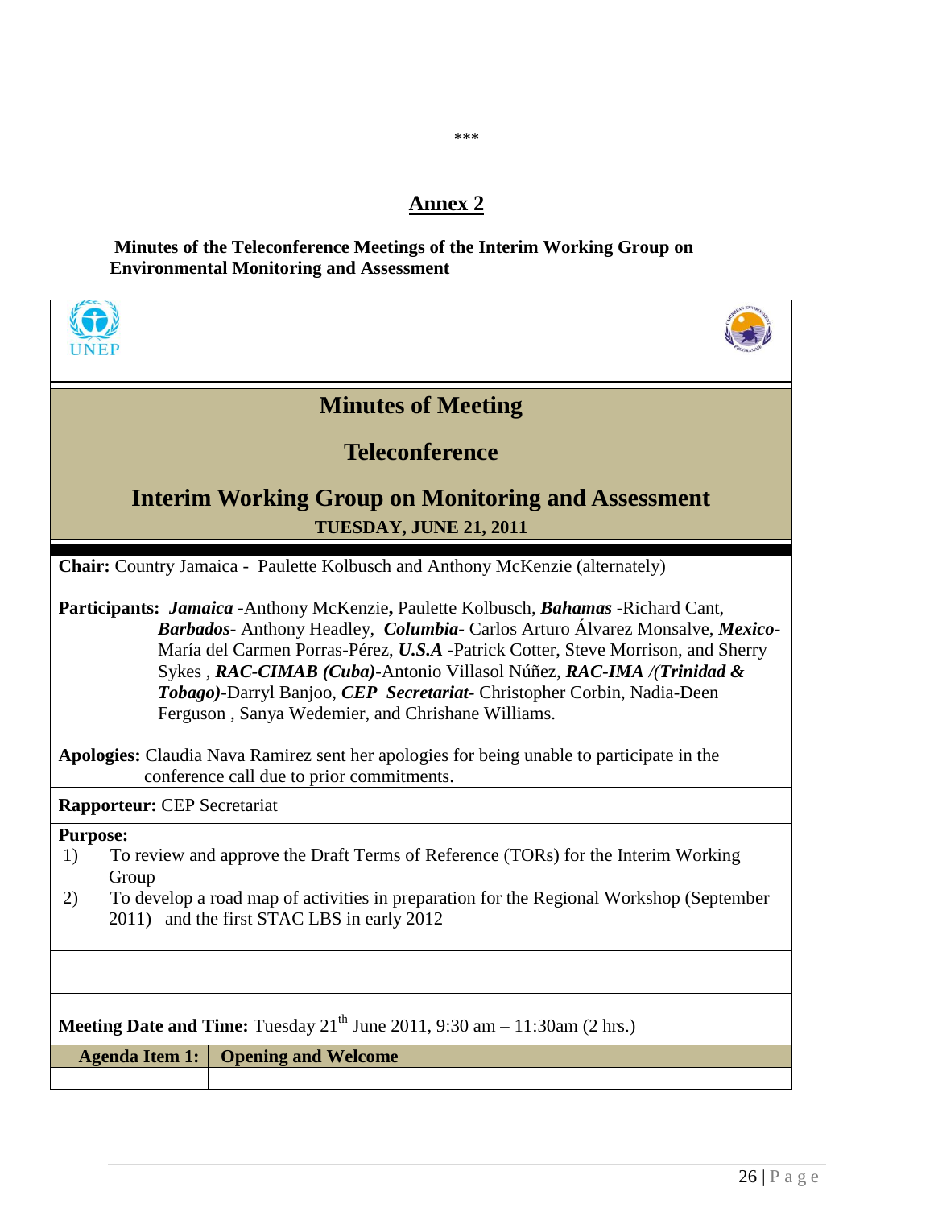\*\*\*

# Annex 2

**Minutes of the Teleconference Meetings of the Interim Working Group on Environmental Monitoring and Assessment**

UNEP

## Minutes of Meeting

## Teleconference

## Interim Working Group on Monitoring and Assessment

**TUESDAY, JUNE 21, 2011**

**Chair:** Country Jamaica - Paulette Kolbusch and Anthony McKenzie (alternately)

**Participants:** ***Jamaica*** **-**Anthony McKenzie**,** Paulette Kolbusch, ***Bahamas*** -Richard Cant, ***Barbados***- Anthony Headley, ***Columbia-*** Carlos Arturo Álvarez Monsalve, ***Mexico***- María del Carmen Porras-Pérez, ***U.S.A*** -Patrick Cotter, Steve Morrison, and Sherry Sykes , ***RAC-CIMAB (Cuba)***-Antonio Villasol Núñez, ***RAC-IMA /(Trinidad & Tobago)***-Darryl Banjoo, ***CEP Secretariat***- Christopher Corbin, Nadia-Deen Ferguson , Sanya Wedemier, and Chrishane Williams.

**Apologies:** Claudia Nava Ramirez sent her apologies for being unable to participate in the conference call due to prior commitments.

**Rapporteur:** CEP Secretariat

**Purpose:**

1) To review and approve the Draft Terms of Reference (TORs) for the Interim Working Group
2) To develop a road map of activities in preparation for the Regional Workshop (September 2011) and the first STAC LBS in early 2012

**Meeting Date and Time:** Tuesday 21st June 2011, 9:30 am – 11:30am (2 hrs.)

| Agenda Item 1: | Opening and Welcome |
|---|---|
| | |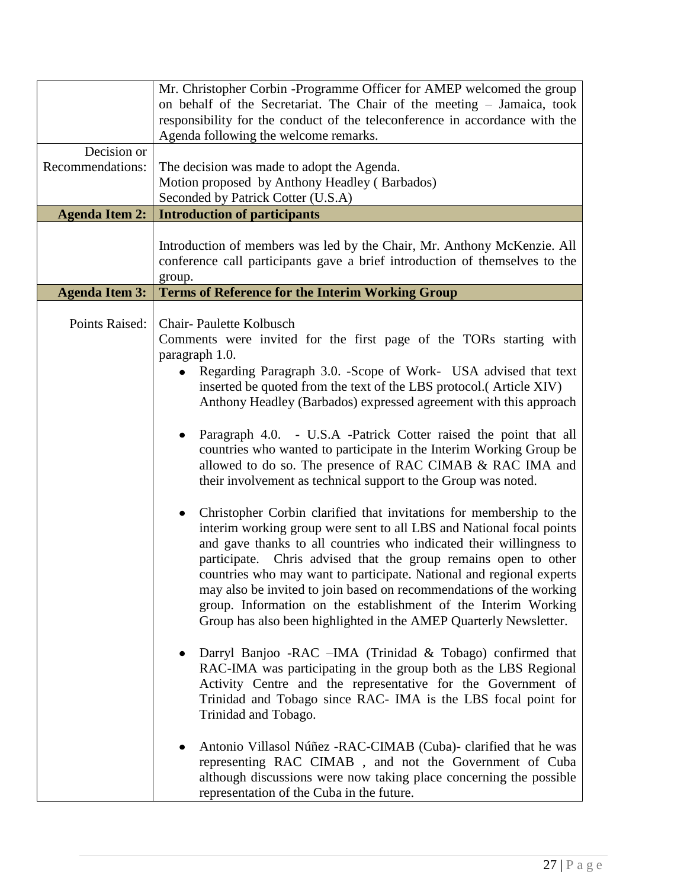| | |
|---|---|
| | Mr. Christopher Corbin -Programme Officer for AMEP welcomed the group on behalf of the Secretariat. The Chair of the meeting – Jamaica, took responsibility for the conduct of the teleconference in accordance with the Agenda following the welcome remarks. |
| Decision or Recommendations: | The decision was made to adopt the Agenda.<br>Motion proposed by Anthony Headley ( Barbados)<br>Seconded by Patrick Cotter (U.S.A) |
| **Agenda Item 2:** | **Introduction of participants** |
| | Introduction of members was led by the Chair, Mr. Anthony McKenzie. All conference call participants gave a brief introduction of themselves to the group. |
| **Agenda Item 3:** | **Terms of Reference for the Interim Working Group** |
| Points Raised: | Chair- Paulette Kolbusch<br>Comments were invited for the first page of the TORs starting with paragraph 1.0.<br>• Regarding Paragraph 3.0. -Scope of Work- USA advised that text inserted be quoted from the text of the LBS protocol.( Article XIV) Anthony Headley (Barbados) expressed agreement with this approach<br>• Paragraph 4.0. - U.S.A -Patrick Cotter raised the point that all countries who wanted to participate in the Interim Working Group be allowed to do so. The presence of RAC CIMAB & RAC IMA and their involvement as technical support to the Group was noted.<br>• Christopher Corbin clarified that invitations for membership to the interim working group were sent to all LBS and National focal points and gave thanks to all countries who indicated their willingness to participate. Chris advised that the group remains open to other countries who may want to participate. National and regional experts may also be invited to join based on recommendations of the working group. Information on the establishment of the Interim Working Group has also been highlighted in the AMEP Quarterly Newsletter.<br>• Darryl Banjoo -RAC –IMA (Trinidad & Tobago) confirmed that RAC-IMA was participating in the group both as the LBS Regional Activity Centre and the representative for the Government of Trinidad and Tobago since RAC- IMA is the LBS focal point for Trinidad and Tobago.<br>• Antonio Villasol Núñez -RAC-CIMAB (Cuba)- clarified that he was representing RAC CIMAB , and not the Government of Cuba although discussions were now taking place concerning the possible representation of the Cuba in the future. |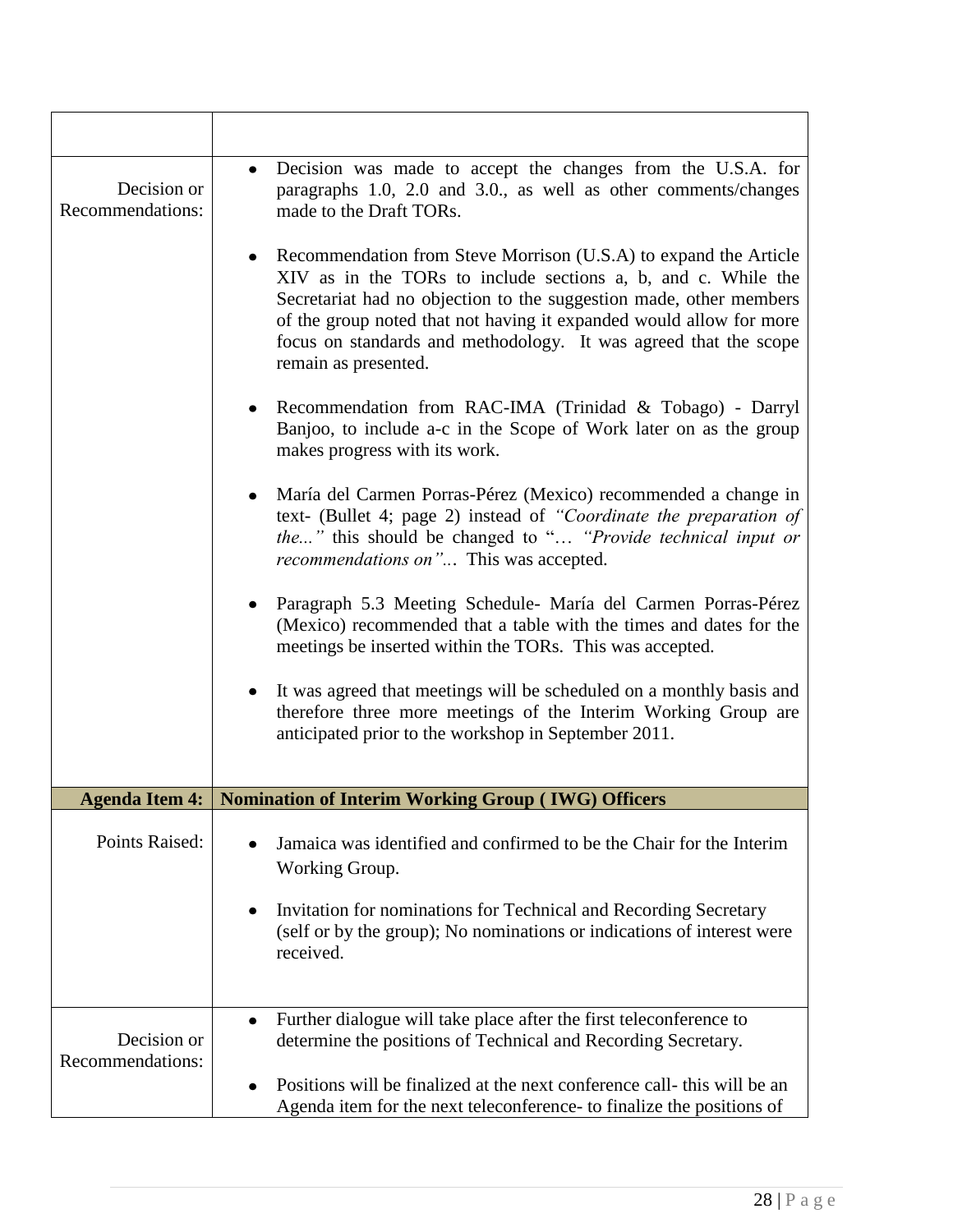| | |
|---|---|
| Decision or Recommendations: | • Decision was made to accept the changes from the U.S.A. for paragraphs 1.0, 2.0 and 3.0., as well as other comments/changes made to the Draft TORs.<br><br>• Recommendation from Steve Morrison (U.S.A) to expand the Article XIV as in the TORs to include sections a, b, and c. While the Secretariat had no objection to the suggestion made, other members of the group noted that not having it expanded would allow for more focus on standards and methodology. It was agreed that the scope remain as presented.<br><br>• Recommendation from RAC-IMA (Trinidad & Tobago) - Darryl Banjoo, to include a-c in the Scope of Work later on as the group makes progress with its work.<br><br>• María del Carmen Porras-Pérez (Mexico) recommended a change in text- (Bullet 4; page 2) instead of *"Coordinate the preparation of the..."* this should be changed to "... *"Provide technical input or recommendations on"...* This was accepted.<br><br>• Paragraph 5.3 Meeting Schedule- María del Carmen Porras-Pérez (Mexico) recommended that a table with the times and dates for the meetings be inserted within the TORs. This was accepted.<br><br>• It was agreed that meetings will be scheduled on a monthly basis and therefore three more meetings of the Interim Working Group are anticipated prior to the workshop in September 2011. |
| **Agenda Item 4:** | **Nomination of Interim Working Group ( IWG) Officers** |
| Points Raised: | • Jamaica was identified and confirmed to be the Chair for the Interim Working Group.<br><br>• Invitation for nominations for Technical and Recording Secretary (self or by the group); No nominations or indications of interest were received. |
| Decision or Recommendations: | • Further dialogue will take place after the first teleconference to determine the positions of Technical and Recording Secretary.<br><br>• Positions will be finalized at the next conference call- this will be an Agenda item for the next teleconference- to finalize the positions of |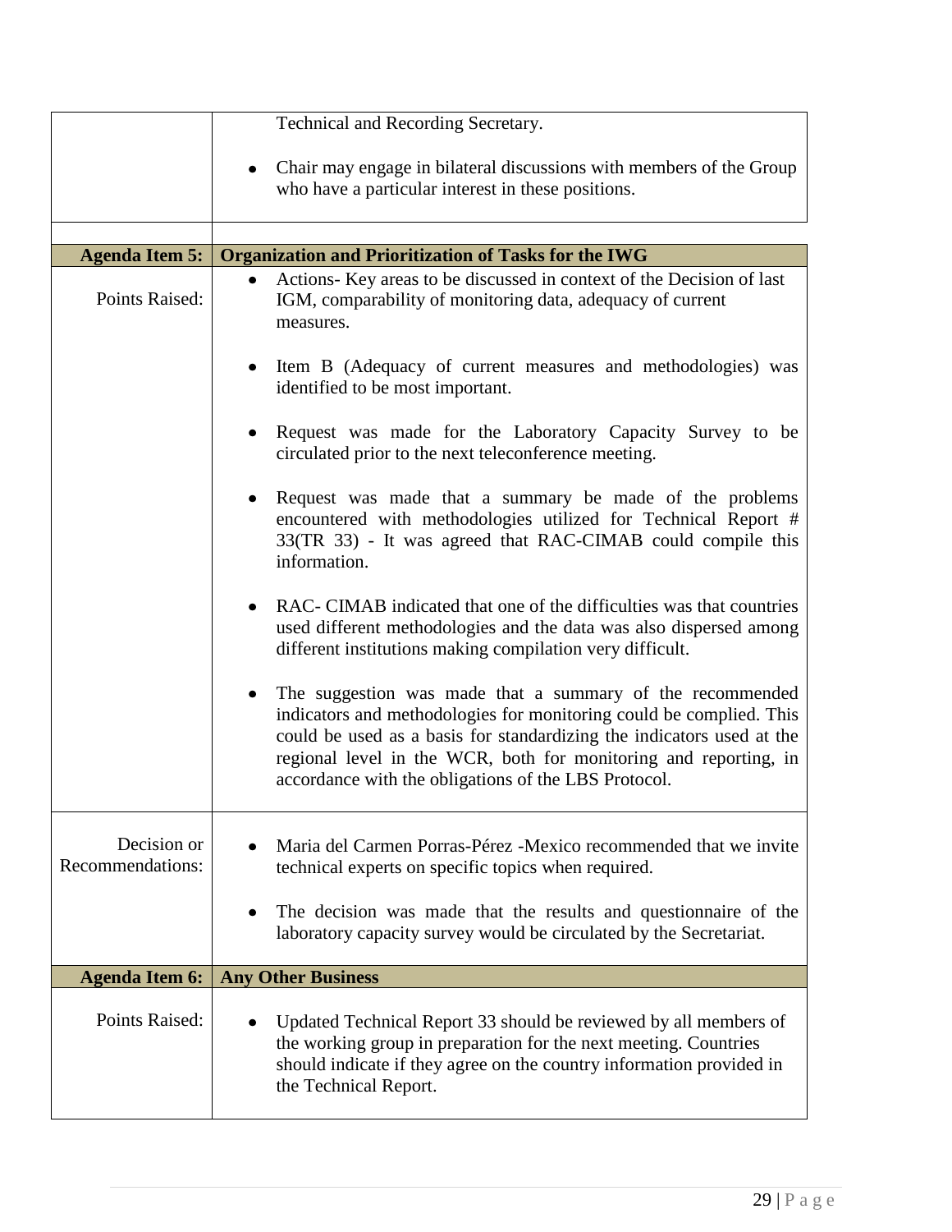| | |
|---|---|
| | Technical and Recording Secretary.<br><br>• Chair may engage in bilateral discussions with members of the Group who have a particular interest in these positions. |
| | |
| **Agenda Item 5:** | **Organization and Prioritization of Tasks for the IWG** |
| Points Raised: | • Actions- Key areas to be discussed in context of the Decision of last IGM, comparability of monitoring data, adequacy of current measures.<br><br>• Item B (Adequacy of current measures and methodologies) was identified to be most important.<br><br>• Request was made for the Laboratory Capacity Survey to be circulated prior to the next teleconference meeting.<br><br>• Request was made that a summary be made of the problems encountered with methodologies utilized for Technical Report # 33(TR 33) - It was agreed that RAC-CIMAB could compile this information.<br><br>• RAC- CIMAB indicated that one of the difficulties was that countries used different methodologies and the data was also dispersed among different institutions making compilation very difficult.<br><br>• The suggestion was made that a summary of the recommended indicators and methodologies for monitoring could be complied. This could be used as a basis for standardizing the indicators used at the regional level in the WCR, both for monitoring and reporting, in accordance with the obligations of the LBS Protocol. |
| Decision or Recommendations: | • Maria del Carmen Porras-Pérez -Mexico recommended that we invite technical experts on specific topics when required.<br><br>• The decision was made that the results and questionnaire of the laboratory capacity survey would be circulated by the Secretariat. |
| **Agenda Item 6:** | **Any Other Business** |
| Points Raised: | • Updated Technical Report 33 should be reviewed by all members of the working group in preparation for the next meeting. Countries should indicate if they agree on the country information provided in the Technical Report. |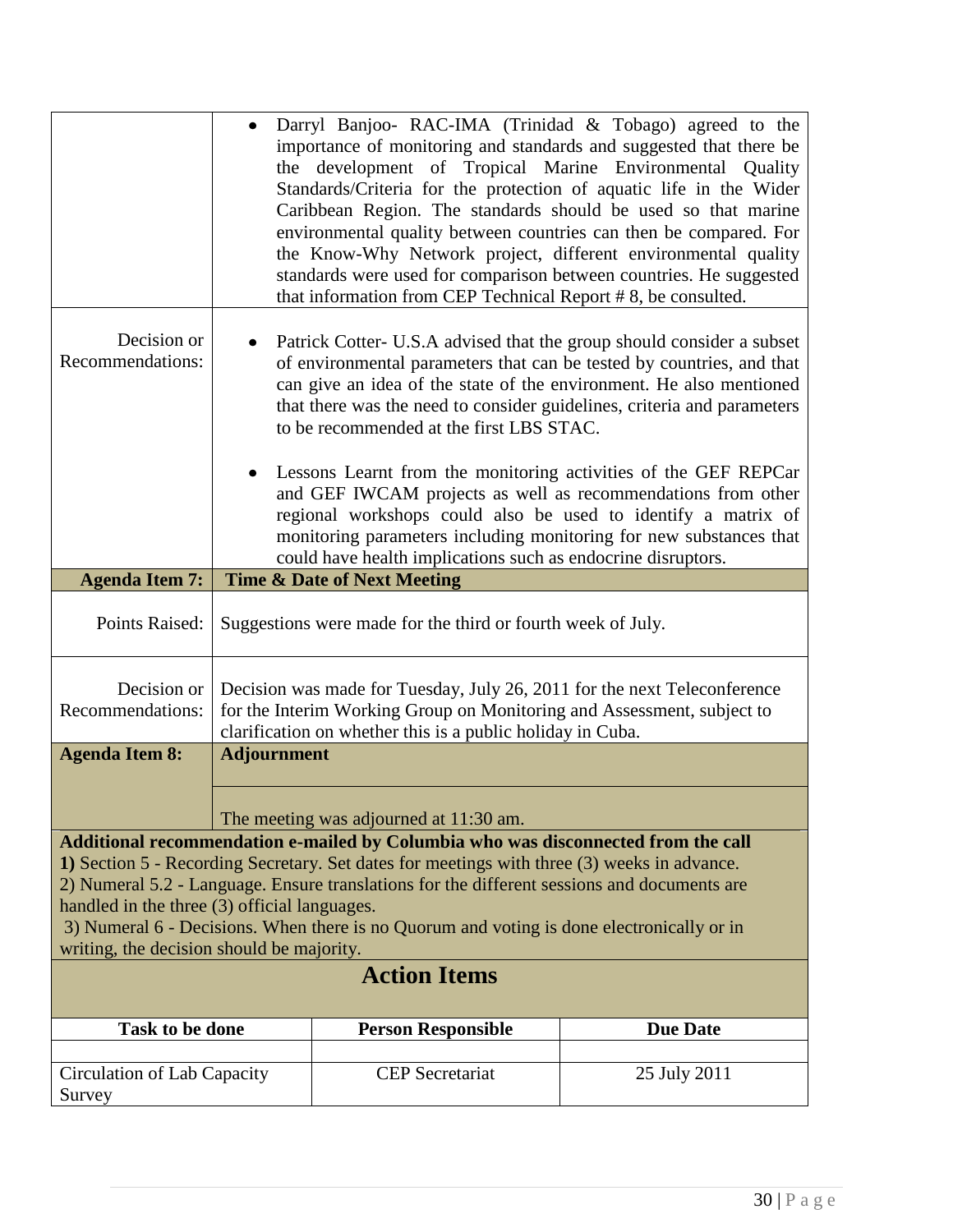| | |
|---|---|
| | • Darryl Banjoo- RAC-IMA (Trinidad & Tobago) agreed to the importance of monitoring and standards and suggested that there be the development of Tropical Marine Environmental Quality Standards/Criteria for the protection of aquatic life in the Wider Caribbean Region. The standards should be used so that marine environmental quality between countries can then be compared. For the Know-Why Network project, different environmental quality standards were used for comparison between countries. He suggested that information from CEP Technical Report # 8, be consulted. |
| Decision or Recommendations: | • Patrick Cotter- U.S.A advised that the group should consider a subset of environmental parameters that can be tested by countries, and that can give an idea of the state of the environment. He also mentioned that there was the need to consider guidelines, criteria and parameters to be recommended at the first LBS STAC.<br><br>• Lessons Learnt from the monitoring activities of the GEF REPCar and GEF IWCAM projects as well as recommendations from other regional workshops could also be used to identify a matrix of monitoring parameters including monitoring for new substances that could have health implications such as endocrine disruptors. |
| **Agenda Item 7:** | **Time & Date of Next Meeting** |
| Points Raised: | Suggestions were made for the third or fourth week of July. |
| Decision or Recommendations: | Decision was made for Tuesday, July 26, 2011 for the next Teleconference for the Interim Working Group on Monitoring and Assessment, subject to clarification on whether this is a public holiday in Cuba. |
| **Agenda Item 8:** | **Adjournment** |
| | The meeting was adjourned at 11:30 am. |

**Additional recommendation e-mailed by Columbia who was disconnected from the call**

**1)** Section 5 - Recording Secretary. Set dates for meetings with three (3) weeks in advance.

2) Numeral 5.2 - Language. Ensure translations for the different sessions and documents are handled in the three (3) official languages.

3) Numeral 6 - Decisions. When there is no Quorum and voting is done electronically or in writing, the decision should be majority.

## Action Items

| Task to be done | Person Responsible | Due Date |
|---|---|---|
| | | |
| Circulation of Lab Capacity Survey | CEP Secretariat | 25 July 2011 |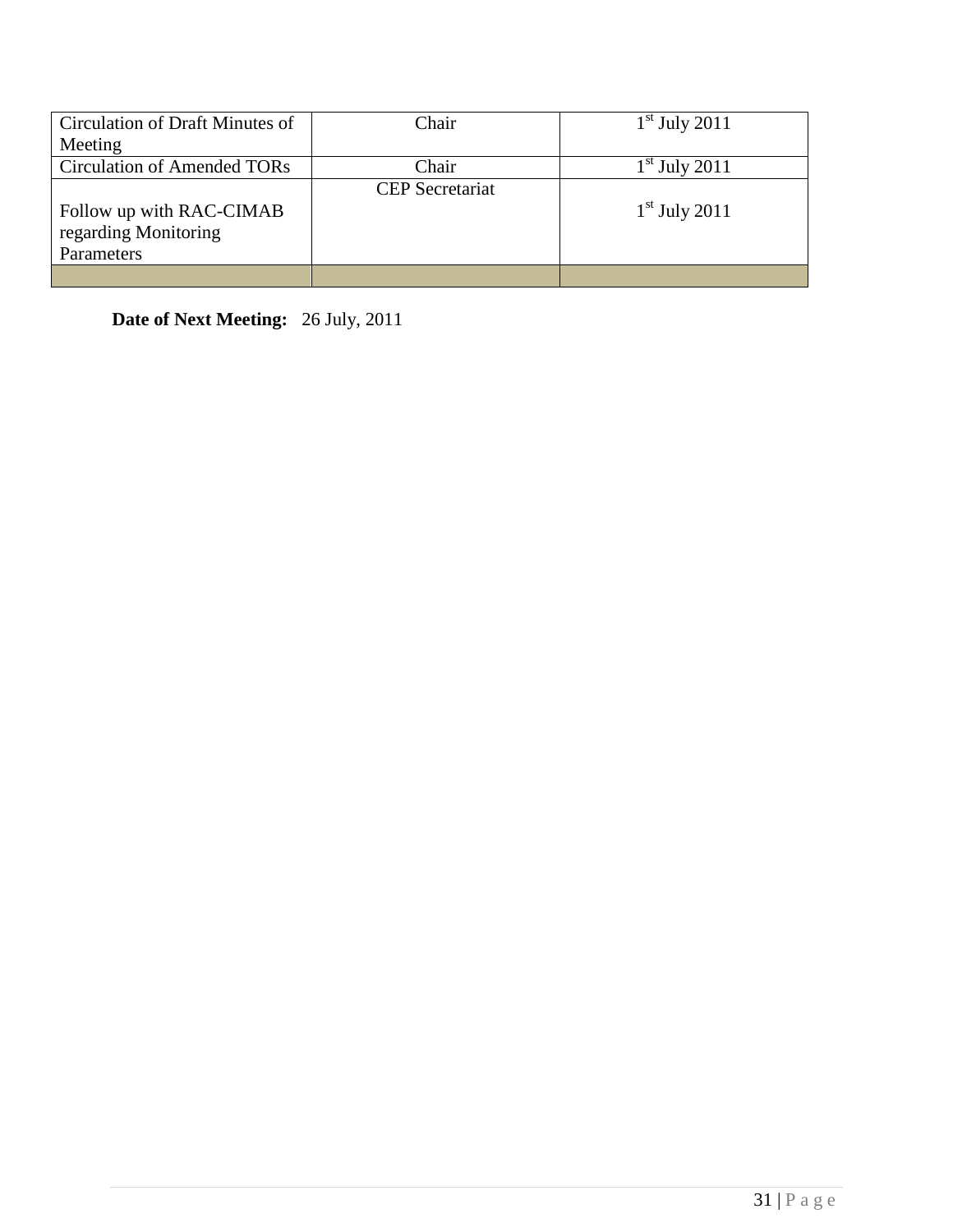| Circulation of Draft Minutes of Meeting | Chair | 1st July 2011 |
|---|---|---|
| Circulation of Amended TORs | Chair | 1st July 2011 |
| Follow up with RAC-CIMAB regarding Monitoring Parameters | CEP Secretariat | 1st July 2011 |
| | | |

**Date of Next Meeting:** 26 July, 2011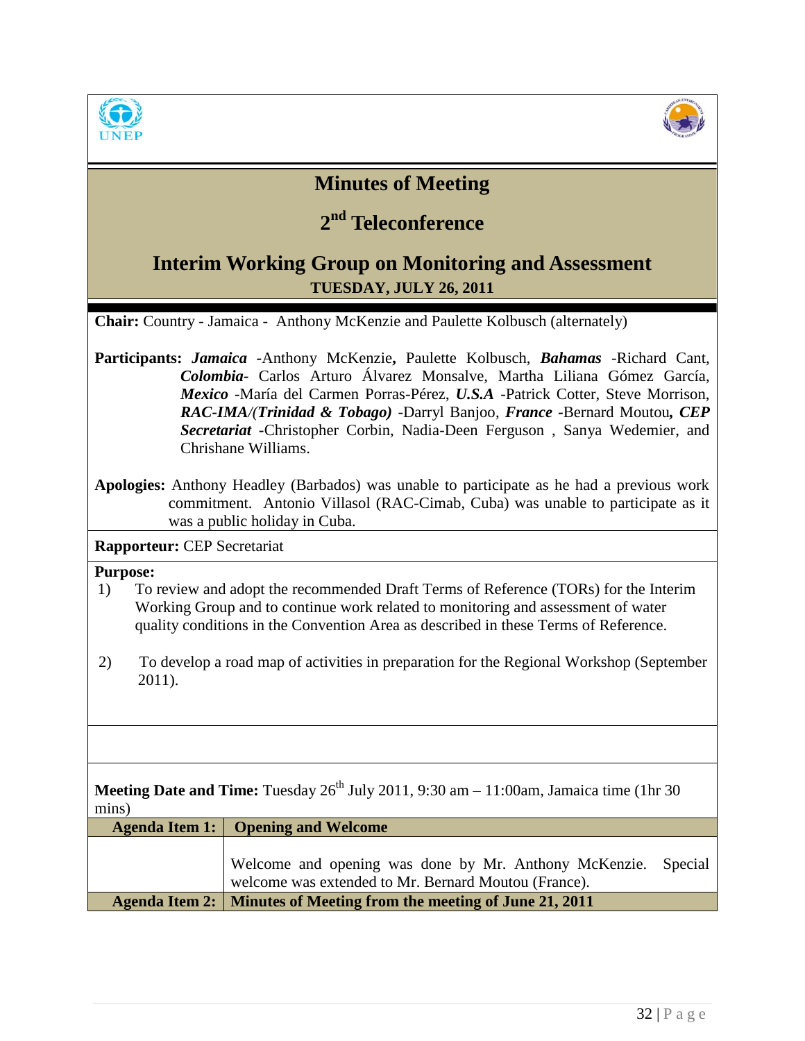# Minutes of Meeting

## 2nd Teleconference

## Interim Working Group on Monitoring and Assessment

**TUESDAY, JULY 26, 2011**

**Chair:** Country - Jamaica - Anthony McKenzie and Paulette Kolbusch (alternately)

**Participants:** ***Jamaica*** -Anthony McKenzie**,** Paulette Kolbusch, ***Bahamas*** -Richard Cant, ***Colombia***- Carlos Arturo Álvarez Monsalve, Martha Liliana Gómez García, ***Mexico*** -María del Carmen Porras-Pérez, ***U.S.A*** -Patrick Cotter, Steve Morrison, ***RAC-IMA/(Trinidad & Tobago)*** -Darryl Banjoo, ***France*** -Bernard Moutou**,** ***CEP Secretariat*** -Christopher Corbin, Nadia-Deen Ferguson , Sanya Wedemier, and Chrishane Williams.

**Apologies:** Anthony Headley (Barbados) was unable to participate as he had a previous work commitment. Antonio Villasol (RAC-Cimab, Cuba) was unable to participate as it was a public holiday in Cuba.

**Rapporteur:** CEP Secretariat

**Purpose:**

1) To review and adopt the recommended Draft Terms of Reference (TORs) for the Interim Working Group and to continue work related to monitoring and assessment of water quality conditions in the Convention Area as described in these Terms of Reference.

2) To develop a road map of activities in preparation for the Regional Workshop (September 2011).

**Meeting Date and Time:** Tuesday 26th July 2011, 9:30 am – 11:00am, Jamaica time (1hr 30 mins)

| Agenda Item 1: | Opening and Welcome |
|---|---|
| | Welcome and opening was done by Mr. Anthony McKenzie. Special welcome was extended to Mr. Bernard Moutou (France). |
| **Agenda Item 2:** | **Minutes of Meeting from the meeting of June 21, 2011** |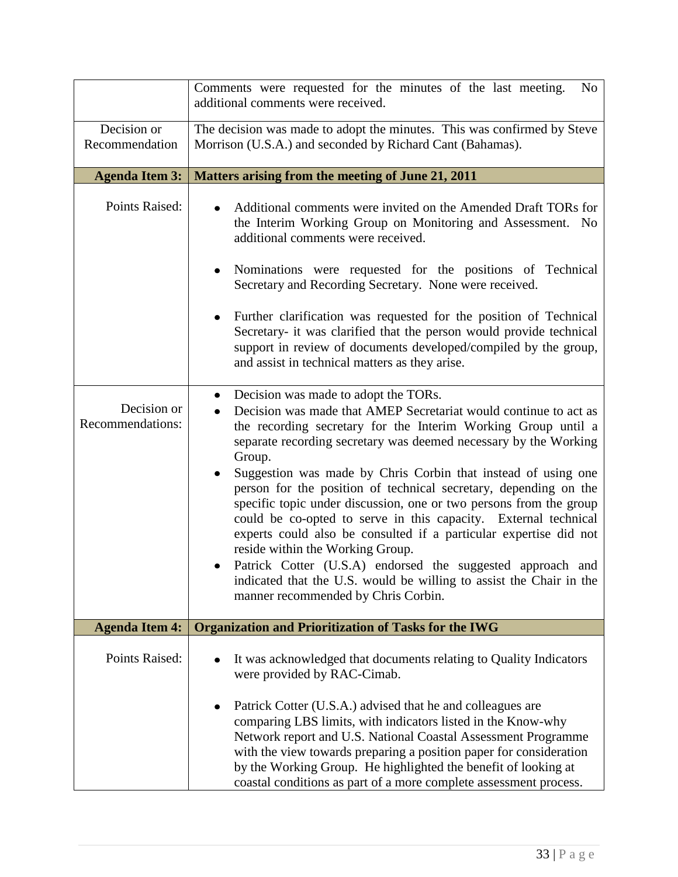|  |  |
|---|---|
|  | Comments were requested for the minutes of the last meeting. No additional comments were received. |
| Decision or Recommendation | The decision was made to adopt the minutes. This was confirmed by Steve Morrison (U.S.A.) and seconded by Richard Cant (Bahamas). |
| **Agenda Item 3:** | **Matters arising from the meeting of June 21, 2011** |
| Points Raised: | • Additional comments were invited on the Amended Draft TORs for the Interim Working Group on Monitoring and Assessment. No additional comments were received.<br><br>• Nominations were requested for the positions of Technical Secretary and Recording Secretary. None were received.<br><br>• Further clarification was requested for the position of Technical Secretary- it was clarified that the person would provide technical support in review of documents developed/compiled by the group, and assist in technical matters as they arise. |
| Decision or Recommendations: | • Decision was made to adopt the TORs.<br>• Decision was made that AMEP Secretariat would continue to act as the recording secretary for the Interim Working Group until a separate recording secretary was deemed necessary by the Working Group.<br>• Suggestion was made by Chris Corbin that instead of using one person for the position of technical secretary, depending on the specific topic under discussion, one or two persons from the group could be co-opted to serve in this capacity. External technical experts could also be consulted if a particular expertise did not reside within the Working Group.<br>• Patrick Cotter (U.S.A) endorsed the suggested approach and indicated that the U.S. would be willing to assist the Chair in the manner recommended by Chris Corbin. |
| **Agenda Item 4:** | **Organization and Prioritization of Tasks for the IWG** |
| Points Raised: | • It was acknowledged that documents relating to Quality Indicators were provided by RAC-Cimab.<br><br>• Patrick Cotter (U.S.A.) advised that he and colleagues are comparing LBS limits, with indicators listed in the Know-why Network report and U.S. National Coastal Assessment Programme with the view towards preparing a position paper for consideration by the Working Group. He highlighted the benefit of looking at coastal conditions as part of a more complete assessment process. |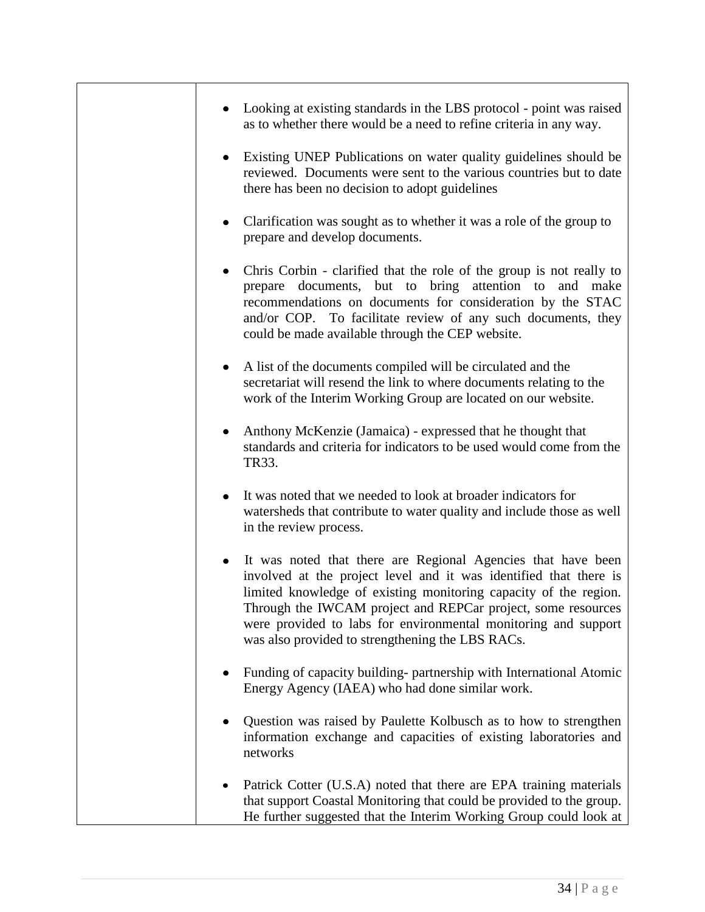| | |
|---|---|
| | • Looking at existing standards in the LBS protocol - point was raised as to whether there would be a need to refine criteria in any way.<br><br>• Existing UNEP Publications on water quality guidelines should be reviewed. Documents were sent to the various countries but to date there has been no decision to adopt guidelines<br><br>• Clarification was sought as to whether it was a role of the group to prepare and develop documents.<br><br>• Chris Corbin - clarified that the role of the group is not really to prepare documents, but to bring attention to and make recommendations on documents for consideration by the STAC and/or COP. To facilitate review of any such documents, they could be made available through the CEP website.<br><br>• A list of the documents compiled will be circulated and the secretariat will resend the link to where documents relating to the work of the Interim Working Group are located on our website.<br><br>• Anthony McKenzie (Jamaica) - expressed that he thought that standards and criteria for indicators to be used would come from the TR33.<br><br>• It was noted that we needed to look at broader indicators for watersheds that contribute to water quality and include those as well in the review process.<br><br>• It was noted that there are Regional Agencies that have been involved at the project level and it was identified that there is limited knowledge of existing monitoring capacity of the region. Through the IWCAM project and REPCar project, some resources were provided to labs for environmental monitoring and support was also provided to strengthening the LBS RACs.<br><br>• Funding of capacity building- partnership with International Atomic Energy Agency (IAEA) who had done similar work.<br><br>• Question was raised by Paulette Kolbusch as to how to strengthen information exchange and capacities of existing laboratories and networks<br><br>• Patrick Cotter (U.S.A) noted that there are EPA training materials that support Coastal Monitoring that could be provided to the group. He further suggested that the Interim Working Group could look at |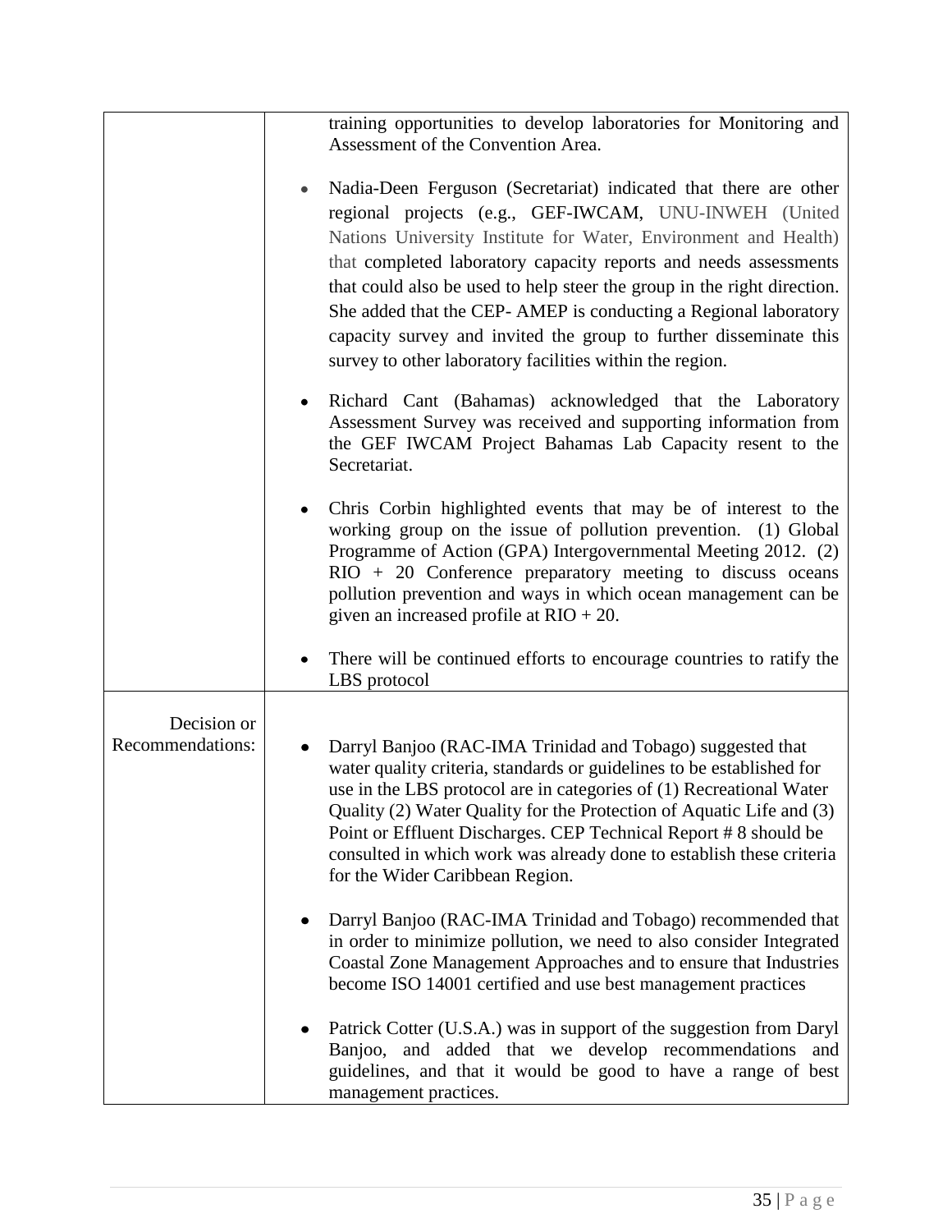| | |
|---|---|
| | training opportunities to develop laboratories for Monitoring and Assessment of the Convention Area.<br><br>• Nadia-Deen Ferguson (Secretariat) indicated that there are other regional projects (e.g., GEF-IWCAM, UNU-INWEH (United Nations University Institute for Water, Environment and Health) that completed laboratory capacity reports and needs assessments that could also be used to help steer the group in the right direction. She added that the CEP- AMEP is conducting a Regional laboratory capacity survey and invited the group to further disseminate this survey to other laboratory facilities within the region.<br><br>• Richard Cant (Bahamas) acknowledged that the Laboratory Assessment Survey was received and supporting information from the GEF IWCAM Project Bahamas Lab Capacity resent to the Secretariat.<br><br>• Chris Corbin highlighted events that may be of interest to the working group on the issue of pollution prevention. (1) Global Programme of Action (GPA) Intergovernmental Meeting 2012. (2) RIO + 20 Conference preparatory meeting to discuss oceans pollution prevention and ways in which ocean management can be given an increased profile at RIO + 20.<br><br>• There will be continued efforts to encourage countries to ratify the LBS protocol |
| Decision or Recommendations: | • Darryl Banjoo (RAC-IMA Trinidad and Tobago) suggested that water quality criteria, standards or guidelines to be established for use in the LBS protocol are in categories of (1) Recreational Water Quality (2) Water Quality for the Protection of Aquatic Life and (3) Point or Effluent Discharges. CEP Technical Report # 8 should be consulted in which work was already done to establish these criteria for the Wider Caribbean Region.<br><br>• Darryl Banjoo (RAC-IMA Trinidad and Tobago) recommended that in order to minimize pollution, we need to also consider Integrated Coastal Zone Management Approaches and to ensure that Industries become ISO 14001 certified and use best management practices<br><br>• Patrick Cotter (U.S.A.) was in support of the suggestion from Daryl Banjoo, and added that we develop recommendations and guidelines, and that it would be good to have a range of best management practices. |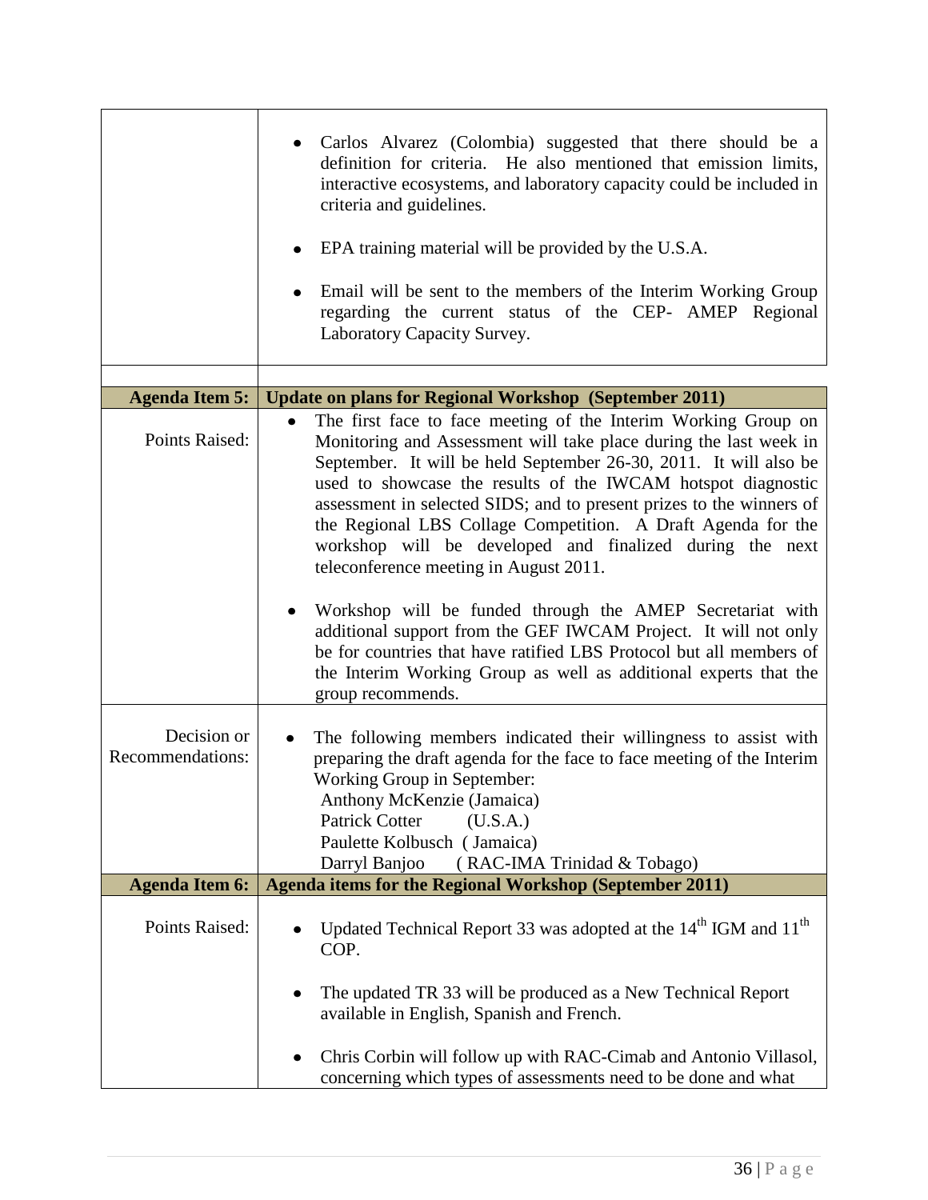| | |
|---|---|
| | • Carlos Alvarez (Colombia) suggested that there should be a definition for criteria. He also mentioned that emission limits, interactive ecosystems, and laboratory capacity could be included in criteria and guidelines.<br><br>• EPA training material will be provided by the U.S.A.<br><br>• Email will be sent to the members of the Interim Working Group regarding the current status of the CEP- AMEP Regional Laboratory Capacity Survey. |
| | |
| **Agenda Item 5:** | **Update on plans for Regional Workshop (September 2011)** |
| Points Raised: | • The first face to face meeting of the Interim Working Group on Monitoring and Assessment will take place during the last week in September. It will be held September 26-30, 2011. It will also be used to showcase the results of the IWCAM hotspot diagnostic assessment in selected SIDS; and to present prizes to the winners of the Regional LBS Collage Competition. A Draft Agenda for the workshop will be developed and finalized during the next teleconference meeting in August 2011.<br><br>• Workshop will be funded through the AMEP Secretariat with additional support from the GEF IWCAM Project. It will not only be for countries that have ratified LBS Protocol but all members of the Interim Working Group as well as additional experts that the group recommends. |
| Decision or Recommendations: | • The following members indicated their willingness to assist with preparing the draft agenda for the face to face meeting of the Interim Working Group in September:<br>Anthony McKenzie (Jamaica)<br>Patrick Cotter (U.S.A.)<br>Paulette Kolbusch ( Jamaica)<br>Darryl Banjoo ( RAC-IMA Trinidad & Tobago) |
| **Agenda Item 6:** | **Agenda items for the Regional Workshop (September 2011)** |
| Points Raised: | • Updated Technical Report 33 was adopted at the 14th IGM and 11th COP.<br><br>• The updated TR 33 will be produced as a New Technical Report available in English, Spanish and French.<br><br>• Chris Corbin will follow up with RAC-Cimab and Antonio Villasol, concerning which types of assessments need to be done and what |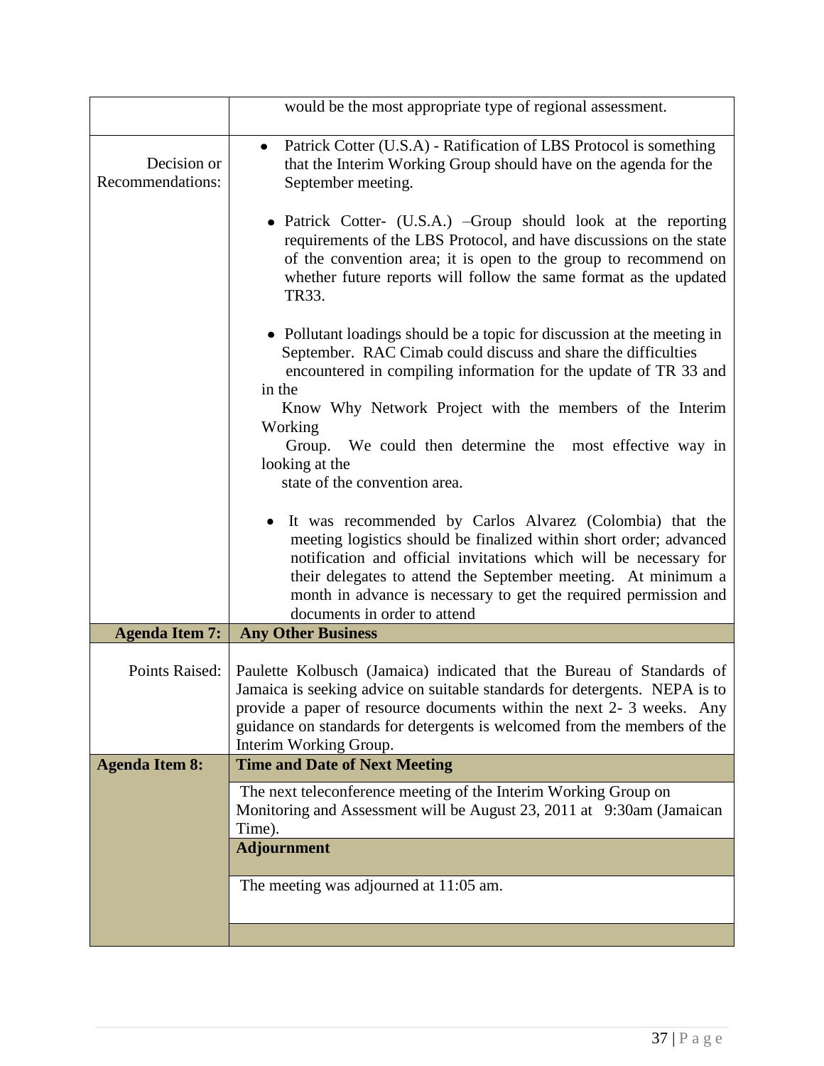| | |
|---|---|
| | would be the most appropriate type of regional assessment. |
| Decision or Recommendations: | • Patrick Cotter (U.S.A) - Ratification of LBS Protocol is something that the Interim Working Group should have on the agenda for the September meeting.<br><br>• Patrick Cotter- (U.S.A.) –Group should look at the reporting requirements of the LBS Protocol, and have discussions on the state of the convention area; it is open to the group to recommend on whether future reports will follow the same format as the updated TR33.<br><br>• Pollutant loadings should be a topic for discussion at the meeting in September. RAC Cimab could discuss and share the difficulties encountered in compiling information for the update of TR 33 and in the Know Why Network Project with the members of the Interim Working Group. We could then determine the most effective way in looking at the state of the convention area.<br><br>• It was recommended by Carlos Alvarez (Colombia) that the meeting logistics should be finalized within short order; advanced notification and official invitations which will be necessary for their delegates to attend the September meeting. At minimum a month in advance is necessary to get the required permission and documents in order to attend |
| **Agenda Item 7:** | **Any Other Business** |
| Points Raised: | Paulette Kolbusch (Jamaica) indicated that the Bureau of Standards of Jamaica is seeking advice on suitable standards for detergents. NEPA is to provide a paper of resource documents within the next 2- 3 weeks. Any guidance on standards for detergents is welcomed from the members of the Interim Working Group. |
| **Agenda Item 8:** | **Time and Date of Next Meeting** |
| | The next teleconference meeting of the Interim Working Group on Monitoring and Assessment will be August 23, 2011 at 9:30am (Jamaican Time). |
| | **Adjournment** |
| | The meeting was adjourned at 11:05 am. |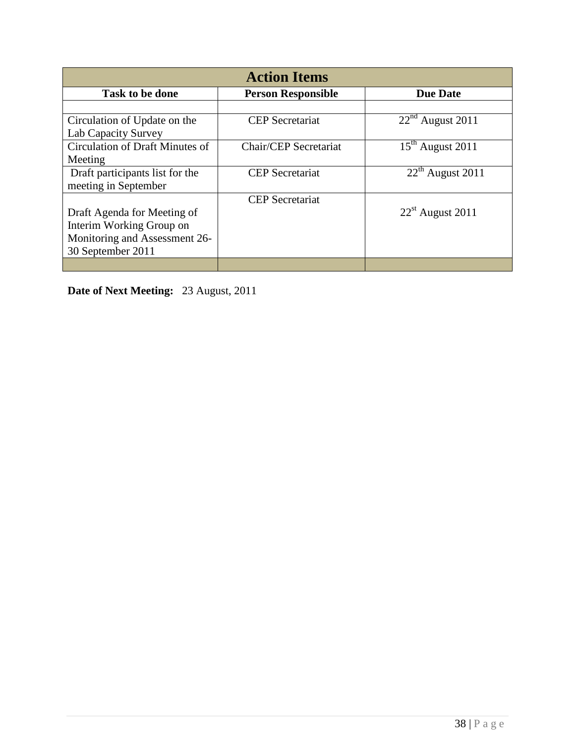| Action Items | | |
|---|---|---|
| **Task to be done** | **Person Responsible** | **Due Date** |
| | | |
| Circulation of Update on the Lab Capacity Survey | CEP Secretariat | 22nd August 2011 |
| Circulation of Draft Minutes of Meeting | Chair/CEP Secretariat | 15th August 2011 |
| Draft participants list for the meeting in September | CEP Secretariat | 22th August 2011 |
| Draft Agenda for Meeting of Interim Working Group on Monitoring and Assessment 26-30 September 2011 | CEP Secretariat | 22st August 2011 |
| | | |

**Date of Next Meeting:** 23 August, 2011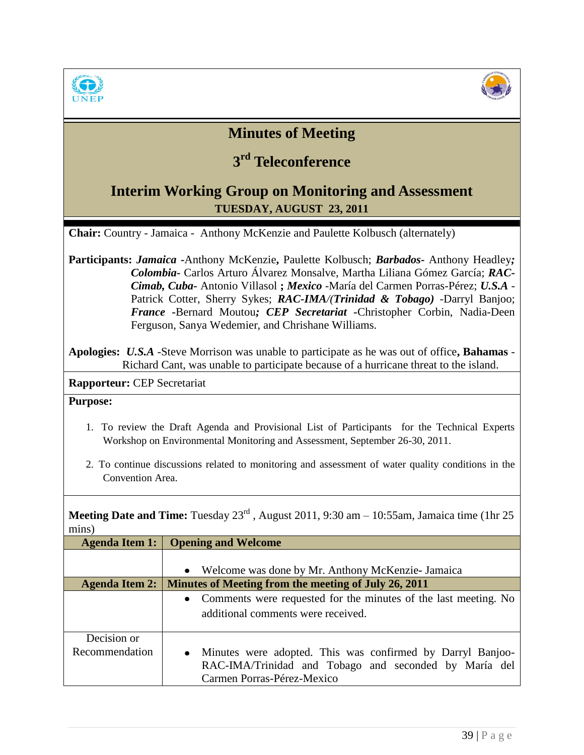# Minutes of Meeting

## 3rd Teleconference

## Interim Working Group on Monitoring and Assessment

**TUESDAY, AUGUST 23, 2011**

**Chair:** Country - Jamaica - Anthony McKenzie and Paulette Kolbusch (alternately)

**Participants:** ***Jamaica*** -Anthony McKenzie**,** Paulette Kolbusch; ***Barbados***- Anthony Headley***;*** ***Colombia***- Carlos Arturo Álvarez Monsalve, Martha Liliana Gómez García; ***RAC-Cimab, Cuba***- Antonio Villasol **;** ***Mexico*** -María del Carmen Porras-Pérez; ***U.S.A*** - Patrick Cotter, Sherry Sykes; ***RAC-IMA/(Trinidad & Tobago)*** -Darryl Banjoo; ***France*** **-**Bernard Moutou***;*** ***CEP Secretariat*** **-**Christopher Corbin, Nadia-Deen Ferguson, Sanya Wedemier, and Chrishane Williams.

**Apologies:** ***U.S.A*** -Steve Morrison was unable to participate as he was out of office**,** **Bahamas** - Richard Cant, was unable to participate because of a hurricane threat to the island.

**Rapporteur:** CEP Secretariat

**Purpose:**

1. To review the Draft Agenda and Provisional List of Participants for the Technical Experts Workshop on Environmental Monitoring and Assessment, September 26-30, 2011.
2. To continue discussions related to monitoring and assessment of water quality conditions in the Convention Area.

**Meeting Date and Time:** Tuesday 23rd, August 2011, 9:30 am – 10:55am, Jamaica time (1hr 25 mins)

| **Agenda Item 1:** | **Opening and Welcome** |
|---|---|
| | • Welcome was done by Mr. Anthony McKenzie- Jamaica |
| **Agenda Item 2:** | **Minutes of Meeting from the meeting of July 26, 2011** |
| | • Comments were requested for the minutes of the last meeting. No additional comments were received. |
| Decision or Recommendation | • Minutes were adopted. This was confirmed by Darryl Banjoo-RAC-IMA/Trinidad and Tobago and seconded by María del Carmen Porras-Pérez-Mexico |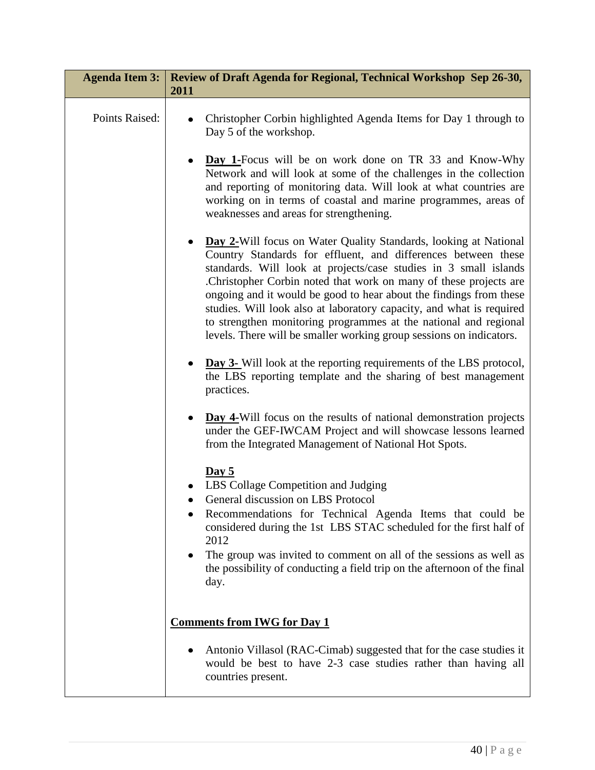| Agenda Item 3: | Review of Draft Agenda for Regional, Technical Workshop Sep 26-30, 2011 |
|---|---|
| Points Raised: | • Christopher Corbin highlighted Agenda Items for Day 1 through to Day 5 of the workshop.<br><br>• **Day 1-**Focus will be on work done on TR 33 and Know-Why Network and will look at some of the challenges in the collection and reporting of monitoring data. Will look at what countries are working on in terms of coastal and marine programmes, areas of weaknesses and areas for strengthening.<br><br>• **Day 2-**Will focus on Water Quality Standards, looking at National Country Standards for effluent, and differences between these standards. Will look at projects/case studies in 3 small islands .Christopher Corbin noted that work on many of these projects are ongoing and it would be good to hear about the findings from these studies. Will look also at laboratory capacity, and what is required to strengthen monitoring programmes at the national and regional levels. There will be smaller working group sessions on indicators.<br><br>• **Day 3-** Will look at the reporting requirements of the LBS protocol, the LBS reporting template and the sharing of best management practices.<br><br>• **Day 4-**Will focus on the results of national demonstration projects under the GEF-IWCAM Project and will showcase lessons learned from the Integrated Management of National Hot Spots.<br><br>**Day 5**<br>• LBS Collage Competition and Judging<br>• General discussion on LBS Protocol<br>• Recommendations for Technical Agenda Items that could be considered during the 1st LBS STAC scheduled for the first half of 2012<br>• The group was invited to comment on all of the sessions as well as the possibility of conducting a field trip on the afternoon of the final day.<br><br>**Comments from IWG for Day 1**<br><br>• Antonio Villasol (RAC-Cimab) suggested that for the case studies it would be best to have 2-3 case studies rather than having all countries present. |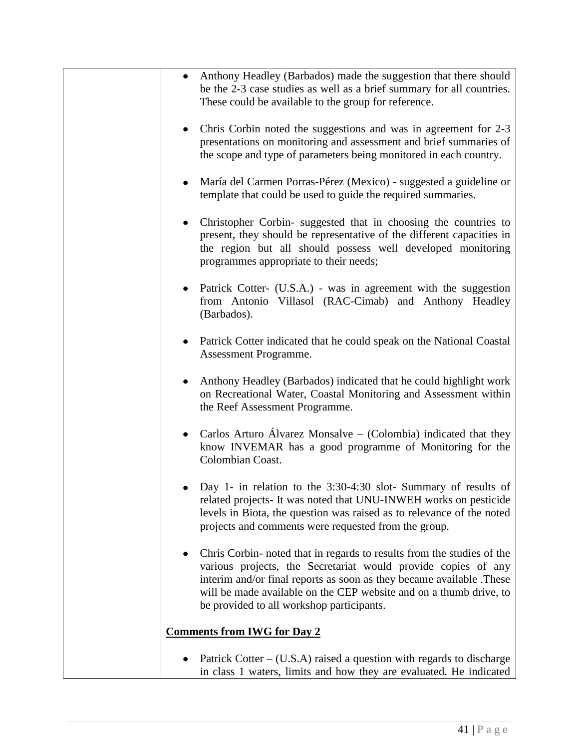| | |
|---|---|
| | • Anthony Headley (Barbados) made the suggestion that there should be the 2-3 case studies as well as a brief summary for all countries. These could be available to the group for reference.<br><br>• Chris Corbin noted the suggestions and was in agreement for 2-3 presentations on monitoring and assessment and brief summaries of the scope and type of parameters being monitored in each country.<br><br>• María del Carmen Porras-Pérez (Mexico) - suggested a guideline or template that could be used to guide the required summaries.<br><br>• Christopher Corbin- suggested that in choosing the countries to present, they should be representative of the different capacities in the region but all should possess well developed monitoring programmes appropriate to their needs;<br><br>• Patrick Cotter- (U.S.A.) - was in agreement with the suggestion from Antonio Villasol (RAC-Cimab) and Anthony Headley (Barbados).<br><br>• Patrick Cotter indicated that he could speak on the National Coastal Assessment Programme.<br><br>• Anthony Headley (Barbados) indicated that he could highlight work on Recreational Water, Coastal Monitoring and Assessment within the Reef Assessment Programme.<br><br>• Carlos Arturo Álvarez Monsalve – (Colombia) indicated that they know INVEMAR has a good programme of Monitoring for the Colombian Coast.<br><br>• Day 1- in relation to the 3:30-4:30 slot- Summary of results of related projects**-** It was noted that UNU-INWEH works on pesticide levels in Biota, the question was raised as to relevance of the noted projects and comments were requested from the group.<br><br>• Chris Corbin- noted that in regards to results from the studies of the various projects, the Secretariat would provide copies of any interim and/or final reports as soon as they became available .These will be made available on the CEP website and on a thumb drive, to be provided to all workshop participants.<br><br>**<u>Comments from IWG for Day 2</u>**<br><br>• Patrick Cotter – (U.S.A) raised a question with regards to discharge in class 1 waters, limits and how they are evaluated. He indicated |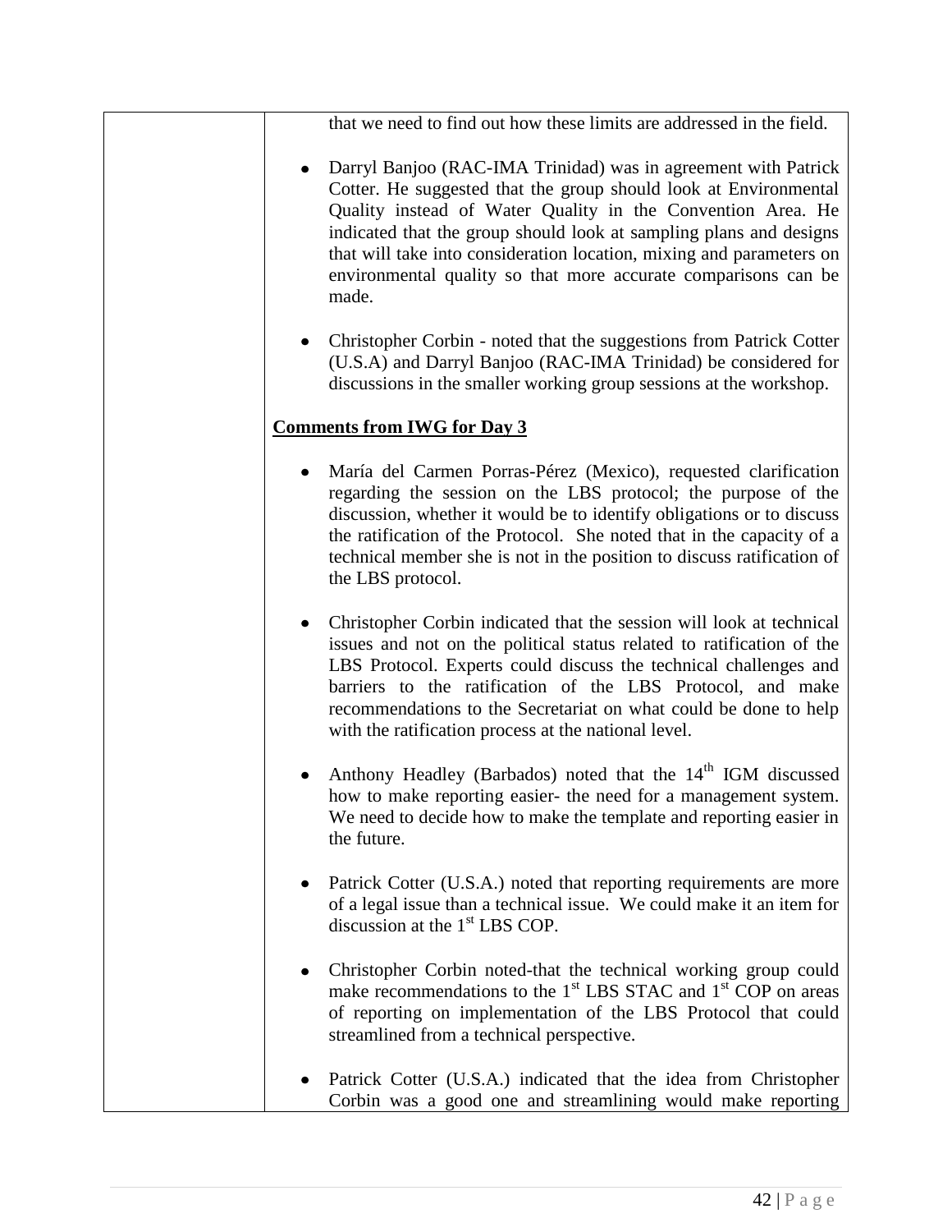| | |
|---|---|
| | that we need to find out how these limits are addressed in the field.<br><br>• Darryl Banjoo (RAC-IMA Trinidad) was in agreement with Patrick Cotter. He suggested that the group should look at Environmental Quality instead of Water Quality in the Convention Area. He indicated that the group should look at sampling plans and designs that will take into consideration location, mixing and parameters on environmental quality so that more accurate comparisons can be made.<br><br>• Christopher Corbin - noted that the suggestions from Patrick Cotter (U.S.A) and Darryl Banjoo (RAC-IMA Trinidad) be considered for discussions in the smaller working group sessions at the workshop.<br><br>**<u>Comments from IWG for Day 3</u>**<br><br>• María del Carmen Porras-Pérez (Mexico), requested clarification regarding the session on the LBS protocol; the purpose of the discussion, whether it would be to identify obligations or to discuss the ratification of the Protocol. She noted that in the capacity of a technical member she is not in the position to discuss ratification of the LBS protocol.<br><br>• Christopher Corbin indicated that the session will look at technical issues and not on the political status related to ratification of the LBS Protocol. Experts could discuss the technical challenges and barriers to the ratification of the LBS Protocol, and make recommendations to the Secretariat on what could be done to help with the ratification process at the national level.<br><br>• Anthony Headley (Barbados) noted that the 14th IGM discussed how to make reporting easier- the need for a management system. We need to decide how to make the template and reporting easier in the future.<br><br>• Patrick Cotter (U.S.A.) noted that reporting requirements are more of a legal issue than a technical issue. We could make it an item for discussion at the 1st LBS COP.<br><br>• Christopher Corbin noted-that the technical working group could make recommendations to the 1st LBS STAC and 1st COP on areas of reporting on implementation of the LBS Protocol that could streamlined from a technical perspective.<br><br>• Patrick Cotter (U.S.A.) indicated that the idea from Christopher Corbin was a good one and streamlining would make reporting |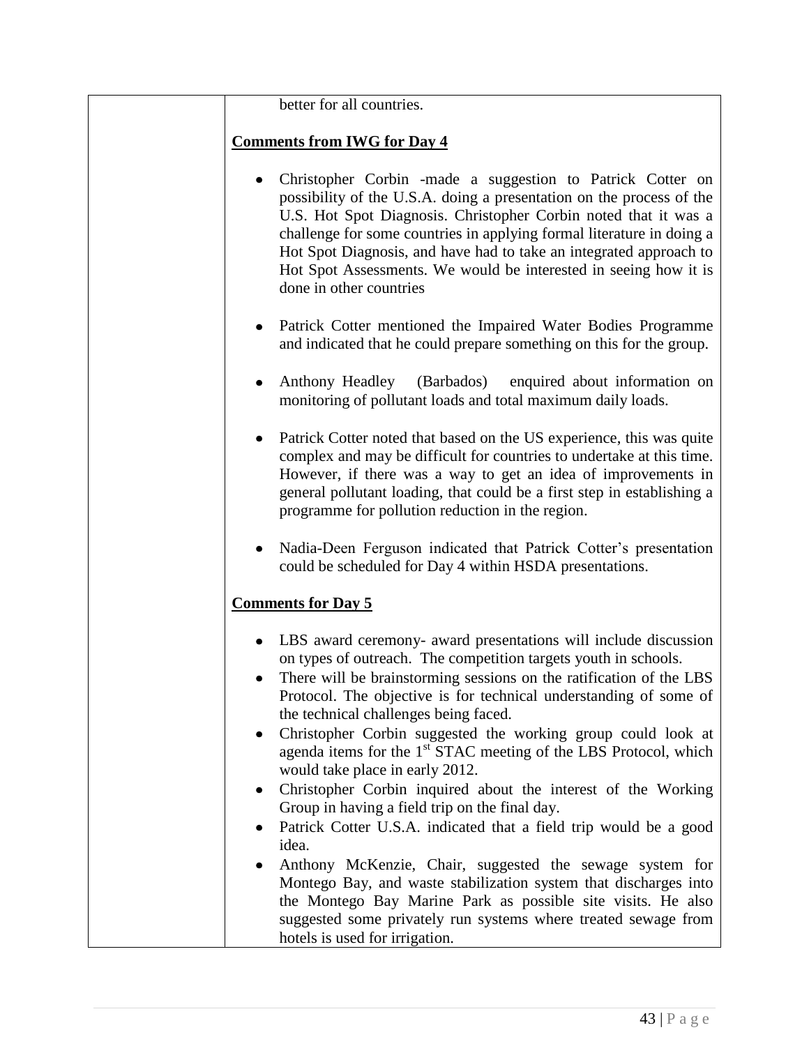| | better for all countries.<br><br>**Comments from IWG for Day 4**<br><br>- Christopher Corbin -made a suggestion to Patrick Cotter on possibility of the U.S.A. doing a presentation on the process of the U.S. Hot Spot Diagnosis. Christopher Corbin noted that it was a challenge for some countries in applying formal literature in doing a Hot Spot Diagnosis, and have had to take an integrated approach to Hot Spot Assessments. We would be interested in seeing how it is done in other countries<br>- Patrick Cotter mentioned the Impaired Water Bodies Programme and indicated that he could prepare something on this for the group.<br>- Anthony Headley (Barbados) enquired about information on monitoring of pollutant loads and total maximum daily loads.<br>- Patrick Cotter noted that based on the US experience, this was quite complex and may be difficult for countries to undertake at this time. However, if there was a way to get an idea of improvements in general pollutant loading, that could be a first step in establishing a programme for pollution reduction in the region.<br>- Nadia-Deen Ferguson indicated that Patrick Cotter's presentation could be scheduled for Day 4 within HSDA presentations.<br><br>**Comments for Day 5**<br><br>- LBS award ceremony- award presentations will include discussion on types of outreach. The competition targets youth in schools.<br>- There will be brainstorming sessions on the ratification of the LBS Protocol. The objective is for technical understanding of some of the technical challenges being faced.<br>- Christopher Corbin suggested the working group could look at agenda items for the 1st STAC meeting of the LBS Protocol, which would take place in early 2012.<br>- Christopher Corbin inquired about the interest of the Working Group in having a field trip on the final day.<br>- Patrick Cotter U.S.A. indicated that a field trip would be a good idea.<br>- Anthony McKenzie, Chair, suggested the sewage system for Montego Bay, and waste stabilization system that discharges into the Montego Bay Marine Park as possible site visits. He also suggested some privately run systems where treated sewage from hotels is used for irrigation. |
|---|---|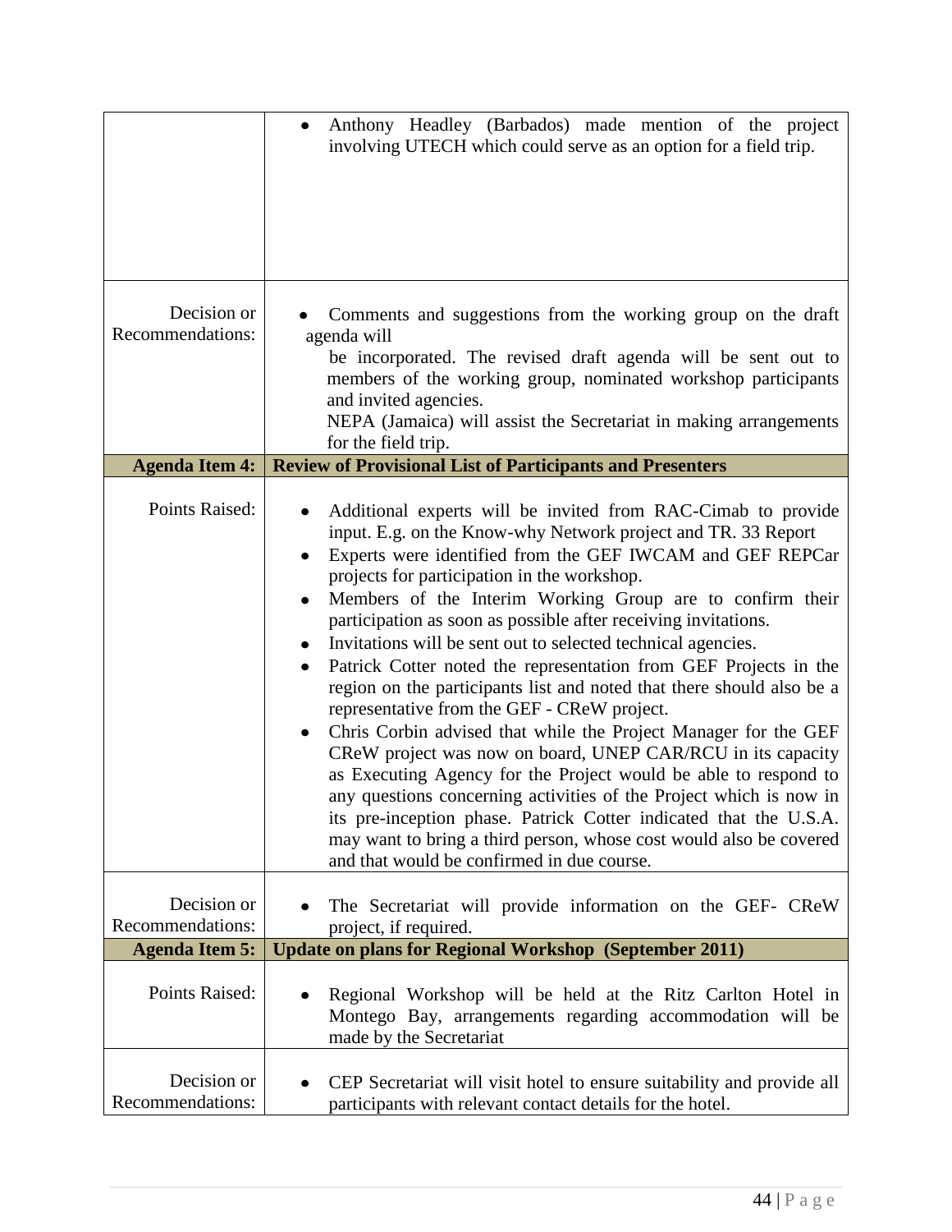| | |
|---|---|
| | • Anthony Headley (Barbados) made mention of the project involving UTECH which could serve as an option for a field trip. |
| Decision or Recommendations: | • Comments and suggestions from the working group on the draft agenda will be incorporated. The revised draft agenda will be sent out to members of the working group, nominated workshop participants and invited agencies. NEPA (Jamaica) will assist the Secretariat in making arrangements for the field trip. |
| **Agenda Item 4:** | **Review of Provisional List of Participants and Presenters** |
| Points Raised: | • Additional experts will be invited from RAC-Cimab to provide input. E.g. on the Know-why Network project and TR. 33 Report<br>• Experts were identified from the GEF IWCAM and GEF REPCar projects for participation in the workshop.<br>• Members of the Interim Working Group are to confirm their participation as soon as possible after receiving invitations.<br>• Invitations will be sent out to selected technical agencies.<br>• Patrick Cotter noted the representation from GEF Projects in the region on the participants list and noted that there should also be a representative from the GEF - CReW project.<br>• Chris Corbin advised that while the Project Manager for the GEF CReW project was now on board, UNEP CAR/RCU in its capacity as Executing Agency for the Project would be able to respond to any questions concerning activities of the Project which is now in its pre-inception phase. Patrick Cotter indicated that the U.S.A. may want to bring a third person, whose cost would also be covered and that would be confirmed in due course. |
| Decision or Recommendations: | • The Secretariat will provide information on the GEF- CReW project, if required. |
| **Agenda Item 5:** | **Update on plans for Regional Workshop (September 2011)** |
| Points Raised: | • Regional Workshop will be held at the Ritz Carlton Hotel in Montego Bay, arrangements regarding accommodation will be made by the Secretariat |
| Decision or Recommendations: | • CEP Secretariat will visit hotel to ensure suitability and provide all participants with relevant contact details for the hotel. |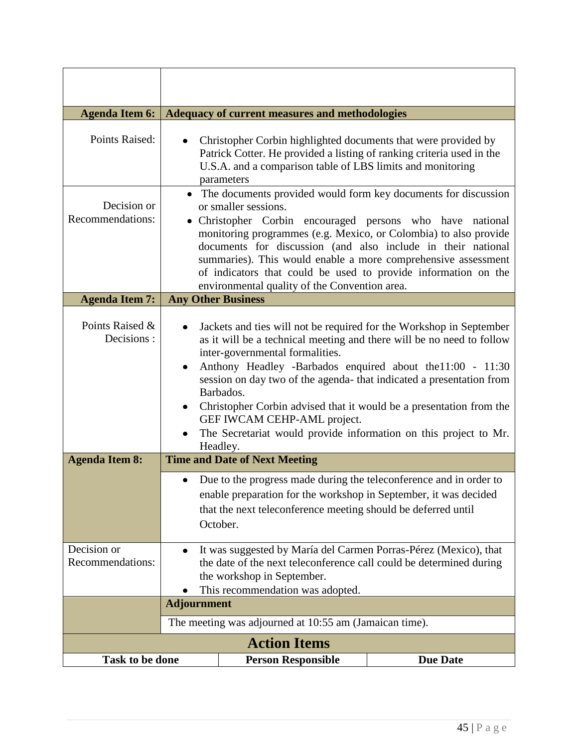| | |
|---|---|
| | |
| **Agenda Item 6:** | **Adequacy of current measures and methodologies** |
| Points Raised: | • Christopher Corbin highlighted documents that were provided by Patrick Cotter. He provided a listing of ranking criteria used in the U.S.A. and a comparison table of LBS limits and monitoring parameters |
| Decision or Recommendations: | • The documents provided would form key documents for discussion or smaller sessions.<br>• Christopher Corbin encouraged persons who have national monitoring programmes (e.g. Mexico, or Colombia) to also provide documents for discussion (and also include in their national summaries). This would enable a more comprehensive assessment of indicators that could be used to provide information on the environmental quality of the Convention area. |
| **Agenda Item 7:** | **Any Other Business** |
| Points Raised & Decisions : | • Jackets and ties will not be required for the Workshop in September as it will be a technical meeting and there will be no need to follow inter-governmental formalities.<br>• Anthony Headley -Barbados enquired about the11:00 - 11:30 session on day two of the agenda- that indicated a presentation from Barbados.<br>• Christopher Corbin advised that it would be a presentation from the GEF IWCAM CEHP-AML project.<br>• The Secretariat would provide information on this project to Mr. Headley. |
| **Agenda Item 8:** | **Time and Date of Next Meeting** |
| | • Due to the progress made during the teleconference and in order to enable preparation for the workshop in September, it was decided that the next teleconference meeting should be deferred until October. |
| Decision or Recommendations: | • It was suggested by María del Carmen Porras-Pérez (Mexico), that the date of the next teleconference call could be determined during the workshop in September.<br>• This recommendation was adopted. |
| | **Adjournment** |
| | The meeting was adjourned at 10:55 am (Jamaican time). |

## Action Items

| Task to be done | Person Responsible | Due Date |
|---|---|---|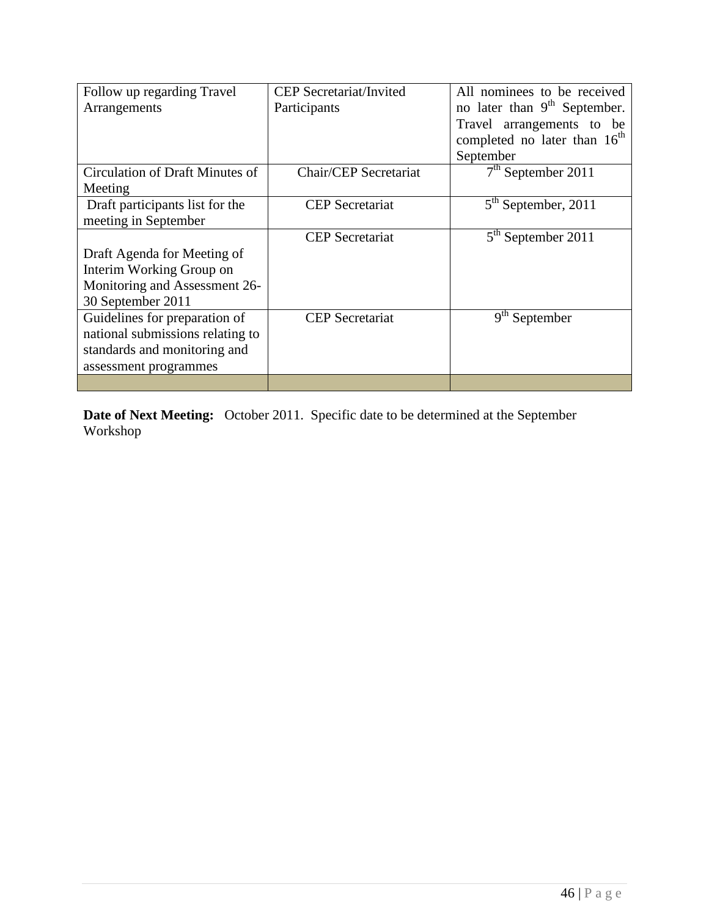| Follow up regarding Travel Arrangements | CEP Secretariat/Invited Participants | All nominees to be received no later than 9th September. Travel arrangements to be completed no later than 16th September |
|---|---|---|
| Circulation of Draft Minutes of Meeting | Chair/CEP Secretariat | 7th September 2011 |
| Draft participants list for the meeting in September | CEP Secretariat | 5th September, 2011 |
| Draft Agenda for Meeting of Interim Working Group on Monitoring and Assessment 26-30 September 2011 | CEP Secretariat | 5th September 2011 |
| Guidelines for preparation of national submissions relating to standards and monitoring and assessment programmes | CEP Secretariat | 9th September |
| | | |

**Date of Next Meeting:** October 2011. Specific date to be determined at the September Workshop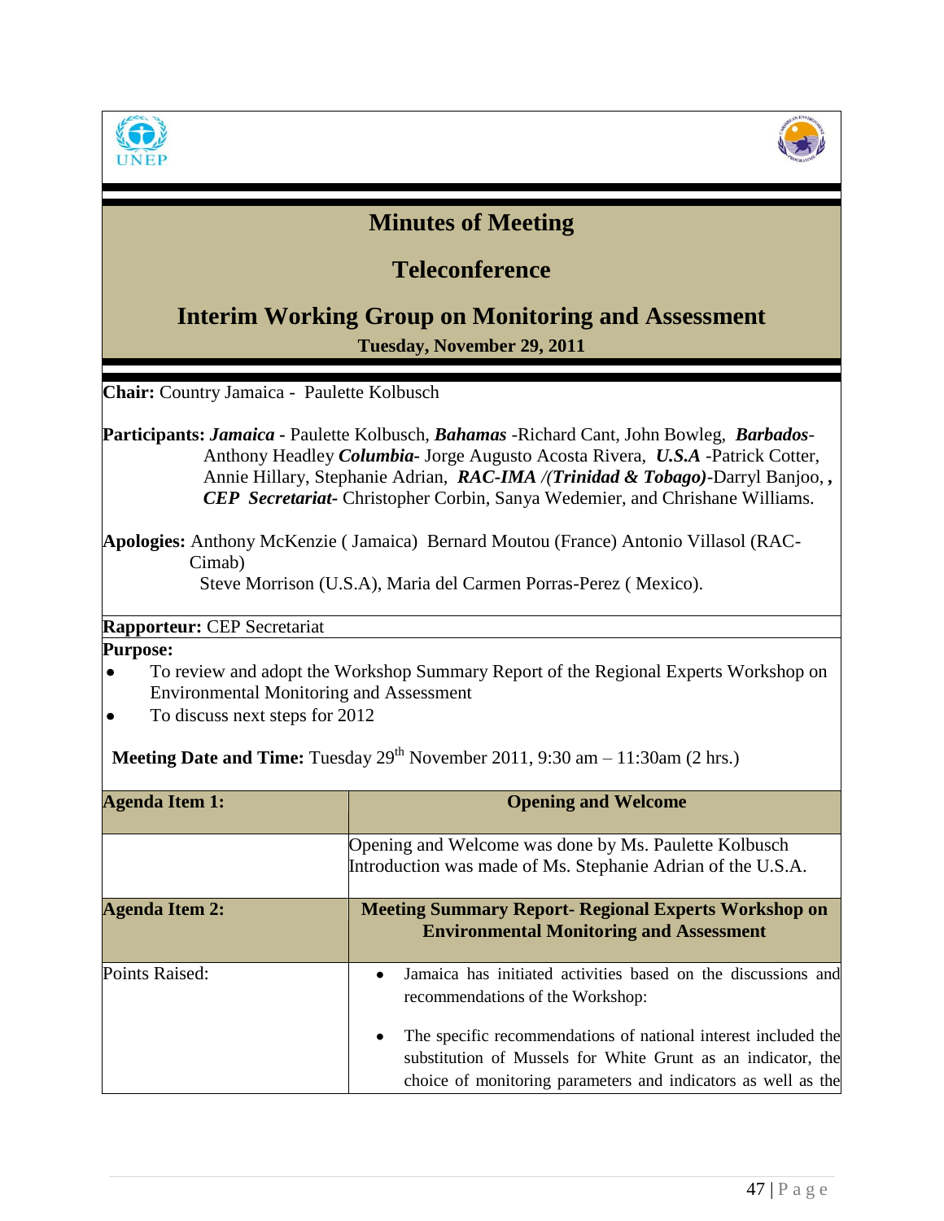# Minutes of Meeting

## Teleconference

## Interim Working Group on Monitoring and Assessment

**Tuesday, November 29, 2011**

**Chair:** Country Jamaica - Paulette Kolbusch

**Participants:** ***Jamaica*** - Paulette Kolbusch, ***Bahamas*** -Richard Cant, John Bowleg, ***Barbados***- Anthony Headley ***Columbia***- Jorge Augusto Acosta Rivera, ***U.S.A*** -Patrick Cotter, Annie Hillary, Stephanie Adrian, ***RAC-IMA /(Trinidad & Tobago)***-Darryl Banjoo, **,** ***CEP Secretariat***- Christopher Corbin, Sanya Wedemier, and Chrishane Williams.

**Apologies:** Anthony McKenzie ( Jamaica) Bernard Moutou (France) Antonio Villasol (RAC-Cimab)
Steve Morrison (U.S.A), Maria del Carmen Porras-Perez ( Mexico).

**Rapporteur:** CEP Secretariat

**Purpose:**

- To review and adopt the Workshop Summary Report of the Regional Experts Workshop on Environmental Monitoring and Assessment
- To discuss next steps for 2012

**Meeting Date and Time:** Tuesday 29th November 2011, 9:30 am – 11:30am (2 hrs.)

| **Agenda Item 1:** | **Opening and Welcome** |
|---|---|
| | Opening and Welcome was done by Ms. Paulette Kolbusch<br>Introduction was made of Ms. Stephanie Adrian of the U.S.A. |
| **Agenda Item 2:** | **Meeting Summary Report- Regional Experts Workshop on Environmental Monitoring and Assessment** |
| Points Raised: | • Jamaica has initiated activities based on the discussions and recommendations of the Workshop:<br><br>• The specific recommendations of national interest included the substitution of Mussels for White Grunt as an indicator, the choice of monitoring parameters and indicators as well as the |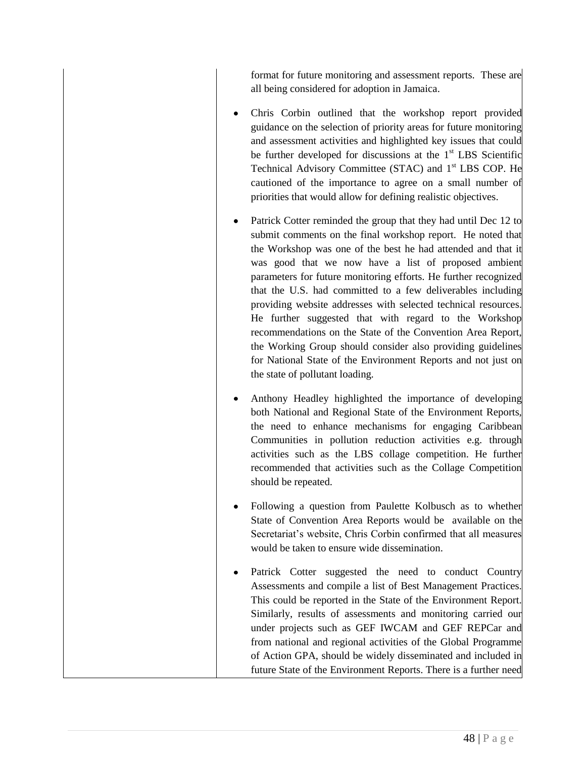| | |
|---|---|
| | format for future monitoring and assessment reports. These are all being considered for adoption in Jamaica.<br><br>• Chris Corbin outlined that the workshop report provided guidance on the selection of priority areas for future monitoring and assessment activities and highlighted key issues that could be further developed for discussions at the 1st LBS Scientific Technical Advisory Committee (STAC) and 1st LBS COP. He cautioned of the importance to agree on a small number of priorities that would allow for defining realistic objectives.<br><br>• Patrick Cotter reminded the group that they had until Dec 12 to submit comments on the final workshop report. He noted that the Workshop was one of the best he had attended and that it was good that we now have a list of proposed ambient parameters for future monitoring efforts. He further recognized that the U.S. had committed to a few deliverables including providing website addresses with selected technical resources. He further suggested that with regard to the Workshop recommendations on the State of the Convention Area Report, the Working Group should consider also providing guidelines for National State of the Environment Reports and not just on the state of pollutant loading.<br><br>• Anthony Headley highlighted the importance of developing both National and Regional State of the Environment Reports, the need to enhance mechanisms for engaging Caribbean Communities in pollution reduction activities e.g. through activities such as the LBS collage competition. He further recommended that activities such as the Collage Competition should be repeated.<br><br>• Following a question from Paulette Kolbusch as to whether State of Convention Area Reports would be available on the Secretariat's website, Chris Corbin confirmed that all measures would be taken to ensure wide dissemination.<br><br>• Patrick Cotter suggested the need to conduct Country Assessments and compile a list of Best Management Practices. This could be reported in the State of the Environment Report. Similarly, results of assessments and monitoring carried our under projects such as GEF IWCAM and GEF REPCar and from national and regional activities of the Global Programme of Action GPA, should be widely disseminated and included in future State of the Environment Reports. There is a further need |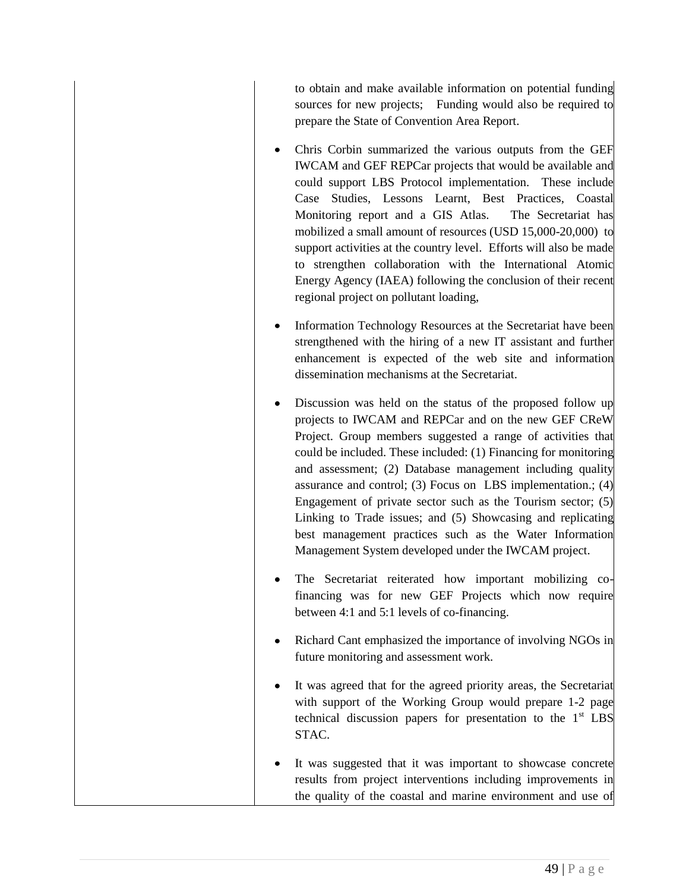| | to obtain and make available information on potential funding sources for new projects; Funding would also be required to prepare the State of Convention Area Report.<br><br>• Chris Corbin summarized the various outputs from the GEF IWCAM and GEF REPCar projects that would be available and could support LBS Protocol implementation. These include Case Studies, Lessons Learnt, Best Practices, Coastal Monitoring report and a GIS Atlas. The Secretariat has mobilized a small amount of resources (USD 15,000-20,000) to support activities at the country level. Efforts will also be made to strengthen collaboration with the International Atomic Energy Agency (IAEA) following the conclusion of their recent regional project on pollutant loading,<br><br>• Information Technology Resources at the Secretariat have been strengthened with the hiring of a new IT assistant and further enhancement is expected of the web site and information dissemination mechanisms at the Secretariat.<br><br>• Discussion was held on the status of the proposed follow up projects to IWCAM and REPCar and on the new GEF CReW Project. Group members suggested a range of activities that could be included. These included: (1) Financing for monitoring and assessment; (2) Database management including quality assurance and control; (3) Focus on LBS implementation.; (4) Engagement of private sector such as the Tourism sector; (5) Linking to Trade issues; and (5) Showcasing and replicating best management practices such as the Water Information Management System developed under the IWCAM project.<br><br>• The Secretariat reiterated how important mobilizing co-financing was for new GEF Projects which now require between 4:1 and 5:1 levels of co-financing.<br><br>• Richard Cant emphasized the importance of involving NGOs in future monitoring and assessment work.<br><br>• It was agreed that for the agreed priority areas, the Secretariat with support of the Working Group would prepare 1-2 page technical discussion papers for presentation to the 1st LBS STAC.<br><br>• It was suggested that it was important to showcase concrete results from project interventions including improvements in the quality of the coastal and marine environment and use of |
|---|---|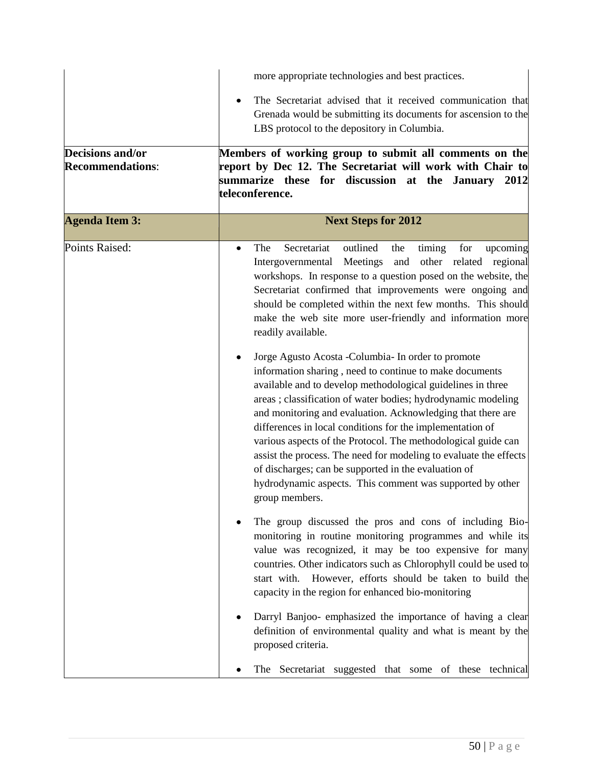| | |
|---|---|
| | more appropriate technologies and best practices.<br><br>• The Secretariat advised that it received communication that Grenada would be submitting its documents for ascension to the LBS protocol to the depository in Columbia. |
| **Decisions and/or Recommendations**: | **Members of working group to submit all comments on the report by Dec 12. The Secretariat will work with Chair to summarize these for discussion at the January 2012 teleconference.** |
| **Agenda Item 3:** | **Next Steps for 2012** |
| Points Raised: | • The Secretariat outlined the timing for upcoming Intergovernmental Meetings and other related regional workshops. In response to a question posed on the website, the Secretariat confirmed that improvements were ongoing and should be completed within the next few months. This should make the web site more user-friendly and information more readily available.<br><br>• Jorge Agusto Acosta -Columbia- In order to promote information sharing , need to continue to make documents available and to develop methodological guidelines in three areas ; classification of water bodies; hydrodynamic modeling and monitoring and evaluation. Acknowledging that there are differences in local conditions for the implementation of various aspects of the Protocol. The methodological guide can assist the process. The need for modeling to evaluate the effects of discharges; can be supported in the evaluation of hydrodynamic aspects. This comment was supported by other group members.<br><br>• The group discussed the pros and cons of including Bio-monitoring in routine monitoring programmes and while its value was recognized, it may be too expensive for many countries. Other indicators such as Chlorophyll could be used to start with. However, efforts should be taken to build the capacity in the region for enhanced bio-monitoring<br><br>• Darryl Banjoo- emphasized the importance of having a clear definition of environmental quality and what is meant by the proposed criteria.<br><br>• The Secretariat suggested that some of these technical |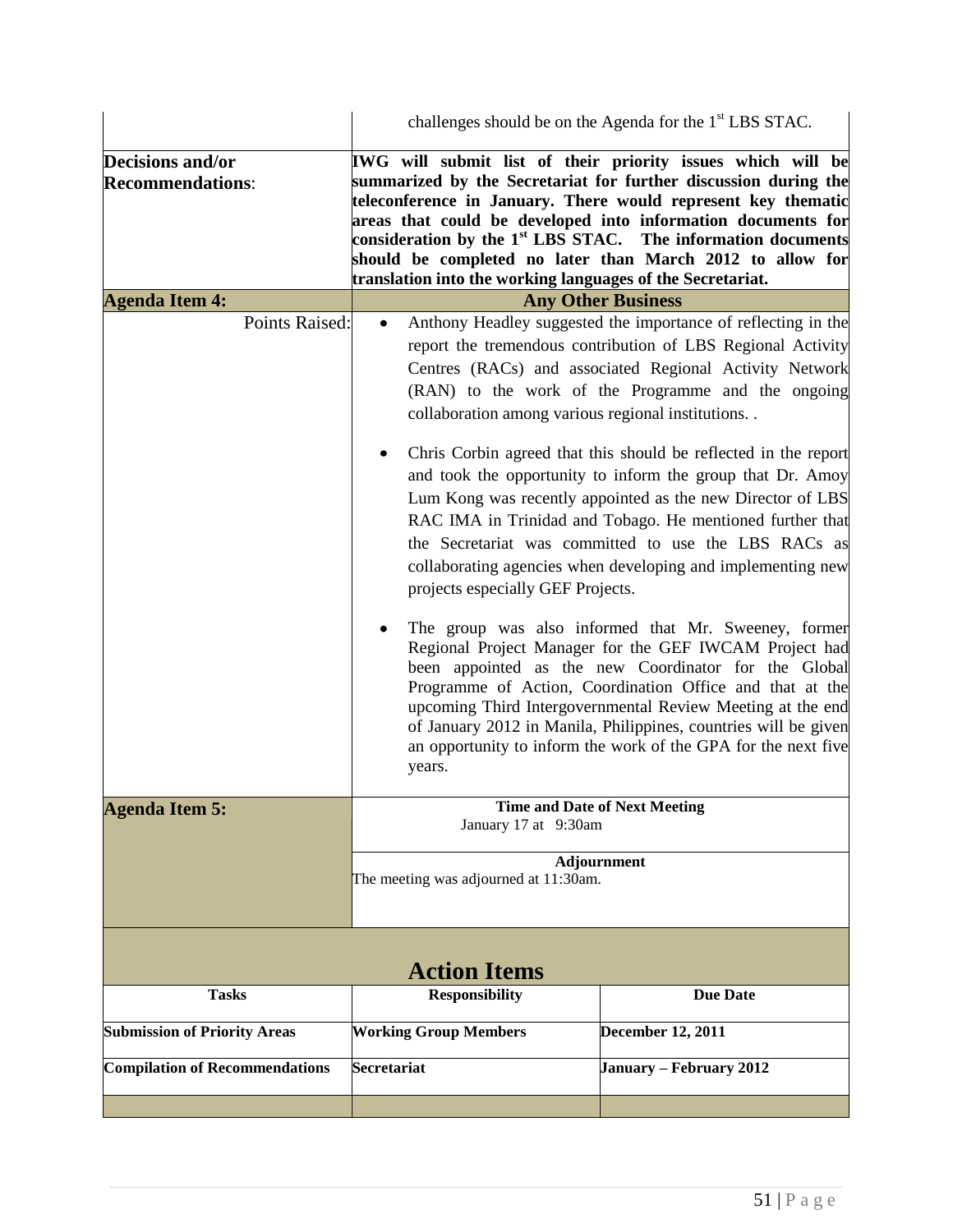| | |
|---|---|
| | challenges should be on the Agenda for the 1st LBS STAC. |
| **Decisions and/or Recommendations**: | **IWG will submit list of their priority issues which will be summarized by the Secretariat for further discussion during the teleconference in January. There would represent key thematic areas that could be developed into information documents for consideration by the 1st LBS STAC. The information documents should be completed no later than March 2012 to allow for translation into the working languages of the Secretariat.** |
| **Agenda Item 4:** | **Any Other Business** |
| Points Raised: | • Anthony Headley suggested the importance of reflecting in the report the tremendous contribution of LBS Regional Activity Centres (RACs) and associated Regional Activity Network (RAN) to the work of the Programme and the ongoing collaboration among various regional institutions. .<br><br>• Chris Corbin agreed that this should be reflected in the report and took the opportunity to inform the group that Dr. Amoy Lum Kong was recently appointed as the new Director of LBS RAC IMA in Trinidad and Tobago. He mentioned further that the Secretariat was committed to use the LBS RACs as collaborating agencies when developing and implementing new projects especially GEF Projects.<br><br>• The group was also informed that Mr. Sweeney, former Regional Project Manager for the GEF IWCAM Project had been appointed as the new Coordinator for the Global Programme of Action, Coordination Office and that at the upcoming Third Intergovernmental Review Meeting at the end of January 2012 in Manila, Philippines, countries will be given an opportunity to inform the work of the GPA for the next five years. |
| **Agenda Item 5:** | **Time and Date of Next Meeting**<br>January 17 at 9:30am<br><br>**Adjournment**<br>The meeting was adjourned at 11:30am. |

## Action Items

| Tasks | Responsibility | Due Date |
|---|---|---|
| **Submission of Priority Areas** | **Working Group Members** | **December 12, 2011** |
| **Compilation of Recommendations** | **Secretariat** | **January – February 2012** |
| | | |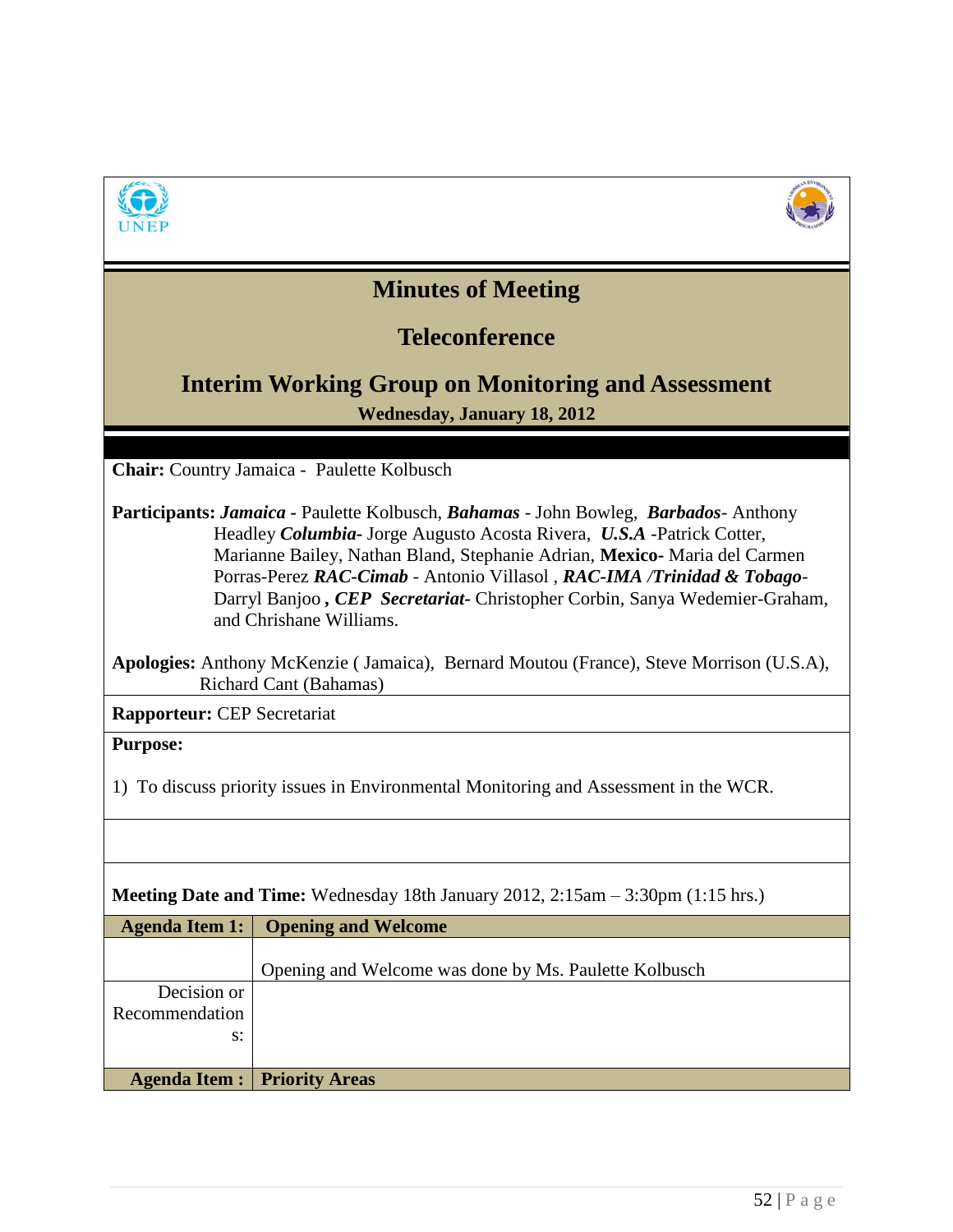# Minutes of Meeting

## Teleconference

## Interim Working Group on Monitoring and Assessment

**Wednesday, January 18, 2012**

**Chair:** Country Jamaica - Paulette Kolbusch

**Participants:** ***Jamaica*** **-** Paulette Kolbusch, ***Bahamas*** - John Bowleg, ***Barbados***- Anthony Headley ***Columbia-*** Jorge Augusto Acosta Rivera, ***U.S.A*** -Patrick Cotter, Marianne Bailey, Nathan Bland, Stephanie Adrian, **Mexico-** Maria del Carmen Porras-Perez ***RAC-Cimab*** - Antonio Villasol , ***RAC-IMA /Trinidad & Tobago***- Darryl Banjoo **,** ***CEP Secretariat-*** Christopher Corbin, Sanya Wedemier-Graham, and Chrishane Williams.

**Apologies:** Anthony McKenzie ( Jamaica), Bernard Moutou (France), Steve Morrison (U.S.A), Richard Cant (Bahamas)

**Rapporteur:** CEP Secretariat

**Purpose:**

1) To discuss priority issues in Environmental Monitoring and Assessment in the WCR.

**Meeting Date and Time:** Wednesday 18th January 2012, 2:15am – 3:30pm (1:15 hrs.)

| **Agenda Item 1:** | **Opening and Welcome** |
|---|---|
| | Opening and Welcome was done by Ms. Paulette Kolbusch |
| Decision or Recommendations: | |
| **Agenda Item :** | **Priority Areas** |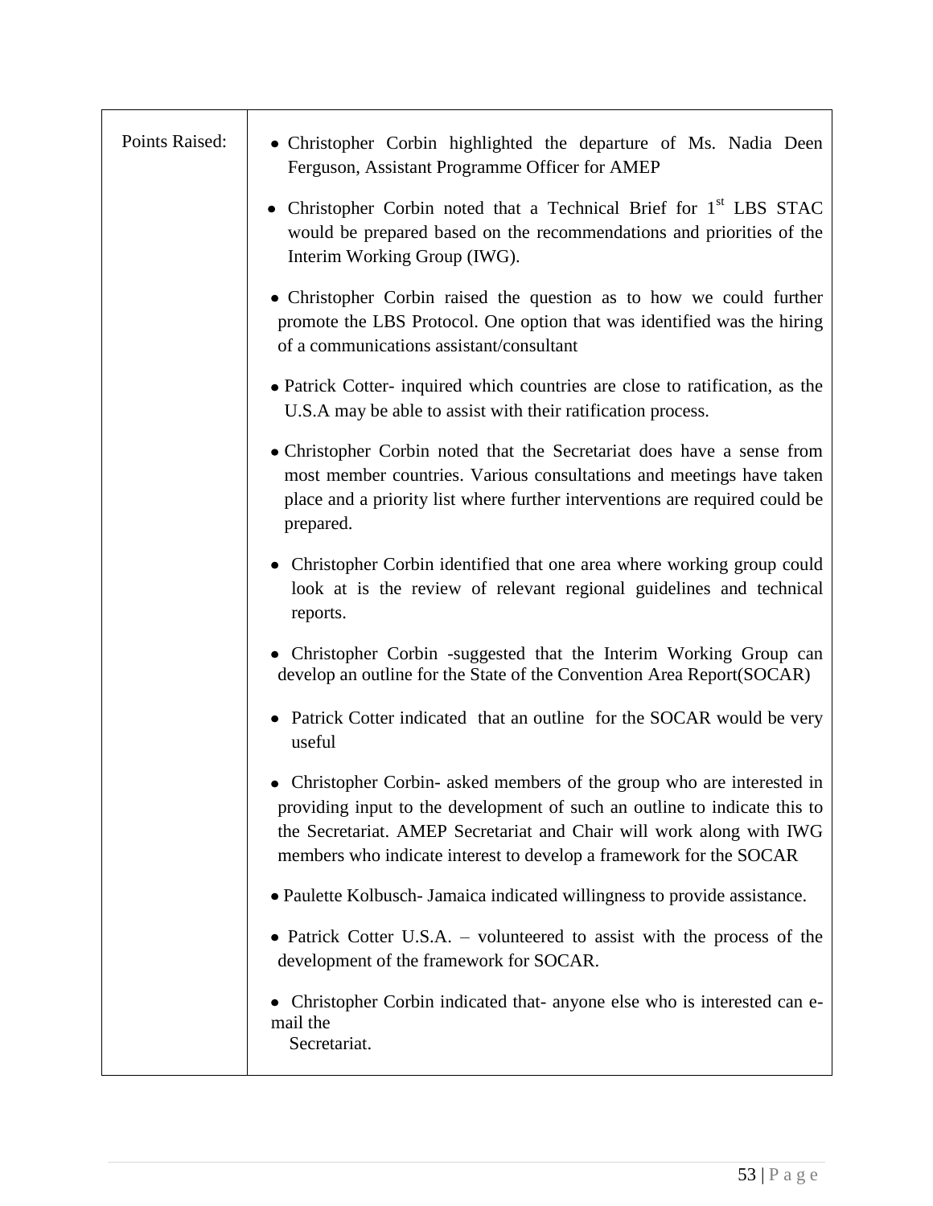| Points Raised: | • Christopher Corbin highlighted the departure of Ms. Nadia Deen Ferguson, Assistant Programme Officer for AMEP<br>• Christopher Corbin noted that a Technical Brief for 1st LBS STAC would be prepared based on the recommendations and priorities of the Interim Working Group (IWG).<br>• Christopher Corbin raised the question as to how we could further promote the LBS Protocol. One option that was identified was the hiring of a communications assistant/consultant<br>• Patrick Cotter- inquired which countries are close to ratification, as the U.S.A may be able to assist with their ratification process.<br>• Christopher Corbin noted that the Secretariat does have a sense from most member countries. Various consultations and meetings have taken place and a priority list where further interventions are required could be prepared.<br>• Christopher Corbin identified that one area where working group could look at is the review of relevant regional guidelines and technical reports.<br>• Christopher Corbin -suggested that the Interim Working Group can develop an outline for the State of the Convention Area Report(SOCAR)<br>• Patrick Cotter indicated that an outline for the SOCAR would be very useful<br>• Christopher Corbin- asked members of the group who are interested in providing input to the development of such an outline to indicate this to the Secretariat. AMEP Secretariat and Chair will work along with IWG members who indicate interest to develop a framework for the SOCAR<br>• Paulette Kolbusch- Jamaica indicated willingness to provide assistance.<br>• Patrick Cotter U.S.A. – volunteered to assist with the process of the development of the framework for SOCAR.<br>• Christopher Corbin indicated that- anyone else who is interested can e-mail the Secretariat. |
|---|---|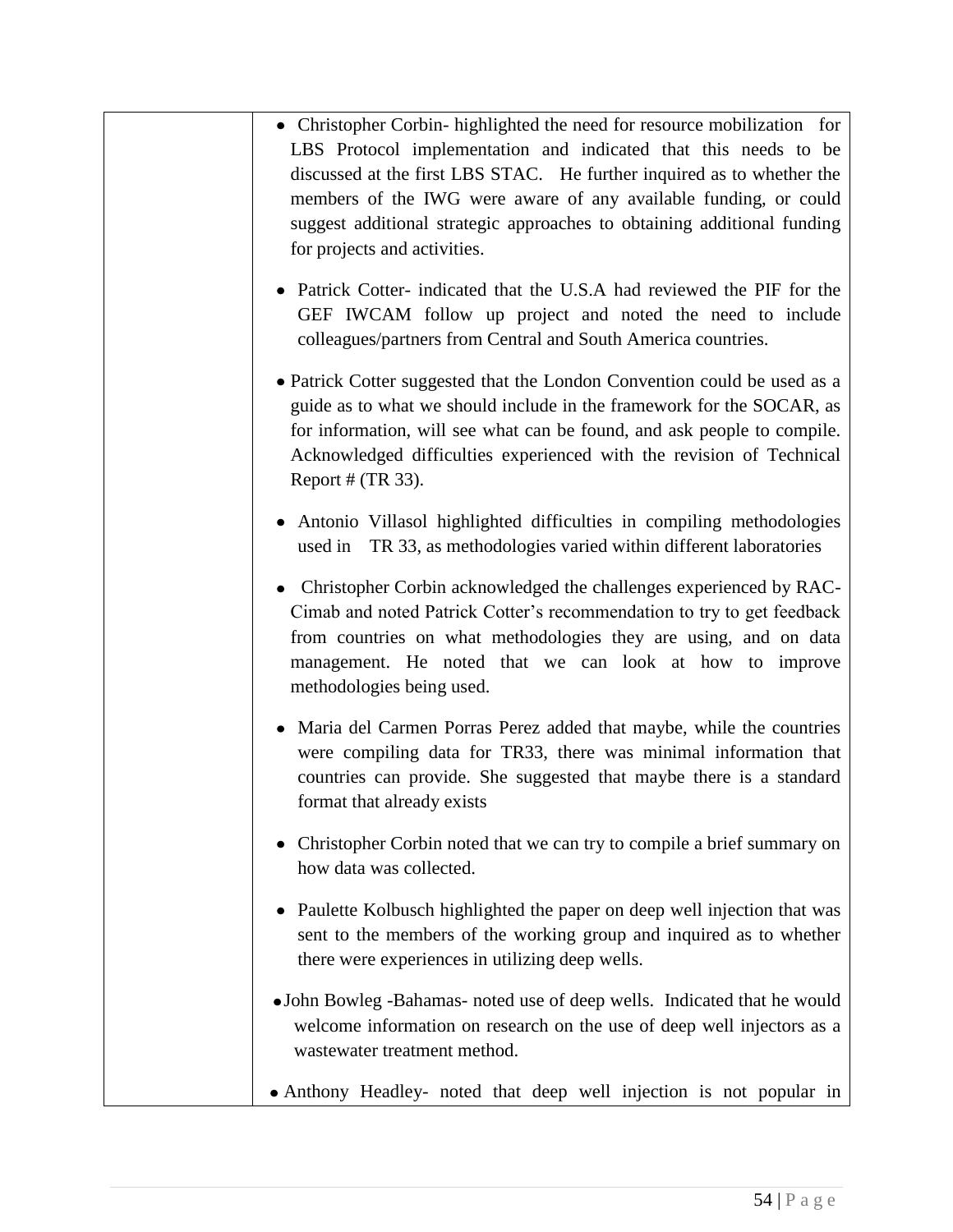|  |  |
|---|---|
|  | • Christopher Corbin- highlighted the need for resource mobilization for LBS Protocol implementation and indicated that this needs to be discussed at the first LBS STAC. He further inquired as to whether the members of the IWG were aware of any available funding, or could suggest additional strategic approaches to obtaining additional funding for projects and activities.<br><br>• Patrick Cotter- indicated that the U.S.A had reviewed the PIF for the GEF IWCAM follow up project and noted the need to include colleagues/partners from Central and South America countries.<br><br>• Patrick Cotter suggested that the London Convention could be used as a guide as to what we should include in the framework for the SOCAR, as for information, will see what can be found, and ask people to compile. Acknowledged difficulties experienced with the revision of Technical Report # (TR 33).<br><br>• Antonio Villasol highlighted difficulties in compiling methodologies used in TR 33, as methodologies varied within different laboratories<br><br>• Christopher Corbin acknowledged the challenges experienced by RAC-Cimab and noted Patrick Cotter's recommendation to try to get feedback from countries on what methodologies they are using, and on data management. He noted that we can look at how to improve methodologies being used.<br><br>• Maria del Carmen Porras Perez added that maybe, while the countries were compiling data for TR33, there was minimal information that countries can provide. She suggested that maybe there is a standard format that already exists<br><br>• Christopher Corbin noted that we can try to compile a brief summary on how data was collected.<br><br>• Paulette Kolbusch highlighted the paper on deep well injection that was sent to the members of the working group and inquired as to whether there were experiences in utilizing deep wells.<br><br>• John Bowleg -Bahamas- noted use of deep wells. Indicated that he would welcome information on research on the use of deep well injectors as a wastewater treatment method.<br><br>• Anthony Headley- noted that deep well injection is not popular in |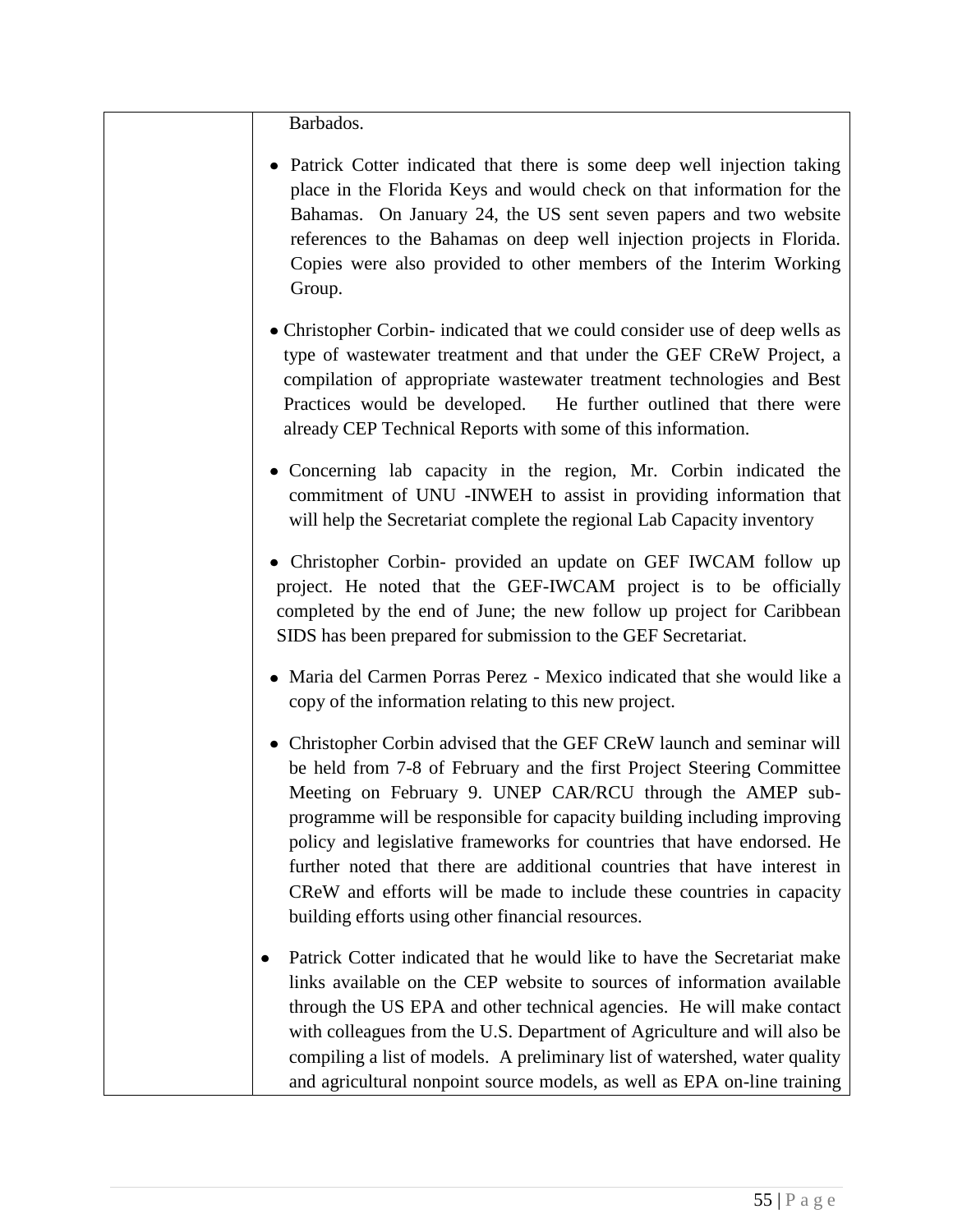| | Barbados.<br><br>• Patrick Cotter indicated that there is some deep well injection taking place in the Florida Keys and would check on that information for the Bahamas. On January 24, the US sent seven papers and two website references to the Bahamas on deep well injection projects in Florida. Copies were also provided to other members of the Interim Working Group.<br><br>• Christopher Corbin- indicated that we could consider use of deep wells as type of wastewater treatment and that under the GEF CReW Project, a compilation of appropriate wastewater treatment technologies and Best Practices would be developed. He further outlined that there were already CEP Technical Reports with some of this information.<br><br>• Concerning lab capacity in the region, Mr. Corbin indicated the commitment of UNU -INWEH to assist in providing information that will help the Secretariat complete the regional Lab Capacity inventory<br><br>• Christopher Corbin- provided an update on GEF IWCAM follow up project. He noted that the GEF-IWCAM project is to be officially completed by the end of June; the new follow up project for Caribbean SIDS has been prepared for submission to the GEF Secretariat.<br><br>• Maria del Carmen Porras Perez - Mexico indicated that she would like a copy of the information relating to this new project.<br><br>• Christopher Corbin advised that the GEF CReW launch and seminar will be held from 7-8 of February and the first Project Steering Committee Meeting on February 9. UNEP CAR/RCU through the AMEP sub-programme will be responsible for capacity building including improving policy and legislative frameworks for countries that have endorsed. He further noted that there are additional countries that have interest in CReW and efforts will be made to include these countries in capacity building efforts using other financial resources.<br><br>• Patrick Cotter indicated that he would like to have the Secretariat make links available on the CEP website to sources of information available through the US EPA and other technical agencies. He will make contact with colleagues from the U.S. Department of Agriculture and will also be compiling a list of models. A preliminary list of watershed, water quality and agricultural nonpoint source models, as well as EPA on-line training |
|---|---|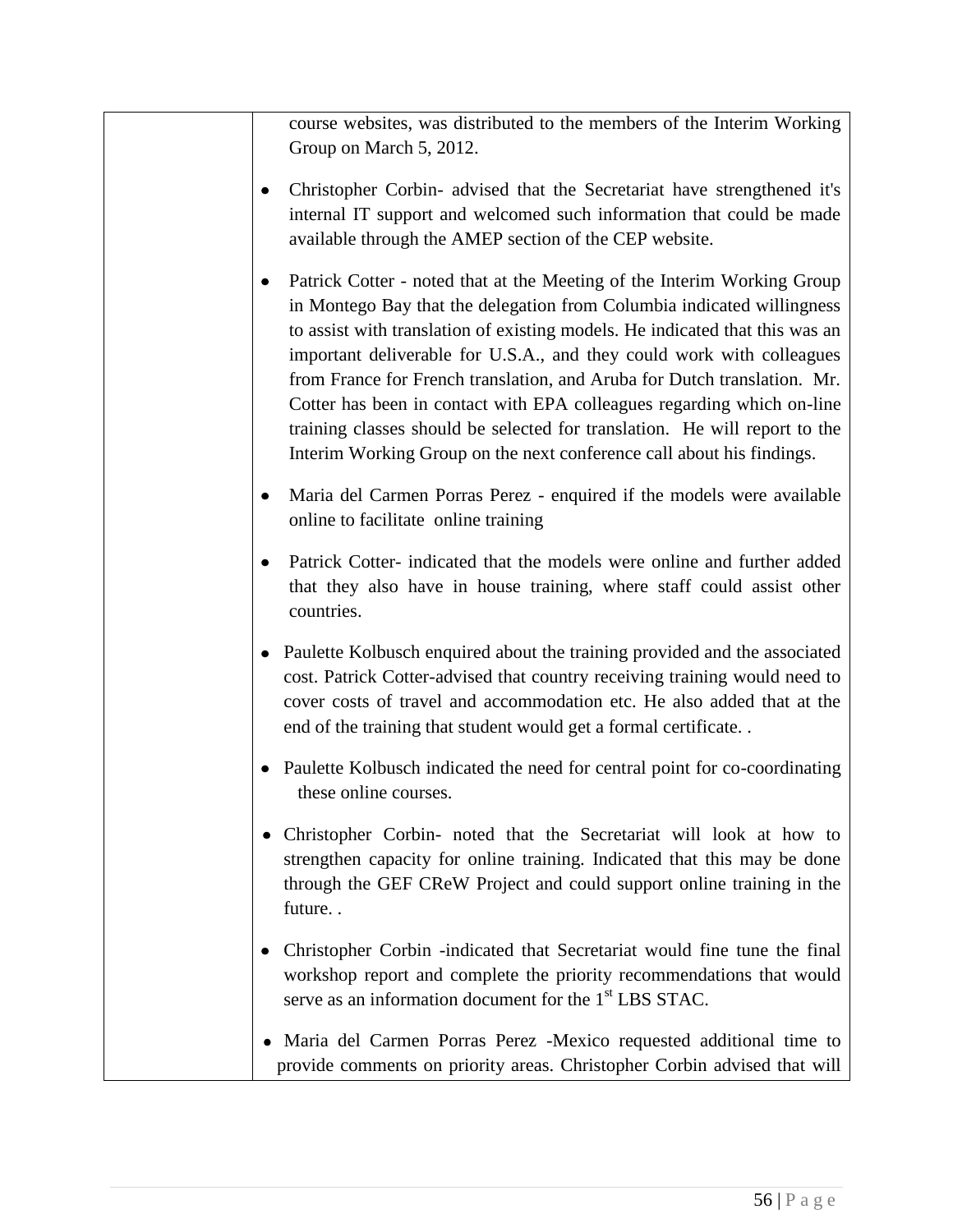| | |
|---|---|
| | course websites, was distributed to the members of the Interim Working Group on March 5, 2012.<br><br>• Christopher Corbin- advised that the Secretariat have strengthened it's internal IT support and welcomed such information that could be made available through the AMEP section of the CEP website.<br><br>• Patrick Cotter - noted that at the Meeting of the Interim Working Group in Montego Bay that the delegation from Columbia indicated willingness to assist with translation of existing models. He indicated that this was an important deliverable for U.S.A., and they could work with colleagues from France for French translation, and Aruba for Dutch translation. Mr. Cotter has been in contact with EPA colleagues regarding which on-line training classes should be selected for translation. He will report to the Interim Working Group on the next conference call about his findings.<br><br>• Maria del Carmen Porras Perez - enquired if the models were available online to facilitate online training<br><br>• Patrick Cotter- indicated that the models were online and further added that they also have in house training, where staff could assist other countries.<br><br>• Paulette Kolbusch enquired about the training provided and the associated cost. Patrick Cotter-advised that country receiving training would need to cover costs of travel and accommodation etc. He also added that at the end of the training that student would get a formal certificate. .<br><br>• Paulette Kolbusch indicated the need for central point for co-coordinating these online courses.<br><br>• Christopher Corbin- noted that the Secretariat will look at how to strengthen capacity for online training. Indicated that this may be done through the GEF CReW Project and could support online training in the future. .<br><br>• Christopher Corbin -indicated that Secretariat would fine tune the final workshop report and complete the priority recommendations that would serve as an information document for the 1st LBS STAC.<br><br>• Maria del Carmen Porras Perez -Mexico requested additional time to provide comments on priority areas. Christopher Corbin advised that will |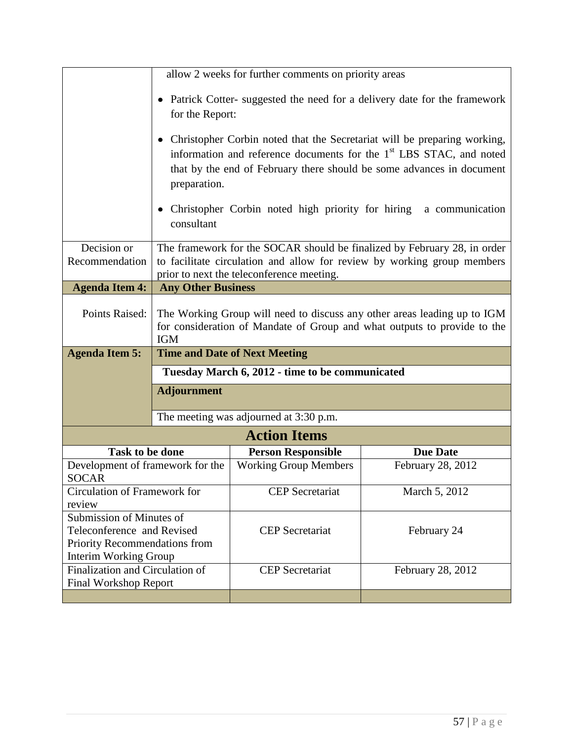| | |
|---|---|
| | allow 2 weeks for further comments on priority areas<br><br>• Patrick Cotter- suggested the need for a delivery date for the framework for the Report:<br><br>• Christopher Corbin noted that the Secretariat will be preparing working, information and reference documents for the 1st LBS STAC, and noted that by the end of February there should be some advances in document preparation.<br><br>• Christopher Corbin noted high priority for hiring a communication consultant |
| Decision or Recommendation | The framework for the SOCAR should be finalized by February 28, in order to facilitate circulation and allow for review by working group members prior to next the teleconference meeting. |
| **Agenda Item 4:** | **Any Other Business** |
| Points Raised: | The Working Group will need to discuss any other areas leading up to IGM for consideration of Mandate of Group and what outputs to provide to the IGM |
| **Agenda Item 5:** | **Time and Date of Next Meeting** |
| | **Tuesday March 6, 2012 - time to be communicated** |
| | **Adjournment** |
| | The meeting was adjourned at 3:30 p.m. |

## Action Items

| Task to be done | Person Responsible | Due Date |
|---|---|---|
| Development of framework for the SOCAR | Working Group Members | February 28, 2012 |
| Circulation of Framework for review | CEP Secretariat | March 5, 2012 |
| Submission of Minutes of Teleconference and Revised Priority Recommendations from Interim Working Group | CEP Secretariat | February 24 |
| Finalization and Circulation of Final Workshop Report | CEP Secretariat | February 28, 2012 |
| | | |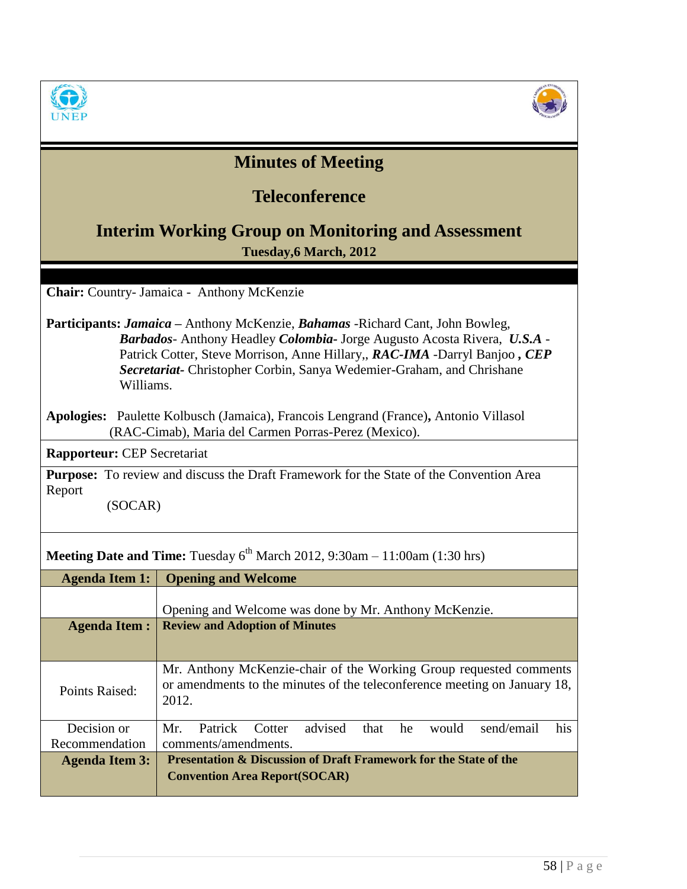# Minutes of Meeting

## Teleconference

## Interim Working Group on Monitoring and Assessment

**Tuesday,6 March, 2012**

**Chair:** Country- Jamaica - Anthony McKenzie

**Participants:** ***Jamaica*** – Anthony McKenzie, ***Bahamas*** -Richard Cant, John Bowleg, ***Barbados***- Anthony Headley ***Colombia***- Jorge Augusto Acosta Rivera, ***U.S.A*** - Patrick Cotter, Steve Morrison, Anne Hillary,, ***RAC-IMA*** -Darryl Banjoo ***, CEP Secretariat***- Christopher Corbin, Sanya Wedemier-Graham, and Chrishane Williams.

**Apologies:** Paulette Kolbusch (Jamaica), Francois Lengrand (France)**,** Antonio Villasol (RAC-Cimab), Maria del Carmen Porras-Perez (Mexico).

**Rapporteur:** CEP Secretariat

**Purpose:** To review and discuss the Draft Framework for the State of the Convention Area Report (SOCAR)

**Meeting Date and Time:** Tuesday 6th March 2012, 9:30am – 11:00am (1:30 hrs)

| **Agenda Item 1:** | **Opening and Welcome** |
|---|---|
| | Opening and Welcome was done by Mr. Anthony McKenzie. |
| **Agenda Item :** | **Review and Adoption of Minutes** |
| Points Raised: | Mr. Anthony McKenzie-chair of the Working Group requested comments or amendments to the minutes of the teleconference meeting on January 18, 2012. |
| Decision or Recommendation | Mr. Patrick Cotter advised that he would send/email his comments/amendments. |
| **Agenda Item 3:** | **Presentation & Discussion of Draft Framework for the State of the Convention Area Report(SOCAR)** |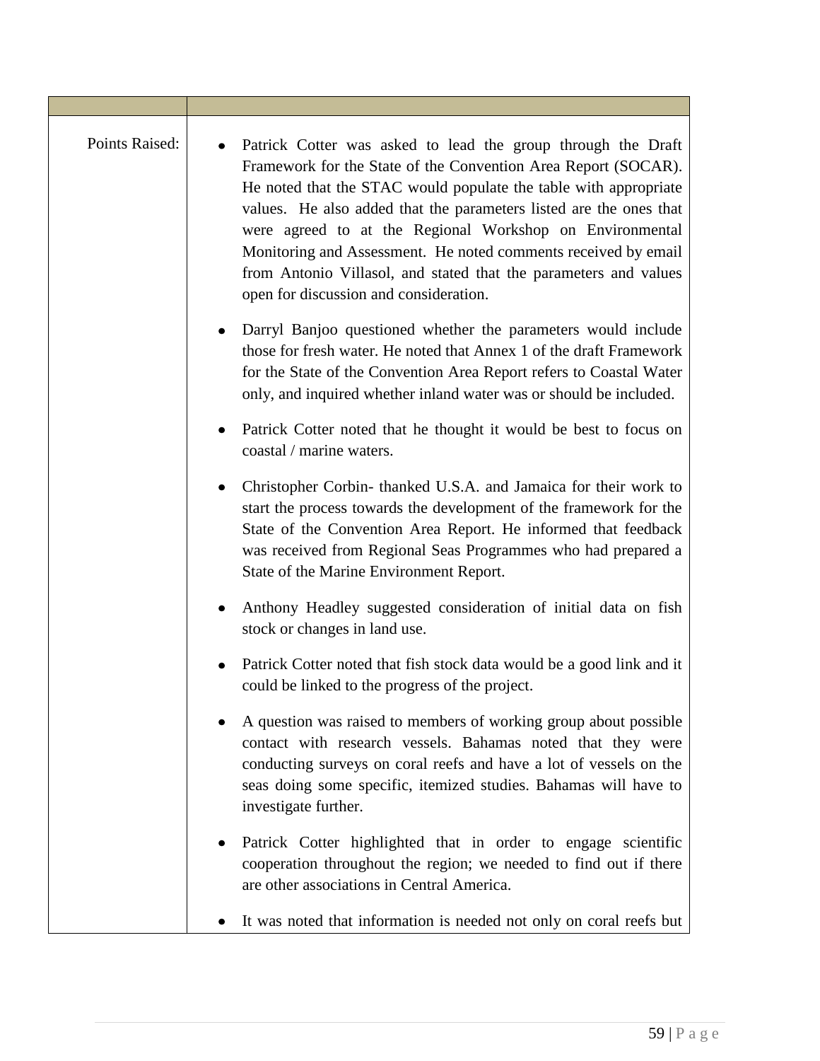| | |
|---|---|
| Points Raised: | • Patrick Cotter was asked to lead the group through the Draft Framework for the State of the Convention Area Report (SOCAR). He noted that the STAC would populate the table with appropriate values. He also added that the parameters listed are the ones that were agreed to at the Regional Workshop on Environmental Monitoring and Assessment. He noted comments received by email from Antonio Villasol, and stated that the parameters and values open for discussion and consideration.<br><br>• Darryl Banjoo questioned whether the parameters would include those for fresh water. He noted that Annex 1 of the draft Framework for the State of the Convention Area Report refers to Coastal Water only, and inquired whether inland water was or should be included.<br><br>• Patrick Cotter noted that he thought it would be best to focus on coastal / marine waters.<br><br>• Christopher Corbin- thanked U.S.A. and Jamaica for their work to start the process towards the development of the framework for the State of the Convention Area Report. He informed that feedback was received from Regional Seas Programmes who had prepared a State of the Marine Environment Report.<br><br>• Anthony Headley suggested consideration of initial data on fish stock or changes in land use.<br><br>• Patrick Cotter noted that fish stock data would be a good link and it could be linked to the progress of the project.<br><br>• A question was raised to members of working group about possible contact with research vessels. Bahamas noted that they were conducting surveys on coral reefs and have a lot of vessels on the seas doing some specific, itemized studies. Bahamas will have to investigate further.<br><br>• Patrick Cotter highlighted that in order to engage scientific cooperation throughout the region; we needed to find out if there are other associations in Central America.<br><br>• It was noted that information is needed not only on coral reefs but |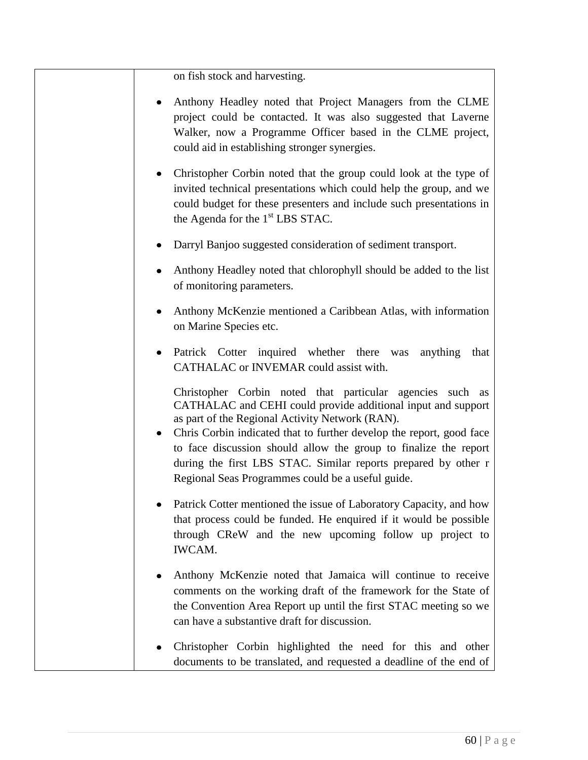| | on fish stock and harvesting.<br><br>• Anthony Headley noted that Project Managers from the CLME project could be contacted. It was also suggested that Laverne Walker, now a Programme Officer based in the CLME project, could aid in establishing stronger synergies.<br><br>• Christopher Corbin noted that the group could look at the type of invited technical presentations which could help the group, and we could budget for these presenters and include such presentations in the Agenda for the 1st LBS STAC.<br><br>• Darryl Banjoo suggested consideration of sediment transport.<br><br>• Anthony Headley noted that chlorophyll should be added to the list of monitoring parameters.<br><br>• Anthony McKenzie mentioned a Caribbean Atlas, with information on Marine Species etc.<br><br>• Patrick Cotter inquired whether there was anything that CATHALAC or INVEMAR could assist with.<br><br>Christopher Corbin noted that particular agencies such as CATHALAC and CEHI could provide additional input and support as part of the Regional Activity Network (RAN).<br>• Chris Corbin indicated that to further develop the report, good face to face discussion should allow the group to finalize the report during the first LBS STAC. Similar reports prepared by other r Regional Seas Programmes could be a useful guide.<br><br>• Patrick Cotter mentioned the issue of Laboratory Capacity, and how that process could be funded. He enquired if it would be possible through CReW and the new upcoming follow up project to IWCAM.<br><br>• Anthony McKenzie noted that Jamaica will continue to receive comments on the working draft of the framework for the State of the Convention Area Report up until the first STAC meeting so we can have a substantive draft for discussion.<br><br>• Christopher Corbin highlighted the need for this and other documents to be translated, and requested a deadline of the end of |
|---|---|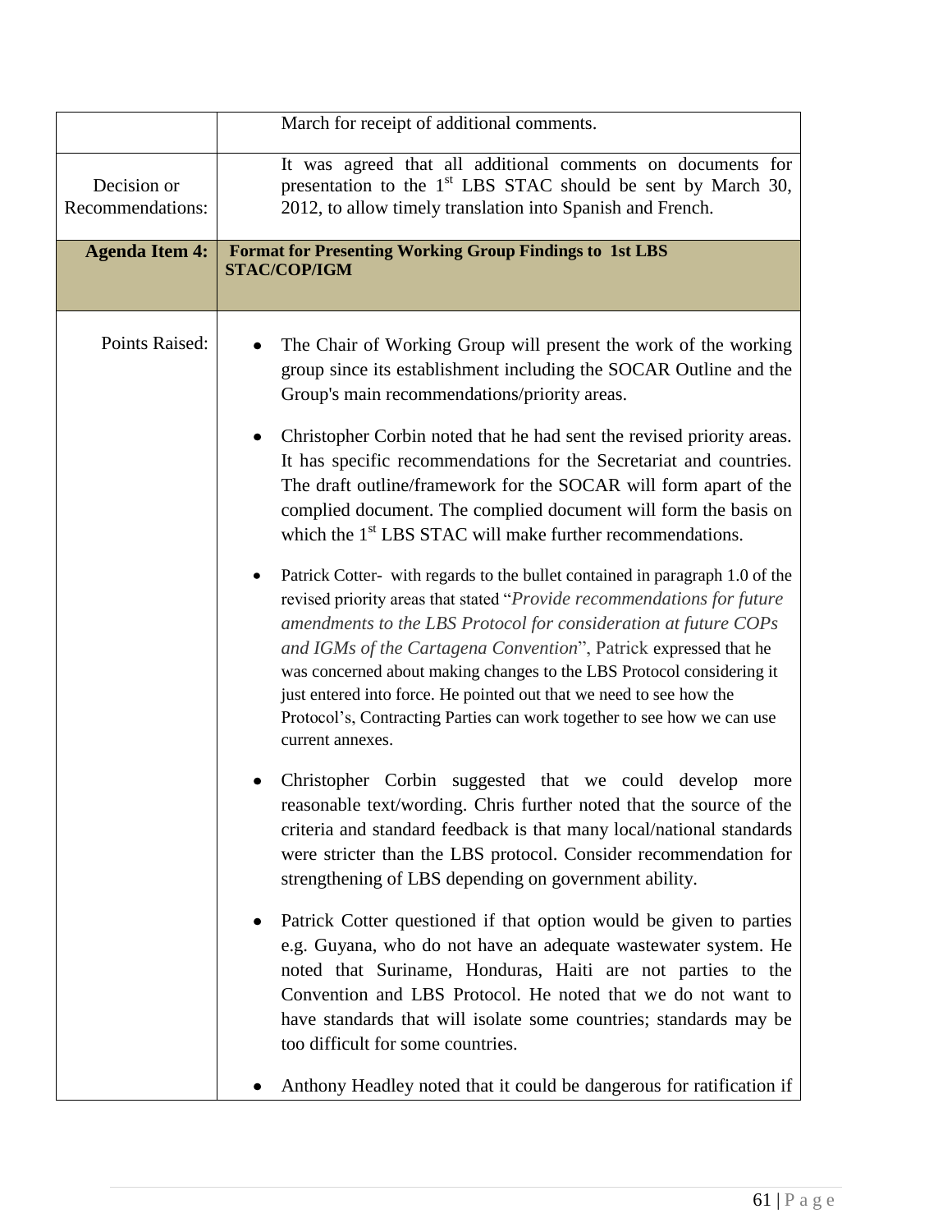| | |
|---|---|
| | March for receipt of additional comments. |
| Decision or Recommendations: | It was agreed that all additional comments on documents for presentation to the 1st LBS STAC should be sent by March 30, 2012, to allow timely translation into Spanish and French. |
| **Agenda Item 4:** | **Format for Presenting Working Group Findings to 1st LBS STAC/COP/IGM** |
| Points Raised: | • The Chair of Working Group will present the work of the working group since its establishment including the SOCAR Outline and the Group's main recommendations/priority areas.<br><br>• Christopher Corbin noted that he had sent the revised priority areas. It has specific recommendations for the Secretariat and countries. The draft outline/framework for the SOCAR will form apart of the complied document. The complied document will form the basis on which the 1st LBS STAC will make further recommendations.<br><br>• Patrick Cotter- with regards to the bullet contained in paragraph 1.0 of the revised priority areas that stated "*Provide recommendations for future amendments to the LBS Protocol for consideration at future COPs and IGMs of the Cartagena Convention*", Patrick expressed that he was concerned about making changes to the LBS Protocol considering it just entered into force. He pointed out that we need to see how the Protocol's, Contracting Parties can work together to see how we can use current annexes.<br><br>• Christopher Corbin suggested that we could develop more reasonable text/wording. Chris further noted that the source of the criteria and standard feedback is that many local/national standards were stricter than the LBS protocol. Consider recommendation for strengthening of LBS depending on government ability.<br><br>• Patrick Cotter questioned if that option would be given to parties e.g. Guyana, who do not have an adequate wastewater system. He noted that Suriname, Honduras, Haiti are not parties to the Convention and LBS Protocol. He noted that we do not want to have standards that will isolate some countries; standards may be too difficult for some countries.<br><br>• Anthony Headley noted that it could be dangerous for ratification if |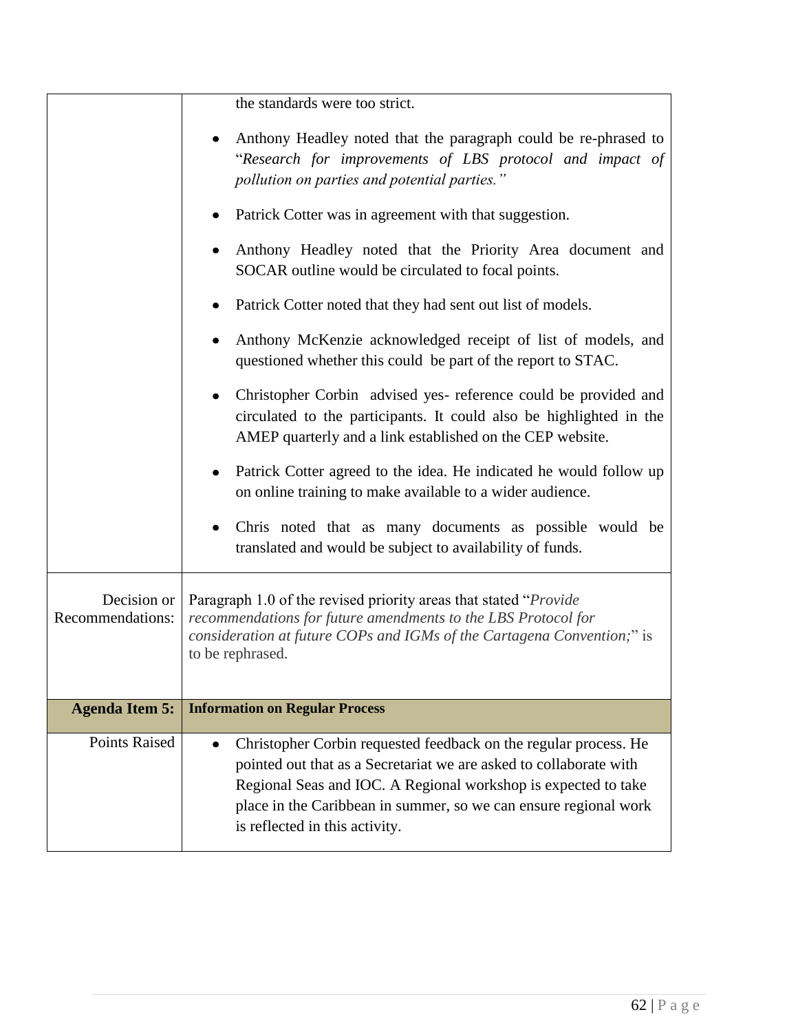| | |
|---|---|
| | the standards were too strict.<br><br>• Anthony Headley noted that the paragraph could be re-phrased to "*Research for improvements of LBS protocol and impact of pollution on parties and potential parties.*"<br><br>• Patrick Cotter was in agreement with that suggestion.<br><br>• Anthony Headley noted that the Priority Area document and SOCAR outline would be circulated to focal points.<br><br>• Patrick Cotter noted that they had sent out list of models.<br><br>• Anthony McKenzie acknowledged receipt of list of models, and questioned whether this could be part of the report to STAC.<br><br>• Christopher Corbin advised yes- reference could be provided and circulated to the participants. It could also be highlighted in the AMEP quarterly and a link established on the CEP website.<br><br>• Patrick Cotter agreed to the idea. He indicated he would follow up on online training to make available to a wider audience.<br><br>• Chris noted that as many documents as possible would be translated and would be subject to availability of funds. |
| Decision or Recommendations: | Paragraph 1.0 of the revised priority areas that stated "*Provide recommendations for future amendments to the LBS Protocol for consideration at future COPs and IGMs of the Cartagena Convention;*" is to be rephrased. |
| **Agenda Item 5:** | **Information on Regular Process** |
| Points Raised | • Christopher Corbin requested feedback on the regular process. He pointed out that as a Secretariat we are asked to collaborate with Regional Seas and IOC. A Regional workshop is expected to take place in the Caribbean in summer, so we can ensure regional work is reflected in this activity. |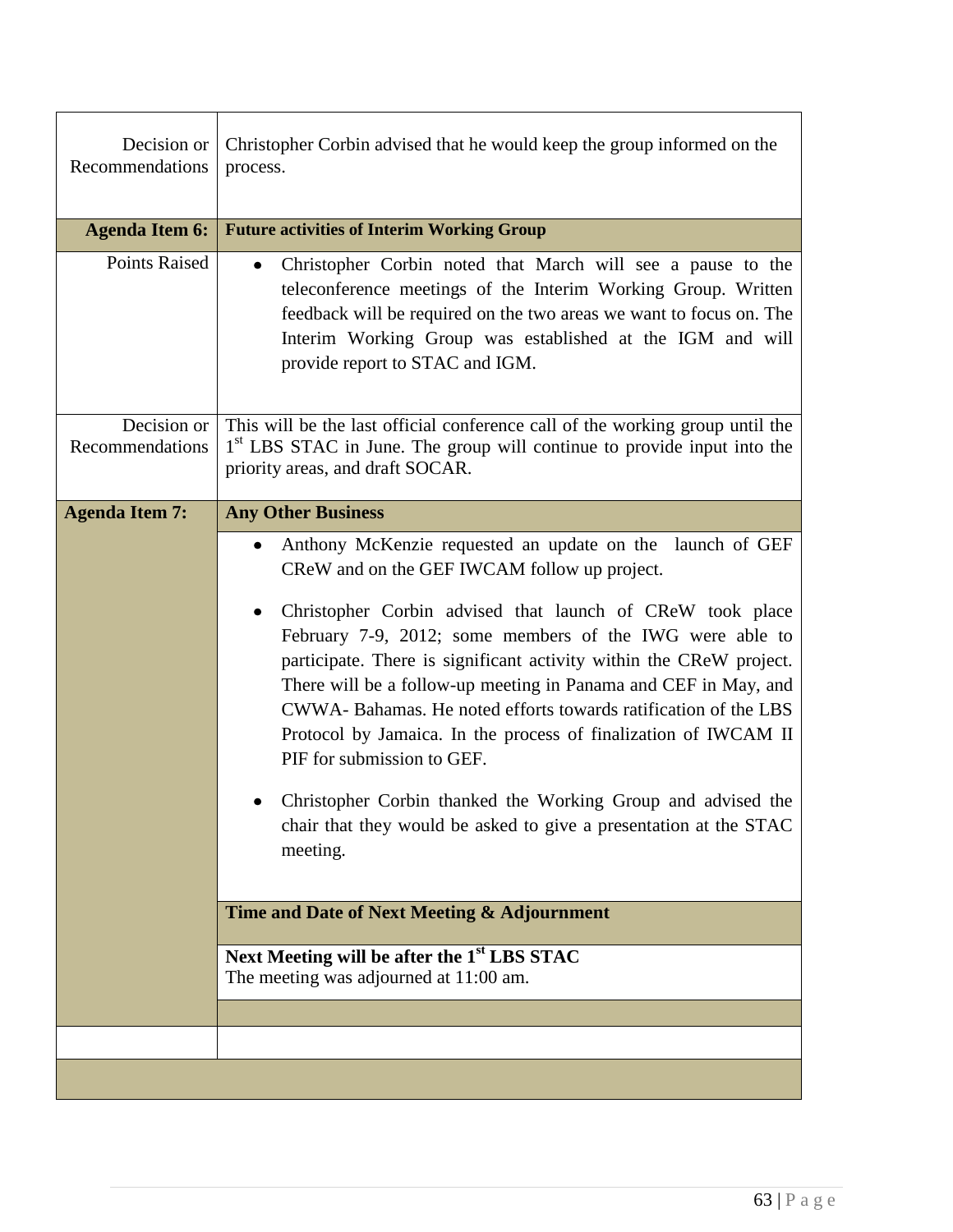| | |
|---|---|
| Decision or Recommendations | Christopher Corbin advised that he would keep the group informed on the process. |
| **Agenda Item 6:** | **Future activities of Interim Working Group** |
| Points Raised | • Christopher Corbin noted that March will see a pause to the teleconference meetings of the Interim Working Group. Written feedback will be required on the two areas we want to focus on. The Interim Working Group was established at the IGM and will provide report to STAC and IGM. |
| Decision or Recommendations | This will be the last official conference call of the working group until the 1st LBS STAC in June. The group will continue to provide input into the priority areas, and draft SOCAR. |
| **Agenda Item 7:** | **Any Other Business** |
| | • Anthony McKenzie requested an update on the launch of GEF CReW and on the GEF IWCAM follow up project.<br><br>• Christopher Corbin advised that launch of CReW took place February 7-9, 2012; some members of the IWG were able to participate. There is significant activity within the CReW project. There will be a follow-up meeting in Panama and CEF in May, and CWWA- Bahamas. He noted efforts towards ratification of the LBS Protocol by Jamaica. In the process of finalization of IWCAM II PIF for submission to GEF.<br><br>• Christopher Corbin thanked the Working Group and advised the chair that they would be asked to give a presentation at the STAC meeting. |
| | **Time and Date of Next Meeting & Adjournment** |
| | **Next Meeting will be after the 1st LBS STAC**<br>The meeting was adjourned at 11:00 am. |
| | |
| | |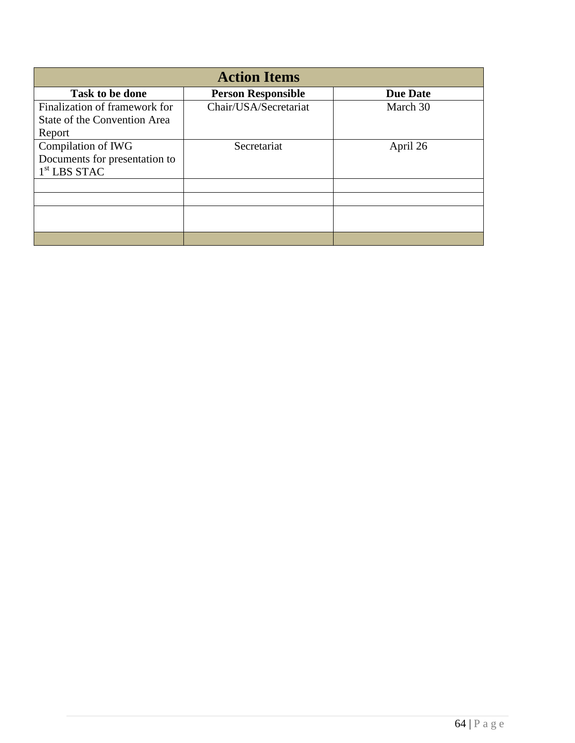| Action Items | | |
|---|---|---|
| **Task to be done** | **Person Responsible** | **Due Date** |
| Finalization of framework for State of the Convention Area Report | Chair/USA/Secretariat | March 30 |
| Compilation of IWG Documents for presentation to 1st LBS STAC | Secretariat | April 26 |
| | | |
| | | |
| | | |
| | | |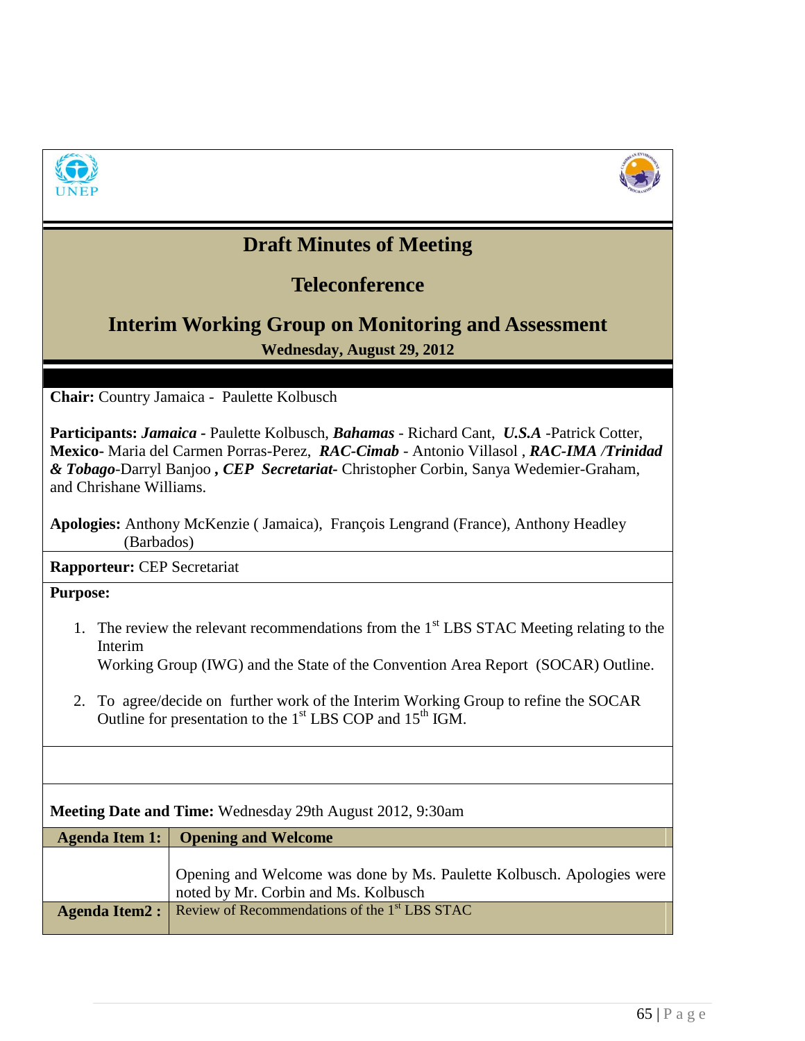# Draft Minutes of Meeting

## Teleconference

## Interim Working Group on Monitoring and Assessment

**Wednesday, August 29, 2012**

**Chair:** Country Jamaica - Paulette Kolbusch

**Participants:** ***Jamaica -*** Paulette Kolbusch, ***Bahamas*** - Richard Cant, ***U.S.A*** -Patrick Cotter, **Mexico-** Maria del Carmen Porras-Perez, ***RAC-Cimab*** - Antonio Villasol , ***RAC-IMA /Trinidad & Tobago***-Darryl Banjoo **,** ***CEP Secretariat-*** Christopher Corbin, Sanya Wedemier-Graham, and Chrishane Williams.

**Apologies:** Anthony McKenzie ( Jamaica), François Lengrand (France), Anthony Headley (Barbados)

**Rapporteur:** CEP Secretariat

**Purpose:**

1. The review the relevant recommendations from the 1st LBS STAC Meeting relating to the Interim Working Group (IWG) and the State of the Convention Area Report (SOCAR) Outline.

2. To agree/decide on further work of the Interim Working Group to refine the SOCAR Outline for presentation to the 1st LBS COP and 15th IGM.

**Meeting Date and Time:** Wednesday 29th August 2012, 9:30am

| **Agenda Item 1:** | **Opening and Welcome** |
|---|---|
| | Opening and Welcome was done by Ms. Paulette Kolbusch. Apologies were noted by Mr. Corbin and Ms. Kolbusch |
| **Agenda Item2 :** | Review of Recommendations of the 1st LBS STAC |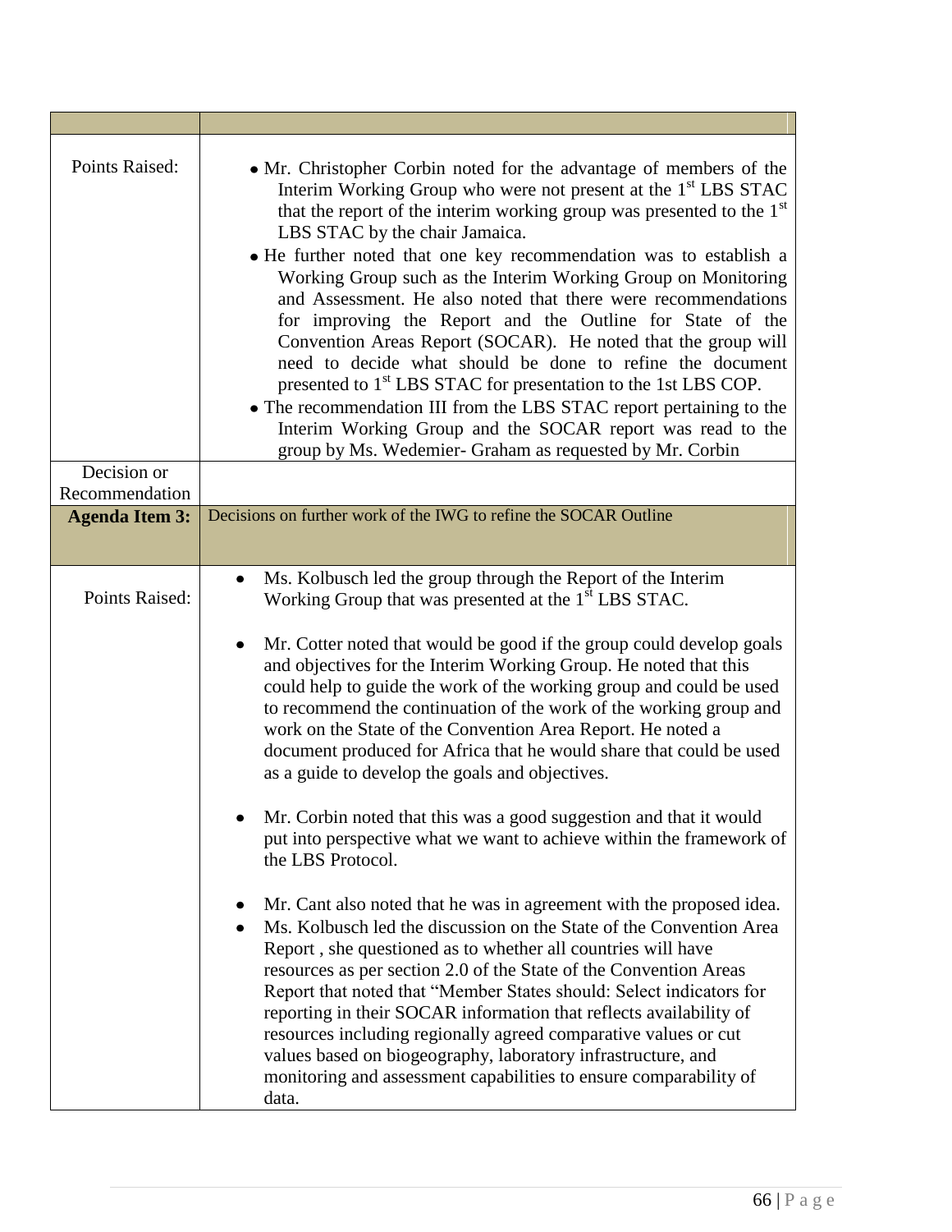| | |
|---|---|
| Points Raised: | • Mr. Christopher Corbin noted for the advantage of members of the Interim Working Group who were not present at the 1st LBS STAC that the report of the interim working group was presented to the 1st LBS STAC by the chair Jamaica.<br>• He further noted that one key recommendation was to establish a Working Group such as the Interim Working Group on Monitoring and Assessment. He also noted that there were recommendations for improving the Report and the Outline for State of the Convention Areas Report (SOCAR). He noted that the group will need to decide what should be done to refine the document presented to 1st LBS STAC for presentation to the 1st LBS COP.<br>• The recommendation III from the LBS STAC report pertaining to the Interim Working Group and the SOCAR report was read to the group by Ms. Wedemier- Graham as requested by Mr. Corbin |
| Decision or Recommendation | |
| **Agenda Item 3:** | Decisions on further work of the IWG to refine the SOCAR Outline |
| Points Raised: | • Ms. Kolbusch led the group through the Report of the Interim Working Group that was presented at the 1st LBS STAC.<br><br>• Mr. Cotter noted that would be good if the group could develop goals and objectives for the Interim Working Group. He noted that this could help to guide the work of the working group and could be used to recommend the continuation of the work of the working group and work on the State of the Convention Area Report. He noted a document produced for Africa that he would share that could be used as a guide to develop the goals and objectives.<br><br>• Mr. Corbin noted that this was a good suggestion and that it would put into perspective what we want to achieve within the framework of the LBS Protocol.<br><br>• Mr. Cant also noted that he was in agreement with the proposed idea.<br>• Ms. Kolbusch led the discussion on the State of the Convention Area Report , she questioned as to whether all countries will have resources as per section 2.0 of the State of the Convention Areas Report that noted that "Member States should: Select indicators for reporting in their SOCAR information that reflects availability of resources including regionally agreed comparative values or cut values based on biogeography, laboratory infrastructure, and monitoring and assessment capabilities to ensure comparability of data. |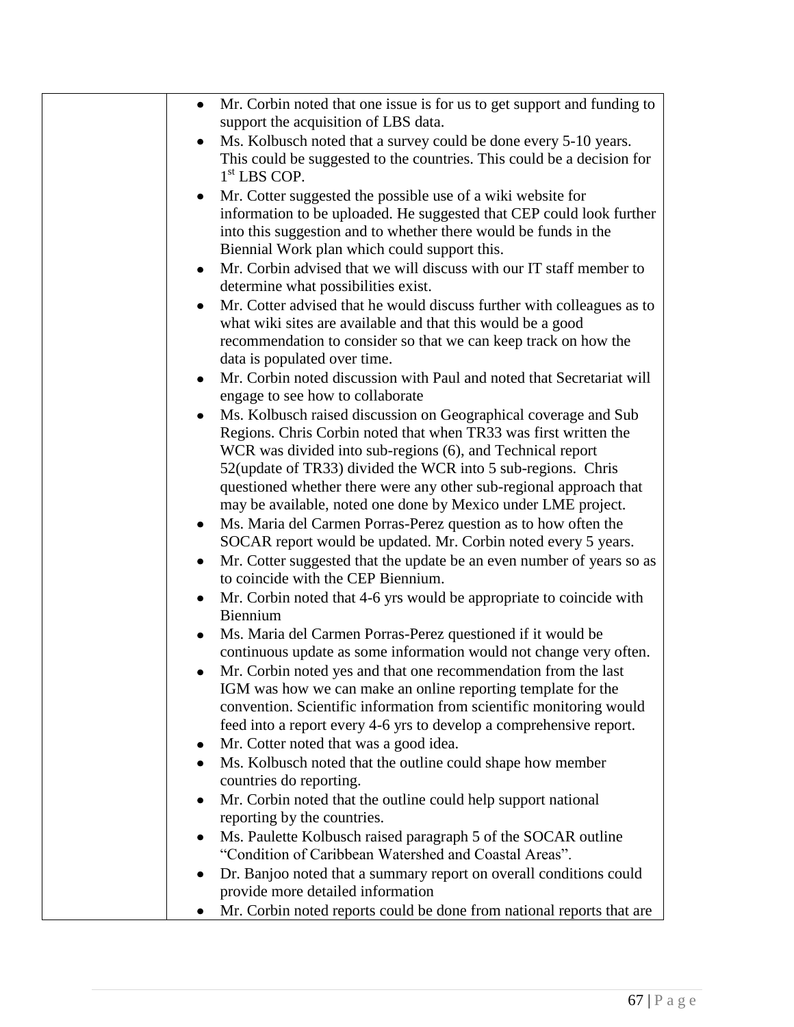| | • Mr. Corbin noted that one issue is for us to get support and funding to support the acquisition of LBS data.<br>• Ms. Kolbusch noted that a survey could be done every 5-10 years. This could be suggested to the countries. This could be a decision for 1st LBS COP.<br>• Mr. Cotter suggested the possible use of a wiki website for information to be uploaded. He suggested that CEP could look further into this suggestion and to whether there would be funds in the Biennial Work plan which could support this.<br>• Mr. Corbin advised that we will discuss with our IT staff member to determine what possibilities exist.<br>• Mr. Cotter advised that he would discuss further with colleagues as to what wiki sites are available and that this would be a good recommendation to consider so that we can keep track on how the data is populated over time.<br>• Mr. Corbin noted discussion with Paul and noted that Secretariat will engage to see how to collaborate<br>• Ms. Kolbusch raised discussion on Geographical coverage and Sub Regions. Chris Corbin noted that when TR33 was first written the WCR was divided into sub-regions (6), and Technical report 52(update of TR33) divided the WCR into 5 sub-regions. Chris questioned whether there were any other sub-regional approach that may be available, noted one done by Mexico under LME project.<br>• Ms. Maria del Carmen Porras-Perez question as to how often the SOCAR report would be updated. Mr. Corbin noted every 5 years.<br>• Mr. Cotter suggested that the update be an even number of years so as to coincide with the CEP Biennium.<br>• Mr. Corbin noted that 4-6 yrs would be appropriate to coincide with Biennium<br>• Ms. Maria del Carmen Porras-Perez questioned if it would be continuous update as some information would not change very often.<br>• Mr. Corbin noted yes and that one recommendation from the last IGM was how we can make an online reporting template for the convention. Scientific information from scientific monitoring would feed into a report every 4-6 yrs to develop a comprehensive report.<br>• Mr. Cotter noted that was a good idea.<br>• Ms. Kolbusch noted that the outline could shape how member countries do reporting.<br>• Mr. Corbin noted that the outline could help support national reporting by the countries.<br>• Ms. Paulette Kolbusch raised paragraph 5 of the SOCAR outline "Condition of Caribbean Watershed and Coastal Areas".<br>• Dr. Banjoo noted that a summary report on overall conditions could provide more detailed information<br>• Mr. Corbin noted reports could be done from national reports that are |
|---|---|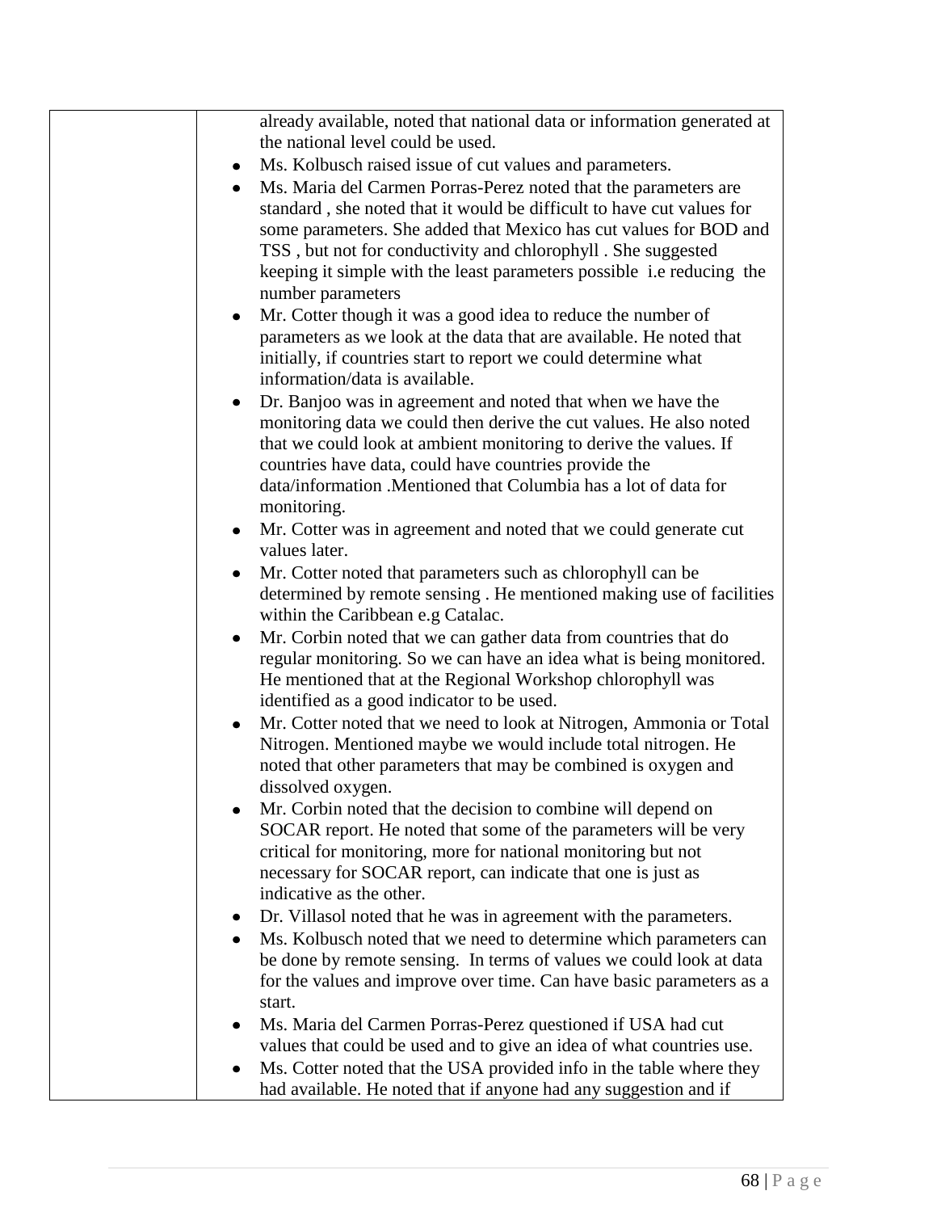|   |   |
|---|---|
|   | already available, noted that national data or information generated at the national level could be used.<br>• Ms. Kolbusch raised issue of cut values and parameters.<br>• Ms. Maria del Carmen Porras-Perez noted that the parameters are standard , she noted that it would be difficult to have cut values for some parameters. She added that Mexico has cut values for BOD and TSS , but not for conductivity and chlorophyll . She suggested keeping it simple with the least parameters possible i.e reducing the number parameters<br>• Mr. Cotter though it was a good idea to reduce the number of parameters as we look at the data that are available. He noted that initially, if countries start to report we could determine what information/data is available.<br>• Dr. Banjoo was in agreement and noted that when we have the monitoring data we could then derive the cut values. He also noted that we could look at ambient monitoring to derive the values. If countries have data, could have countries provide the data/information .Mentioned that Columbia has a lot of data for monitoring.<br>• Mr. Cotter was in agreement and noted that we could generate cut values later.<br>• Mr. Cotter noted that parameters such as chlorophyll can be determined by remote sensing . He mentioned making use of facilities within the Caribbean e.g Catalac.<br>• Mr. Corbin noted that we can gather data from countries that do regular monitoring. So we can have an idea what is being monitored. He mentioned that at the Regional Workshop chlorophyll was identified as a good indicator to be used.<br>• Mr. Cotter noted that we need to look at Nitrogen, Ammonia or Total Nitrogen. Mentioned maybe we would include total nitrogen. He noted that other parameters that may be combined is oxygen and dissolved oxygen.<br>• Mr. Corbin noted that the decision to combine will depend on SOCAR report. He noted that some of the parameters will be very critical for monitoring, more for national monitoring but not necessary for SOCAR report, can indicate that one is just as indicative as the other.<br>• Dr. Villasol noted that he was in agreement with the parameters.<br>• Ms. Kolbusch noted that we need to determine which parameters can be done by remote sensing. In terms of values we could look at data for the values and improve over time. Can have basic parameters as a start.<br>• Ms. Maria del Carmen Porras-Perez questioned if USA had cut values that could be used and to give an idea of what countries use.<br>• Ms. Cotter noted that the USA provided info in the table where they had available. He noted that if anyone had any suggestion and if |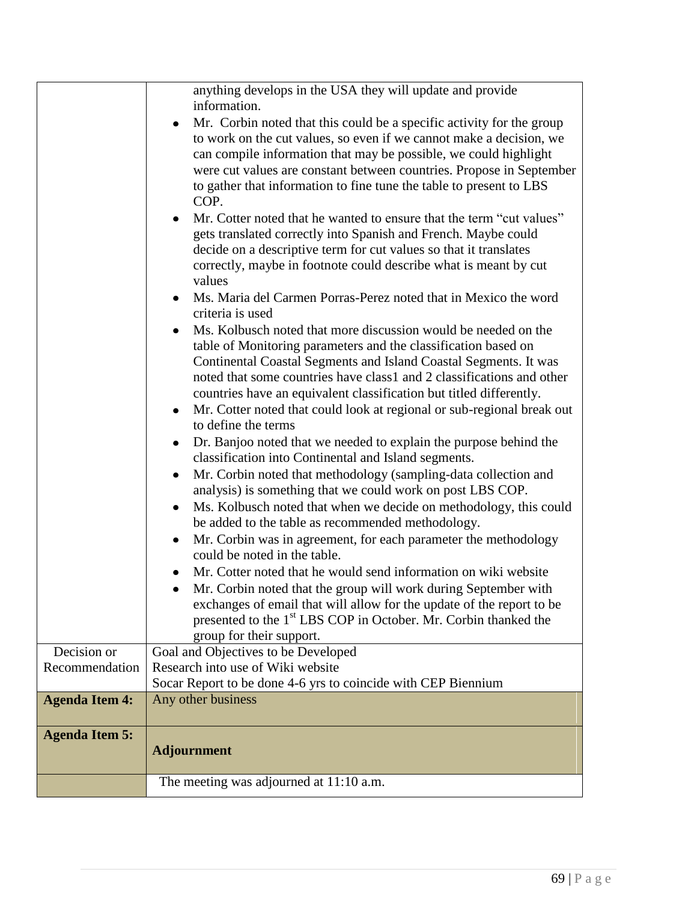| | |
|---|---|
| | anything develops in the USA they will update and provide information.<br>• Mr. Corbin noted that this could be a specific activity for the group to work on the cut values, so even if we cannot make a decision, we can compile information that may be possible, we could highlight were cut values are constant between countries. Propose in September to gather that information to fine tune the table to present to LBS COP.<br>• Mr. Cotter noted that he wanted to ensure that the term "cut values" gets translated correctly into Spanish and French. Maybe could decide on a descriptive term for cut values so that it translates correctly, maybe in footnote could describe what is meant by cut values<br>• Ms. Maria del Carmen Porras-Perez noted that in Mexico the word criteria is used<br>• Ms. Kolbusch noted that more discussion would be needed on the table of Monitoring parameters and the classification based on Continental Coastal Segments and Island Coastal Segments. It was noted that some countries have class1 and 2 classifications and other countries have an equivalent classification but titled differently.<br>• Mr. Cotter noted that could look at regional or sub-regional break out to define the terms<br>• Dr. Banjoo noted that we needed to explain the purpose behind the classification into Continental and Island segments.<br>• Mr. Corbin noted that methodology (sampling-data collection and analysis) is something that we could work on post LBS COP.<br>• Ms. Kolbusch noted that when we decide on methodology, this could be added to the table as recommended methodology.<br>• Mr. Corbin was in agreement, for each parameter the methodology could be noted in the table.<br>• Mr. Cotter noted that he would send information on wiki website<br>• Mr. Corbin noted that the group will work during September with exchanges of email that will allow for the update of the report to be presented to the 1st LBS COP in October. Mr. Corbin thanked the group for their support. |
| Decision or Recommendation | Goal and Objectives to be Developed<br>Research into use of Wiki website<br>Socar Report to be done 4-6 yrs to coincide with CEP Biennium |
| **Agenda Item 4:** | Any other business |
| **Agenda Item 5:** | **Adjournment** |
| | The meeting was adjourned at 11:10 a.m. |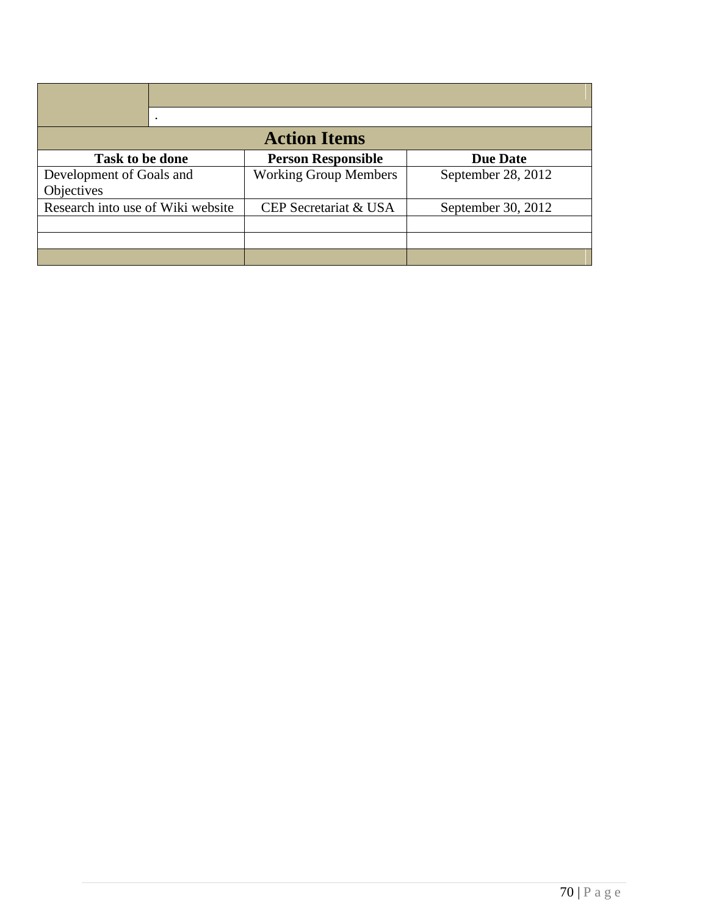| | |
|---|---|
| | |
| | . |

| Action Items | | |
|---|---|---|
| **Task to be done** | **Person Responsible** | **Due Date** |
| Development of Goals and Objectives | Working Group Members | September 28, 2012 |
| Research into use of Wiki website | CEP Secretariat & USA | September 30, 2012 |
| | | |
| | | |
| | | |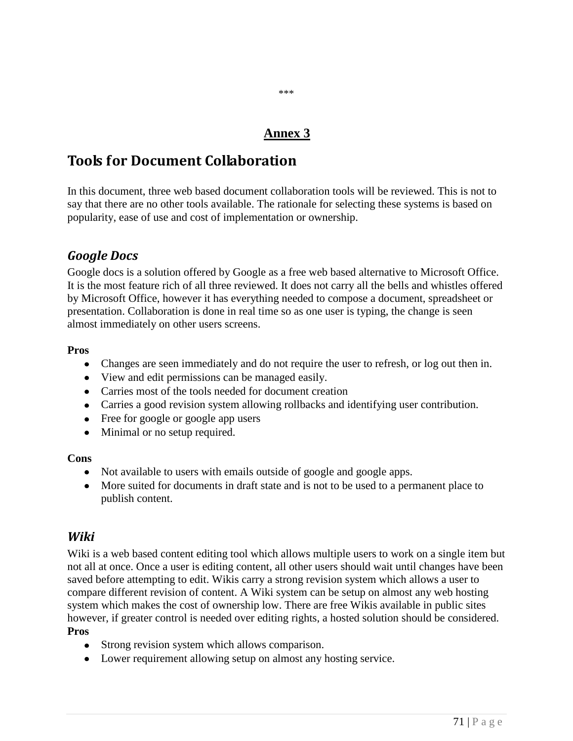***

**Annex 3**

# Tools for Document Collaboration

In this document, three web based document collaboration tools will be reviewed. This is not to say that there are no other tools available. The rationale for selecting these systems is based on popularity, ease of use and cost of implementation or ownership.

## *Google Docs*

Google docs is a solution offered by Google as a free web based alternative to Microsoft Office. It is the most feature rich of all three reviewed. It does not carry all the bells and whistles offered by Microsoft Office, however it has everything needed to compose a document, spreadsheet or presentation. Collaboration is done in real time so as one user is typing, the change is seen almost immediately on other users screens.

**Pros**

- Changes are seen immediately and do not require the user to refresh, or log out then in.
- View and edit permissions can be managed easily.
- Carries most of the tools needed for document creation
- Carries a good revision system allowing rollbacks and identifying user contribution.
- Free for google or google app users
- Minimal or no setup required.

**Cons**

- Not available to users with emails outside of google and google apps.
- More suited for documents in draft state and is not to be used to a permanent place to publish content.

## *Wiki*

Wiki is a web based content editing tool which allows multiple users to work on a single item but not all at once. Once a user is editing content, all other users should wait until changes have been saved before attempting to edit. Wikis carry a strong revision system which allows a user to compare different revision of content. A Wiki system can be setup on almost any web hosting system which makes the cost of ownership low. There are free Wikis available in public sites however, if greater control is needed over editing rights, a hosted solution should be considered.

**Pros**

- Strong revision system which allows comparison.
- Lower requirement allowing setup on almost any hosting service.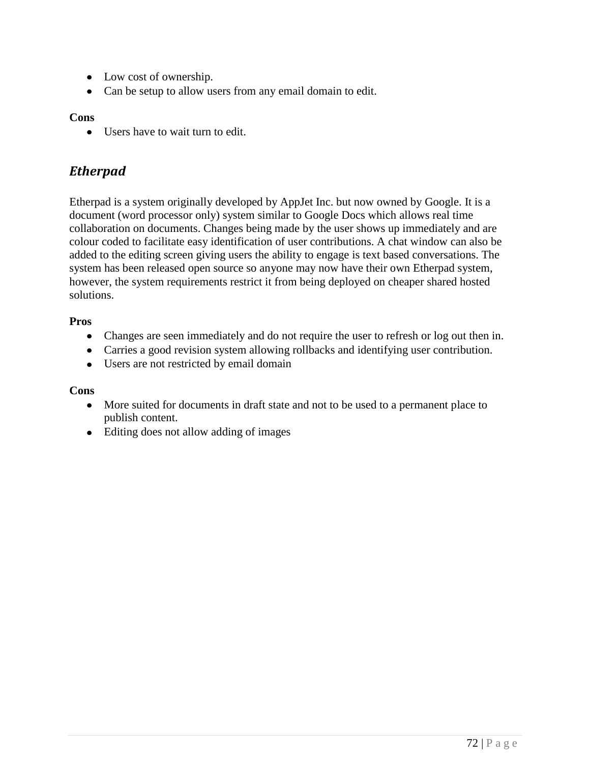- Low cost of ownership.
- Can be setup to allow users from any email domain to edit.

**Cons**

- Users have to wait turn to edit.

## *Etherpad*

Etherpad is a system originally developed by AppJet Inc. but now owned by Google. It is a document (word processor only) system similar to Google Docs which allows real time collaboration on documents. Changes being made by the user shows up immediately and are colour coded to facilitate easy identification of user contributions. A chat window can also be added to the editing screen giving users the ability to engage is text based conversations. The system has been released open source so anyone may now have their own Etherpad system, however, the system requirements restrict it from being deployed on cheaper shared hosted solutions.

**Pros**

- Changes are seen immediately and do not require the user to refresh or log out then in.
- Carries a good revision system allowing rollbacks and identifying user contribution.
- Users are not restricted by email domain

**Cons**

- More suited for documents in draft state and not to be used to a permanent place to publish content.
- Editing does not allow adding of images